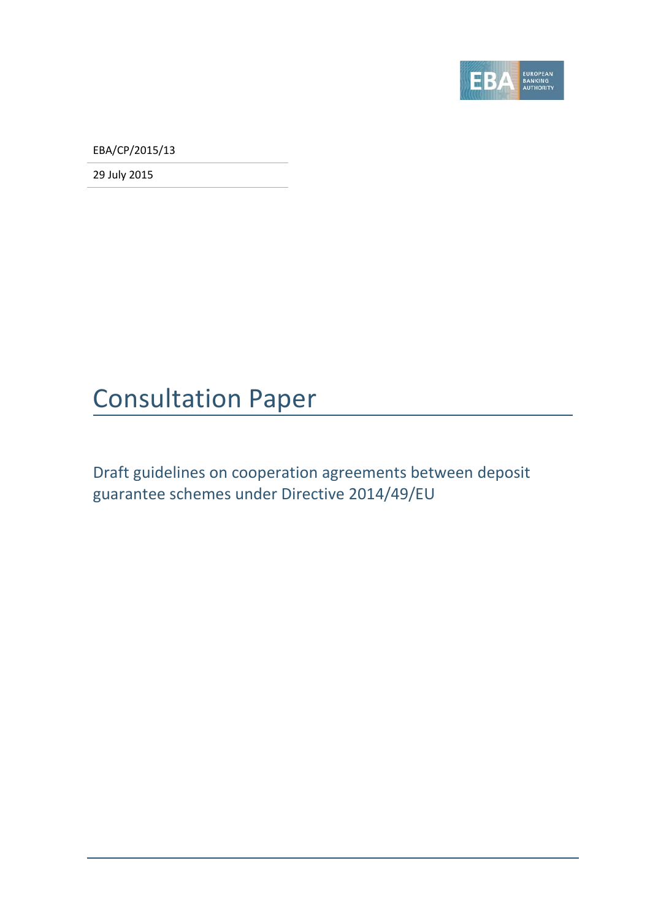EBA/CP/2015/13

29 July 2015

# Consultation Paper

## Draft guidelines on cooperation agreements between deposit guarantee schemes under Directive 2014/49/EU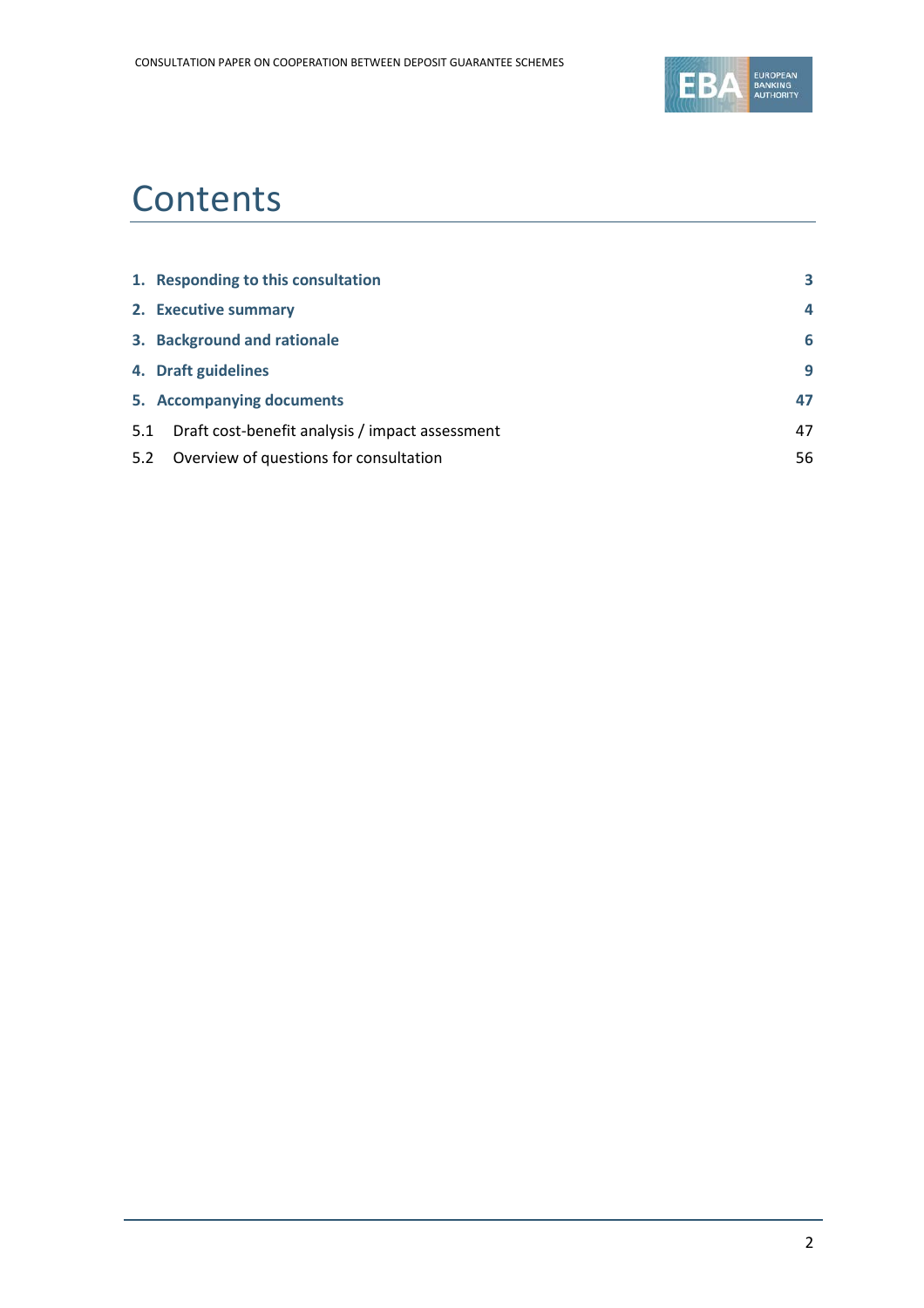# Contents

| | |
|---|---|
| **1. Responding to this consultation** | **3** |
| **2. Executive summary** | **4** |
| **3. Background and rationale** | **6** |
| **4. Draft guidelines** | **9** |
| **5. Accompanying documents** | **47** |
| 5.1 Draft cost-benefit analysis / impact assessment | 47 |
| 5.2 Overview of questions for consultation | 56 |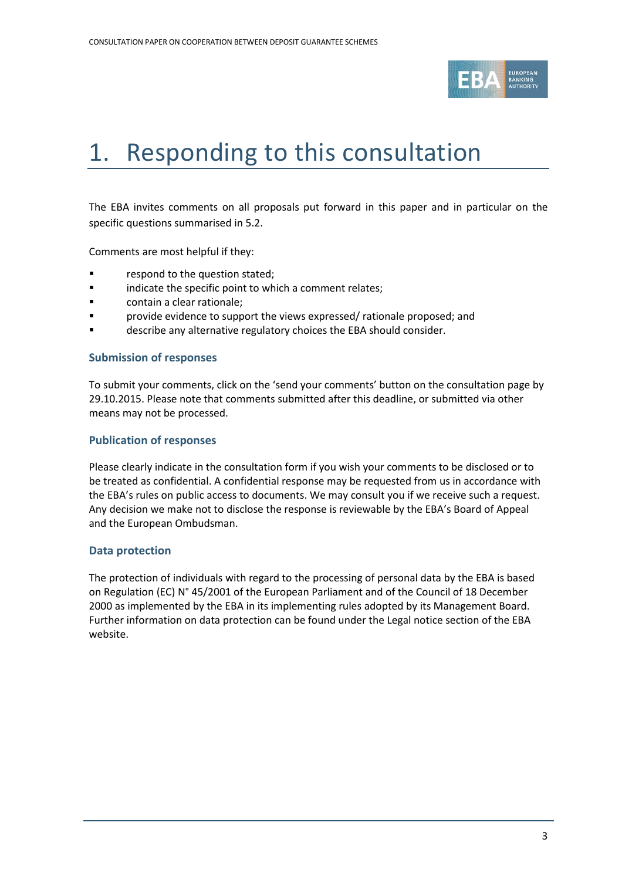# 1. Responding to this consultation

The EBA invites comments on all proposals put forward in this paper and in particular on the specific questions summarised in 5.2.

Comments are most helpful if they:

- respond to the question stated;
- indicate the specific point to which a comment relates;
- contain a clear rationale;
- provide evidence to support the views expressed/ rationale proposed; and
- describe any alternative regulatory choices the EBA should consider.

### Submission of responses

To submit your comments, click on the 'send your comments' button on the consultation page by 29.10.2015. Please note that comments submitted after this deadline, or submitted via other means may not be processed.

### Publication of responses

Please clearly indicate in the consultation form if you wish your comments to be disclosed or to be treated as confidential. A confidential response may be requested from us in accordance with the EBA's rules on public access to documents. We may consult you if we receive such a request. Any decision we make not to disclose the response is reviewable by the EBA's Board of Appeal and the European Ombudsman.

### Data protection

The protection of individuals with regard to the processing of personal data by the EBA is based on Regulation (EC) N° 45/2001 of the European Parliament and of the Council of 18 December 2000 as implemented by the EBA in its implementing rules adopted by its Management Board. Further information on data protection can be found under the Legal notice section of the EBA website.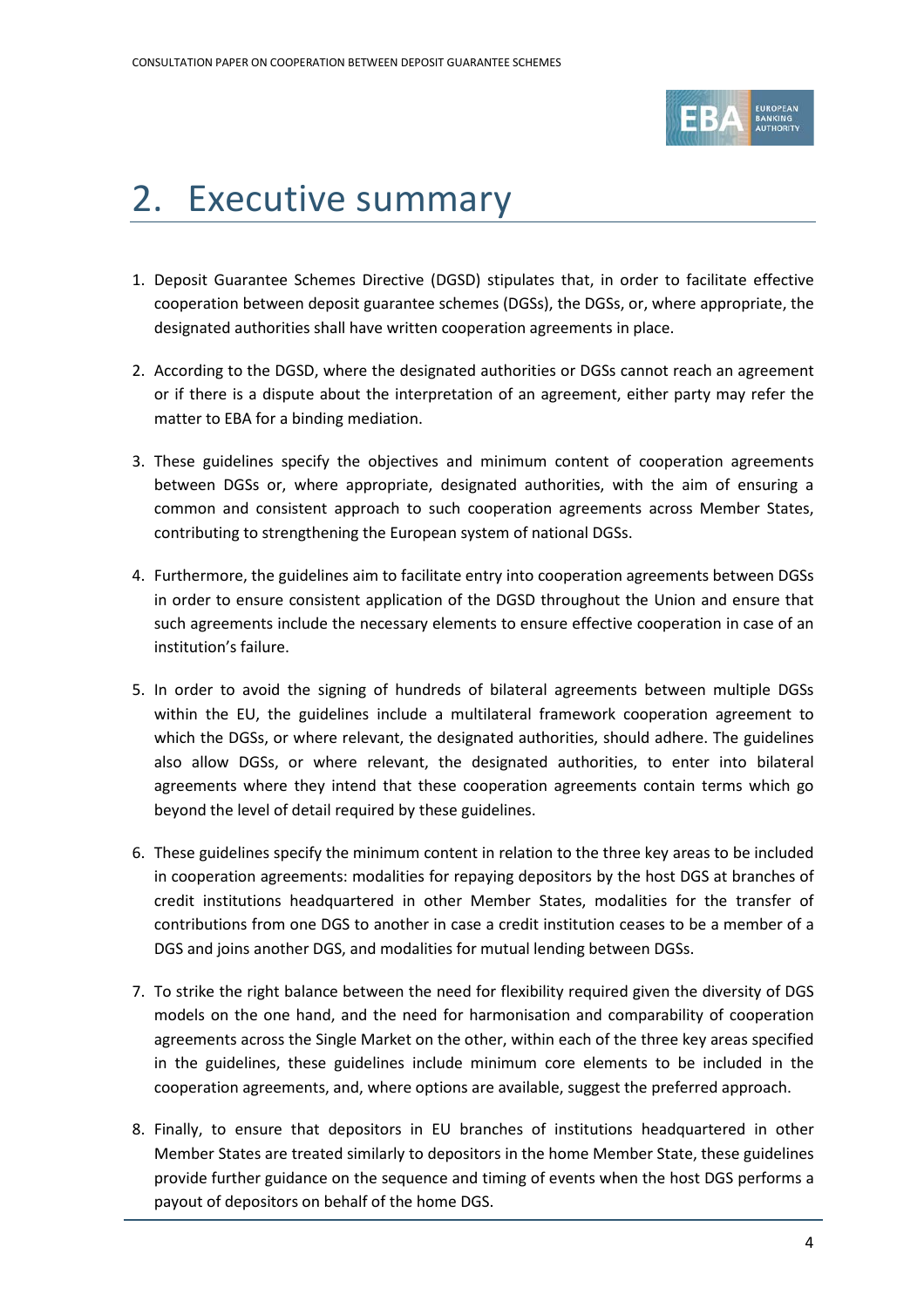# 2. Executive summary

1. Deposit Guarantee Schemes Directive (DGSD) stipulates that, in order to facilitate effective cooperation between deposit guarantee schemes (DGSs), the DGSs, or, where appropriate, the designated authorities shall have written cooperation agreements in place.

2. According to the DGSD, where the designated authorities or DGSs cannot reach an agreement or if there is a dispute about the interpretation of an agreement, either party may refer the matter to EBA for a binding mediation.

3. These guidelines specify the objectives and minimum content of cooperation agreements between DGSs or, where appropriate, designated authorities, with the aim of ensuring a common and consistent approach to such cooperation agreements across Member States, contributing to strengthening the European system of national DGSs.

4. Furthermore, the guidelines aim to facilitate entry into cooperation agreements between DGSs in order to ensure consistent application of the DGSD throughout the Union and ensure that such agreements include the necessary elements to ensure effective cooperation in case of an institution's failure.

5. In order to avoid the signing of hundreds of bilateral agreements between multiple DGSs within the EU, the guidelines include a multilateral framework cooperation agreement to which the DGSs, or where relevant, the designated authorities, should adhere. The guidelines also allow DGSs, or where relevant, the designated authorities, to enter into bilateral agreements where they intend that these cooperation agreements contain terms which go beyond the level of detail required by these guidelines.

6. These guidelines specify the minimum content in relation to the three key areas to be included in cooperation agreements: modalities for repaying depositors by the host DGS at branches of credit institutions headquartered in other Member States, modalities for the transfer of contributions from one DGS to another in case a credit institution ceases to be a member of a DGS and joins another DGS, and modalities for mutual lending between DGSs.

7. To strike the right balance between the need for flexibility required given the diversity of DGS models on the one hand, and the need for harmonisation and comparability of cooperation agreements across the Single Market on the other, within each of the three key areas specified in the guidelines, these guidelines include minimum core elements to be included in the cooperation agreements, and, where options are available, suggest the preferred approach.

8. Finally, to ensure that depositors in EU branches of institutions headquartered in other Member States are treated similarly to depositors in the home Member State, these guidelines provide further guidance on the sequence and timing of events when the host DGS performs a payout of depositors on behalf of the home DGS.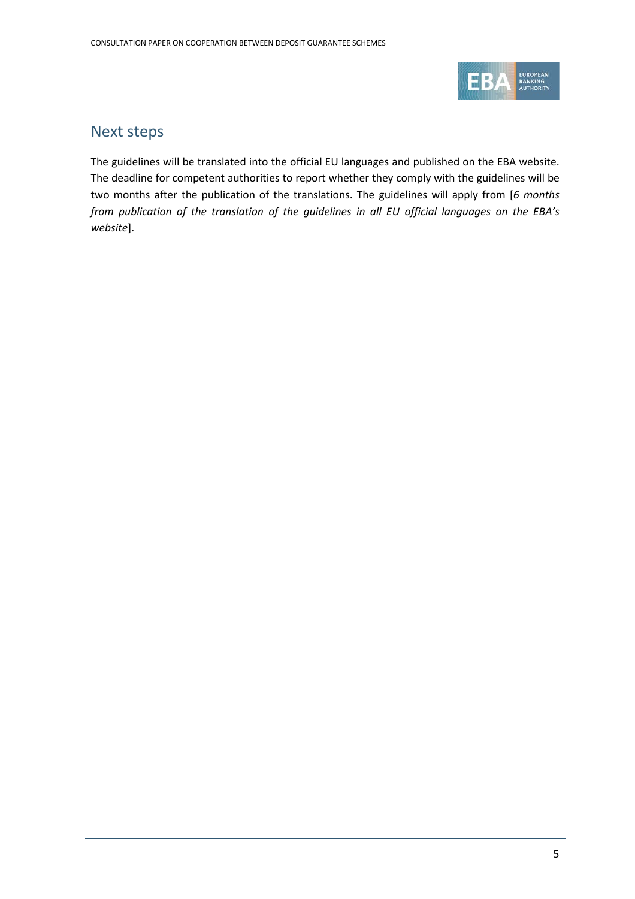## Next steps

The guidelines will be translated into the official EU languages and published on the EBA website. The deadline for competent authorities to report whether they comply with the guidelines will be two months after the publication of the translations. The guidelines will apply from [*6 months from publication of the translation of the guidelines in all EU official languages on the EBA's website*].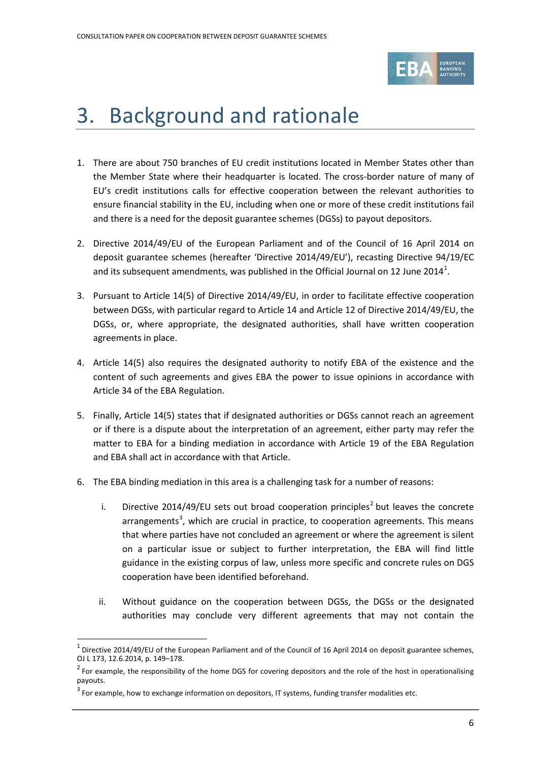# 3. Background and rationale

1. There are about 750 branches of EU credit institutions located in Member States other than the Member State where their headquarter is located. The cross-border nature of many of EU's credit institutions calls for effective cooperation between the relevant authorities to ensure financial stability in the EU, including when one or more of these credit institutions fail and there is a need for the deposit guarantee schemes (DGSs) to payout depositors.

2. Directive 2014/49/EU of the European Parliament and of the Council of 16 April 2014 on deposit guarantee schemes (hereafter 'Directive 2014/49/EU'), recasting Directive 94/19/EC and its subsequent amendments, was published in the Official Journal on 12 June 2014[1].

3. Pursuant to Article 14(5) of Directive 2014/49/EU, in order to facilitate effective cooperation between DGSs, with particular regard to Article 14 and Article 12 of Directive 2014/49/EU, the DGSs, or, where appropriate, the designated authorities, shall have written cooperation agreements in place.

4. Article 14(5) also requires the designated authority to notify EBA of the existence and the content of such agreements and gives EBA the power to issue opinions in accordance with Article 34 of the EBA Regulation.

5. Finally, Article 14(5) states that if designated authorities or DGSs cannot reach an agreement or if there is a dispute about the interpretation of an agreement, either party may refer the matter to EBA for a binding mediation in accordance with Article 19 of the EBA Regulation and EBA shall act in accordance with that Article.

6. The EBA binding mediation in this area is a challenging task for a number of reasons:

   i. Directive 2014/49/EU sets out broad cooperation principles[2] but leaves the concrete arrangements[3], which are crucial in practice, to cooperation agreements. This means that where parties have not concluded an agreement or where the agreement is silent on a particular issue or subject to further interpretation, the EBA will find little guidance in the existing corpus of law, unless more specific and concrete rules on DGS cooperation have been identified beforehand.

   ii. Without guidance on the cooperation between DGSs, the DGSs or the designated authorities may conclude very different agreements that may not contain the

---

[1] Directive 2014/49/EU of the European Parliament and of the Council of 16 April 2014 on deposit guarantee schemes, OJ L 173, 12.6.2014, p. 149–178.

[2] For example, the responsibility of the home DGS for covering depositors and the role of the host in operationalising payouts.

[3] For example, how to exchange information on depositors, IT systems, funding transfer modalities etc.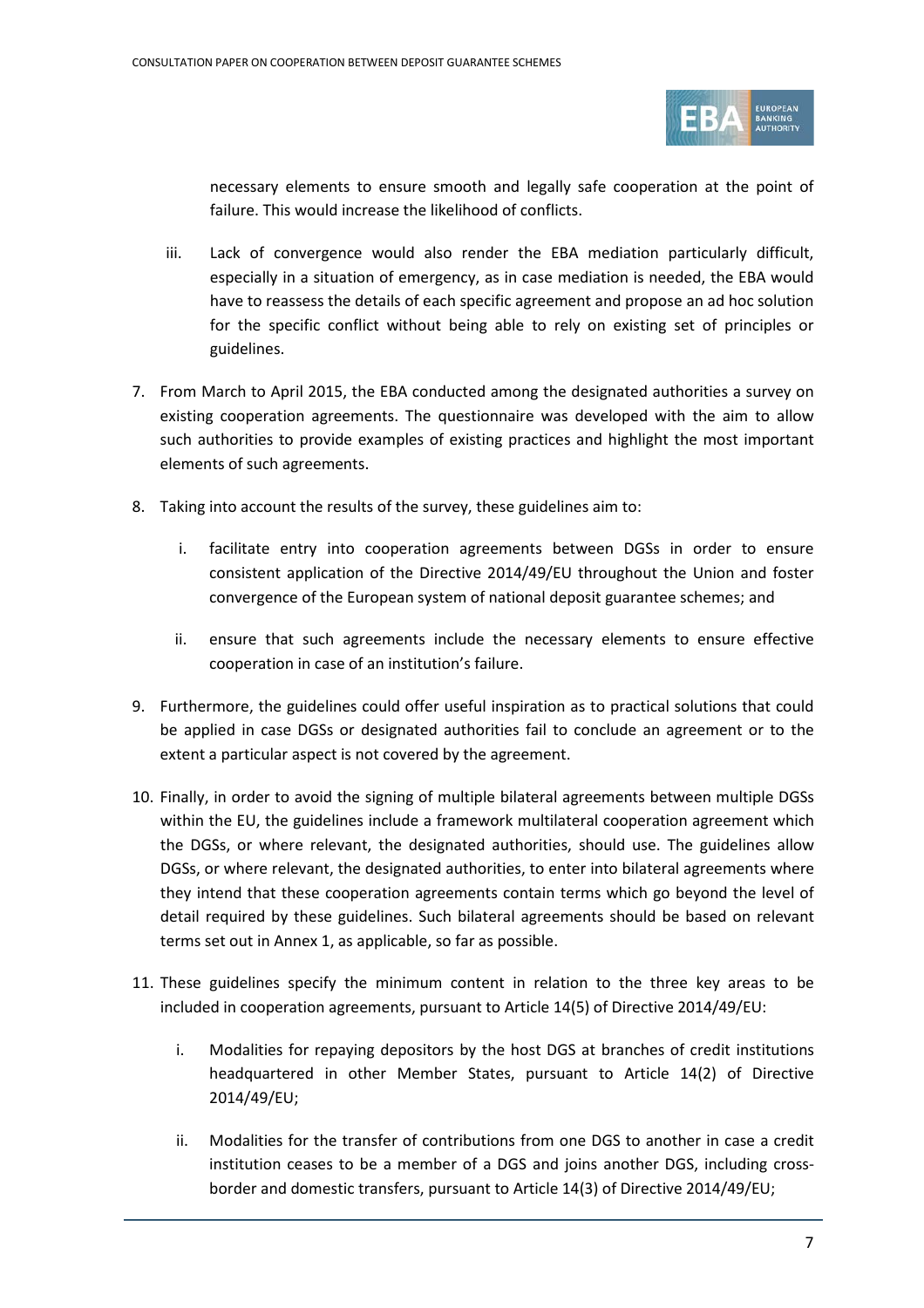necessary elements to ensure smooth and legally safe cooperation at the point of failure. This would increase the likelihood of conflicts.

iii. Lack of convergence would also render the EBA mediation particularly difficult, especially in a situation of emergency, as in case mediation is needed, the EBA would have to reassess the details of each specific agreement and propose an ad hoc solution for the specific conflict without being able to rely on existing set of principles or guidelines.

7. From March to April 2015, the EBA conducted among the designated authorities a survey on existing cooperation agreements. The questionnaire was developed with the aim to allow such authorities to provide examples of existing practices and highlight the most important elements of such agreements.

8. Taking into account the results of the survey, these guidelines aim to:

   i. facilitate entry into cooperation agreements between DGSs in order to ensure consistent application of the Directive 2014/49/EU throughout the Union and foster convergence of the European system of national deposit guarantee schemes; and

   ii. ensure that such agreements include the necessary elements to ensure effective cooperation in case of an institution's failure.

9. Furthermore, the guidelines could offer useful inspiration as to practical solutions that could be applied in case DGSs or designated authorities fail to conclude an agreement or to the extent a particular aspect is not covered by the agreement.

10. Finally, in order to avoid the signing of multiple bilateral agreements between multiple DGSs within the EU, the guidelines include a framework multilateral cooperation agreement which the DGSs, or where relevant, the designated authorities, should use. The guidelines allow DGSs, or where relevant, the designated authorities, to enter into bilateral agreements where they intend that these cooperation agreements contain terms which go beyond the level of detail required by these guidelines. Such bilateral agreements should be based on relevant terms set out in Annex 1, as applicable, so far as possible.

11. These guidelines specify the minimum content in relation to the three key areas to be included in cooperation agreements, pursuant to Article 14(5) of Directive 2014/49/EU:

   i. Modalities for repaying depositors by the host DGS at branches of credit institutions headquartered in other Member States, pursuant to Article 14(2) of Directive 2014/49/EU;

   ii. Modalities for the transfer of contributions from one DGS to another in case a credit institution ceases to be a member of a DGS and joins another DGS, including cross-border and domestic transfers, pursuant to Article 14(3) of Directive 2014/49/EU;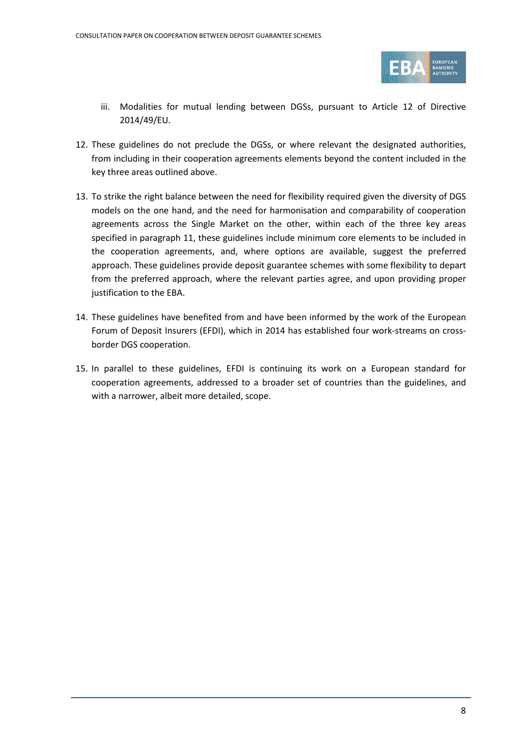iii. Modalities for mutual lending between DGSs, pursuant to Article 12 of Directive 2014/49/EU.

12. These guidelines do not preclude the DGSs, or where relevant the designated authorities, from including in their cooperation agreements elements beyond the content included in the key three areas outlined above.

13. To strike the right balance between the need for flexibility required given the diversity of DGS models on the one hand, and the need for harmonisation and comparability of cooperation agreements across the Single Market on the other, within each of the three key areas specified in paragraph 11, these guidelines include minimum core elements to be included in the cooperation agreements, and, where options are available, suggest the preferred approach. These guidelines provide deposit guarantee schemes with some flexibility to depart from the preferred approach, where the relevant parties agree, and upon providing proper justification to the EBA.

14. These guidelines have benefited from and have been informed by the work of the European Forum of Deposit Insurers (EFDI), which in 2014 has established four work-streams on cross-border DGS cooperation.

15. In parallel to these guidelines, EFDI is continuing its work on a European standard for cooperation agreements, addressed to a broader set of countries than the guidelines, and with a narrower, albeit more detailed, scope.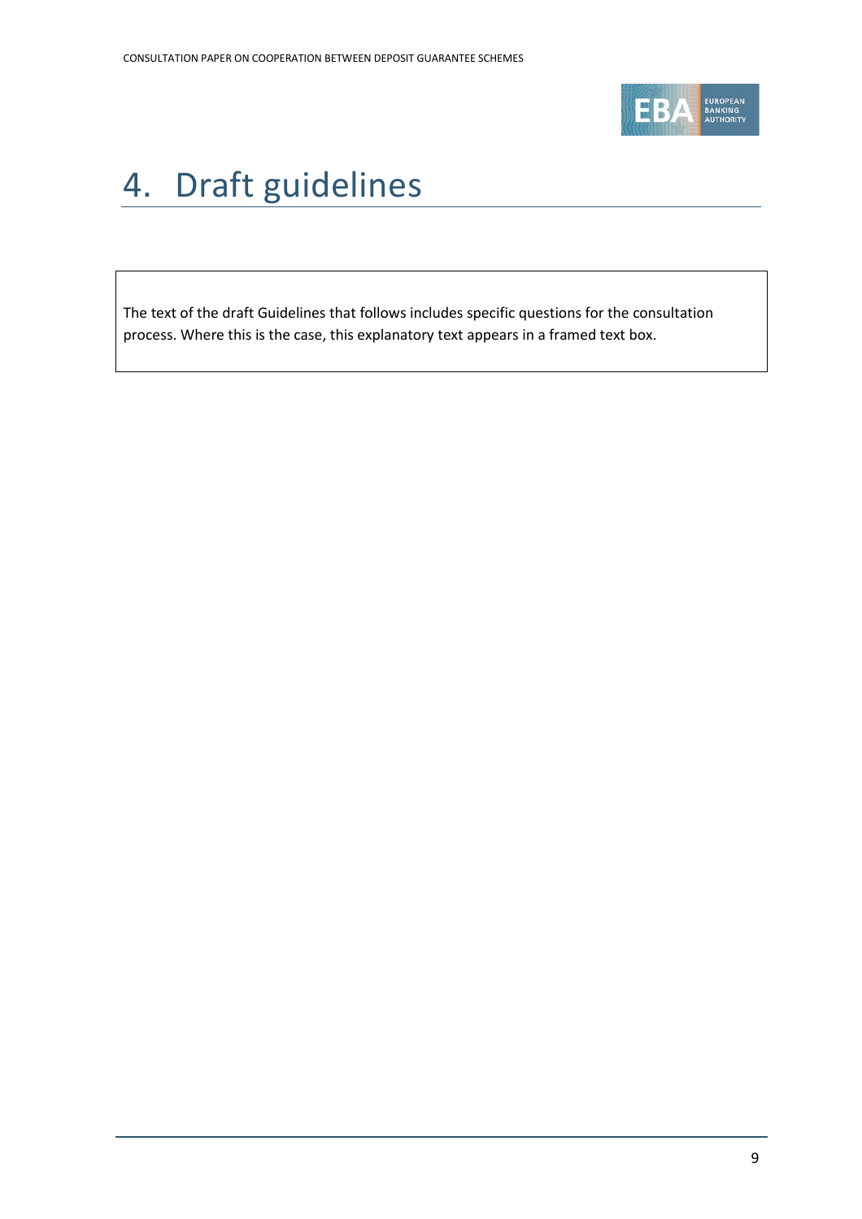# 4. Draft guidelines

The text of the draft Guidelines that follows includes specific questions for the consultation process. Where this is the case, this explanatory text appears in a framed text box.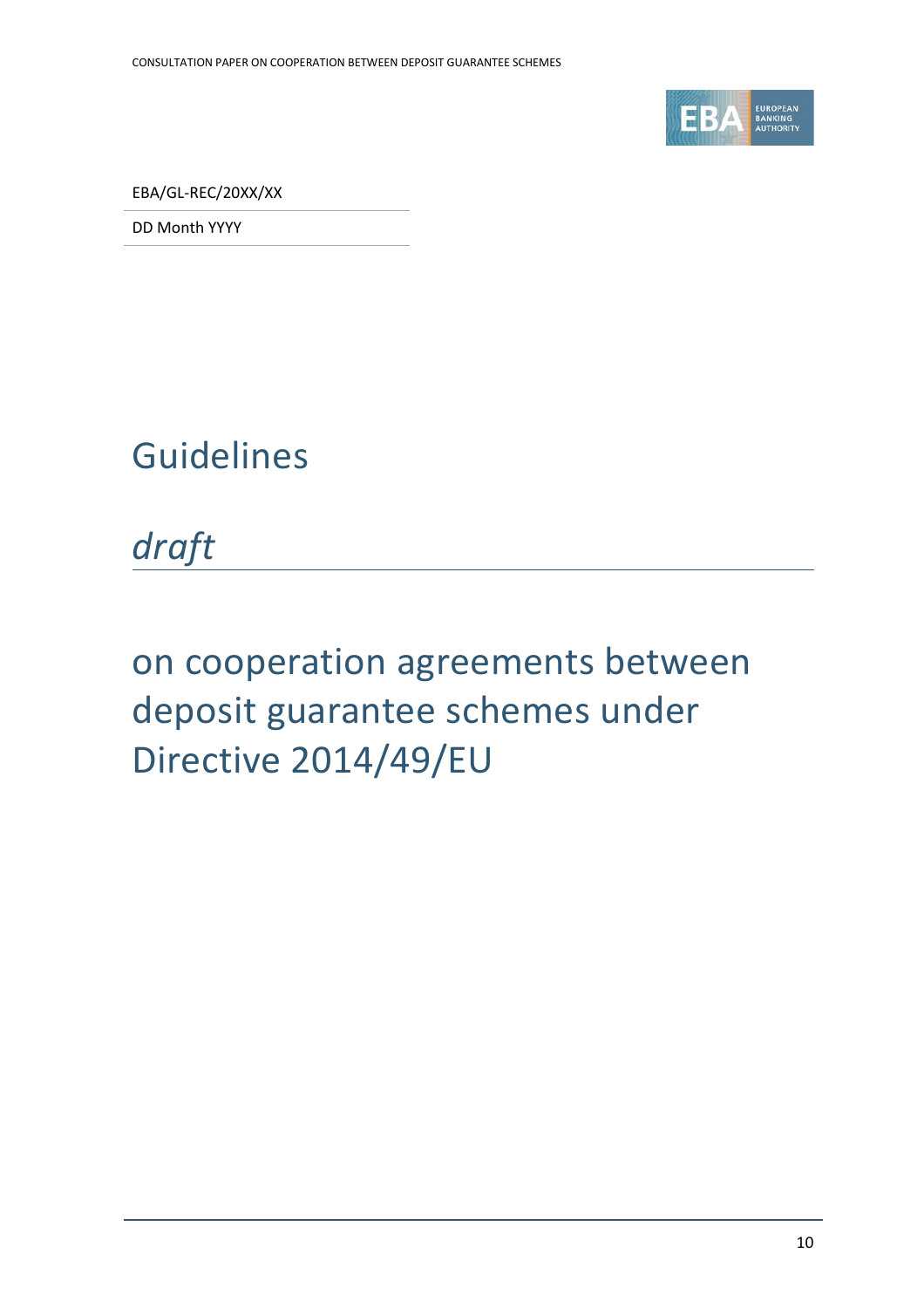EBA/GL-REC/20XX/XX

DD Month YYYY

# Guidelines

*draft*

# on cooperation agreements between deposit guarantee schemes under Directive 2014/49/EU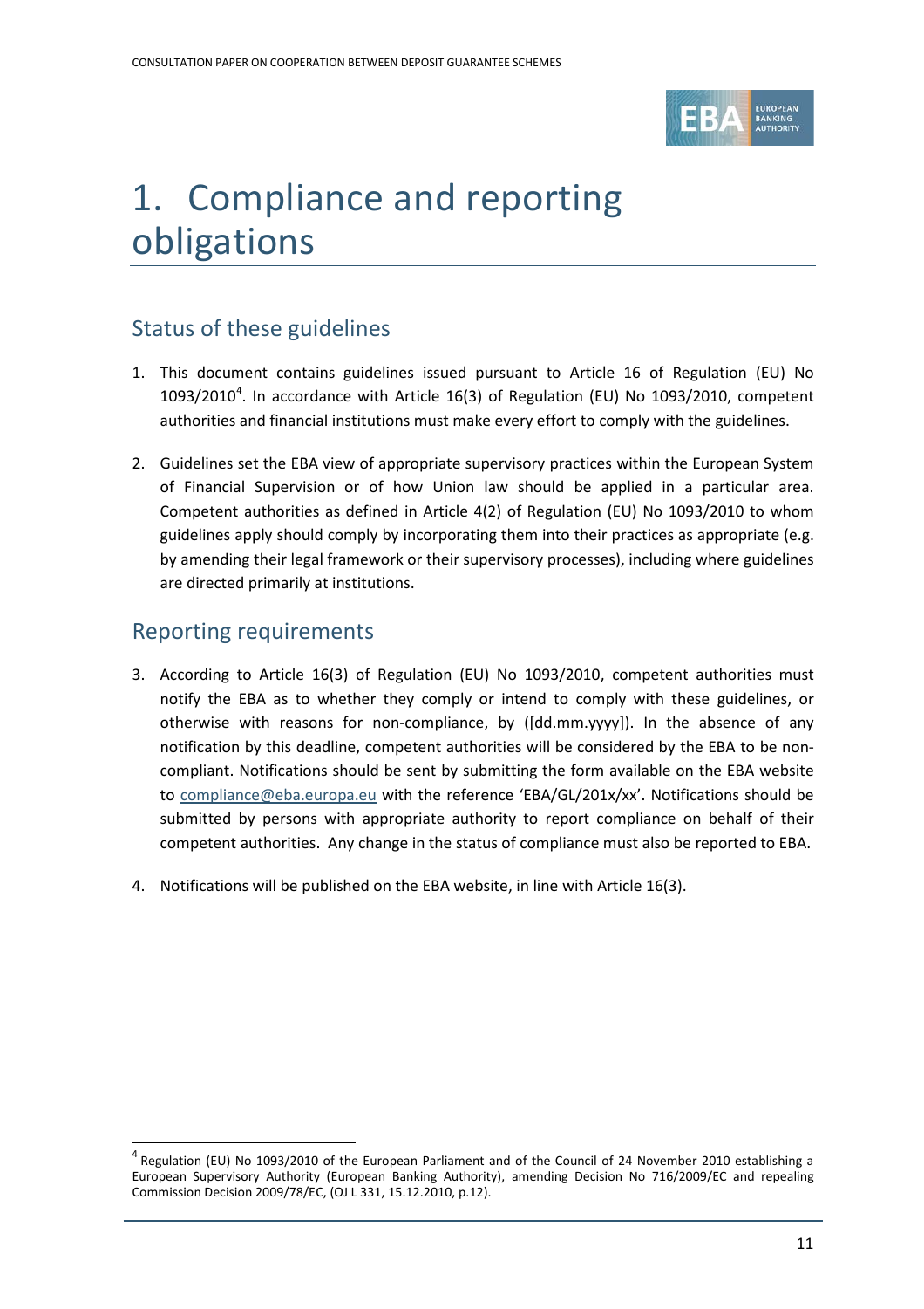# 1. Compliance and reporting obligations

## Status of these guidelines

1. This document contains guidelines issued pursuant to Article 16 of Regulation (EU) No 1093/2010[4]. In accordance with Article 16(3) of Regulation (EU) No 1093/2010, competent authorities and financial institutions must make every effort to comply with the guidelines.

2. Guidelines set the EBA view of appropriate supervisory practices within the European System of Financial Supervision or of how Union law should be applied in a particular area. Competent authorities as defined in Article 4(2) of Regulation (EU) No 1093/2010 to whom guidelines apply should comply by incorporating them into their practices as appropriate (e.g. by amending their legal framework or their supervisory processes), including where guidelines are directed primarily at institutions.

## Reporting requirements

3. According to Article 16(3) of Regulation (EU) No 1093/2010, competent authorities must notify the EBA as to whether they comply or intend to comply with these guidelines, or otherwise with reasons for non-compliance, by ([dd.mm.yyyy]). In the absence of any notification by this deadline, competent authorities will be considered by the EBA to be non-compliant. Notifications should be sent by submitting the form available on the EBA website to compliance@eba.europa.eu with the reference 'EBA/GL/201x/xx'. Notifications should be submitted by persons with appropriate authority to report compliance on behalf of their competent authorities. Any change in the status of compliance must also be reported to EBA.

4. Notifications will be published on the EBA website, in line with Article 16(3).

[4] Regulation (EU) No 1093/2010 of the European Parliament and of the Council of 24 November 2010 establishing a European Supervisory Authority (European Banking Authority), amending Decision No 716/2009/EC and repealing Commission Decision 2009/78/EC, (OJ L 331, 15.12.2010, p.12).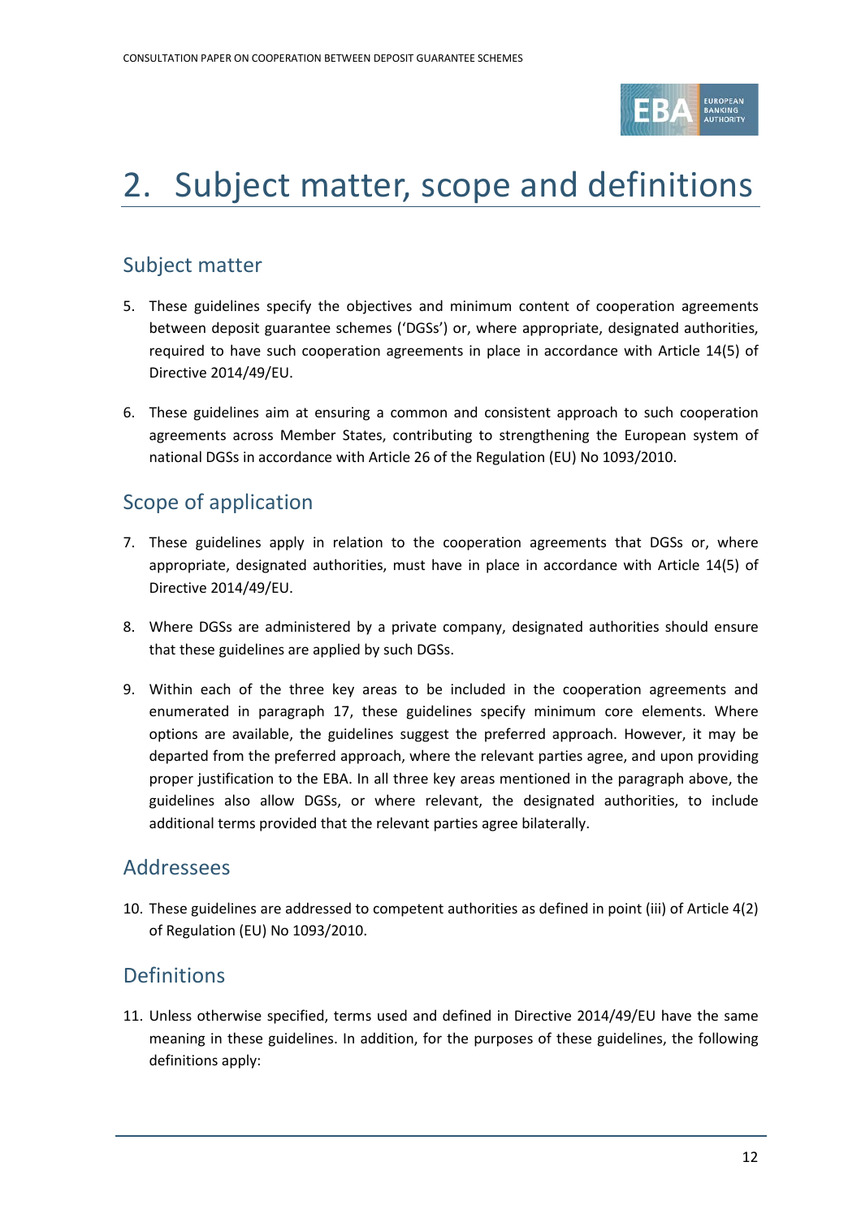# 2. Subject matter, scope and definitions

## Subject matter

5. These guidelines specify the objectives and minimum content of cooperation agreements between deposit guarantee schemes ('DGSs') or, where appropriate, designated authorities, required to have such cooperation agreements in place in accordance with Article 14(5) of Directive 2014/49/EU.

6. These guidelines aim at ensuring a common and consistent approach to such cooperation agreements across Member States, contributing to strengthening the European system of national DGSs in accordance with Article 26 of the Regulation (EU) No 1093/2010.

## Scope of application

7. These guidelines apply in relation to the cooperation agreements that DGSs or, where appropriate, designated authorities, must have in place in accordance with Article 14(5) of Directive 2014/49/EU.

8. Where DGSs are administered by a private company, designated authorities should ensure that these guidelines are applied by such DGSs.

9. Within each of the three key areas to be included in the cooperation agreements and enumerated in paragraph 17, these guidelines specify minimum core elements. Where options are available, the guidelines suggest the preferred approach. However, it may be departed from the preferred approach, where the relevant parties agree, and upon providing proper justification to the EBA. In all three key areas mentioned in the paragraph above, the guidelines also allow DGSs, or where relevant, the designated authorities, to include additional terms provided that the relevant parties agree bilaterally.

## Addressees

10. These guidelines are addressed to competent authorities as defined in point (iii) of Article 4(2) of Regulation (EU) No 1093/2010.

## Definitions

11. Unless otherwise specified, terms used and defined in Directive 2014/49/EU have the same meaning in these guidelines. In addition, for the purposes of these guidelines, the following definitions apply: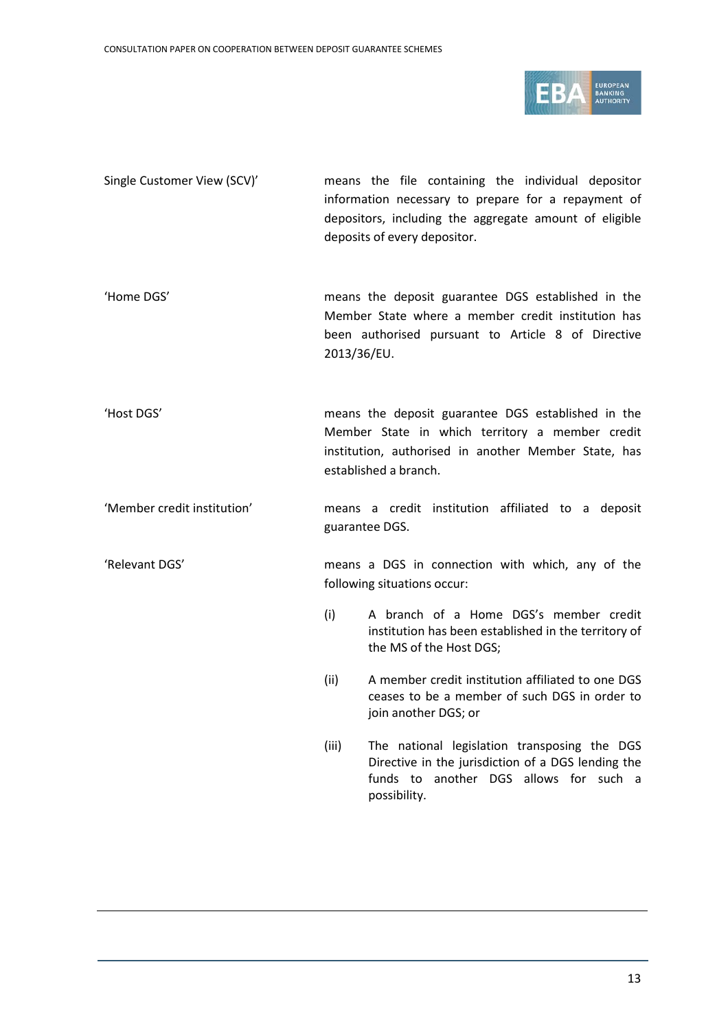| | |
|---|---|
| Single Customer View (SCV)' | means the file containing the individual depositor information necessary to prepare for a repayment of depositors, including the aggregate amount of eligible deposits of every depositor. |
| 'Home DGS' | means the deposit guarantee DGS established in the Member State where a member credit institution has been authorised pursuant to Article 8 of Directive 2013/36/EU. |
| 'Host DGS' | means the deposit guarantee DGS established in the Member State in which territory a member credit institution, authorised in another Member State, has established a branch. |
| 'Member credit institution' | means a credit institution affiliated to a deposit guarantee DGS. |
| 'Relevant DGS' | means a DGS in connection with which, any of the following situations occur:<br><br>(i) A branch of a Home DGS's member credit institution has been established in the territory of the MS of the Host DGS;<br><br>(ii) A member credit institution affiliated to one DGS ceases to be a member of such DGS in order to join another DGS; or<br><br>(iii) The national legislation transposing the DGS Directive in the jurisdiction of a DGS lending the funds to another DGS allows for such a possibility. |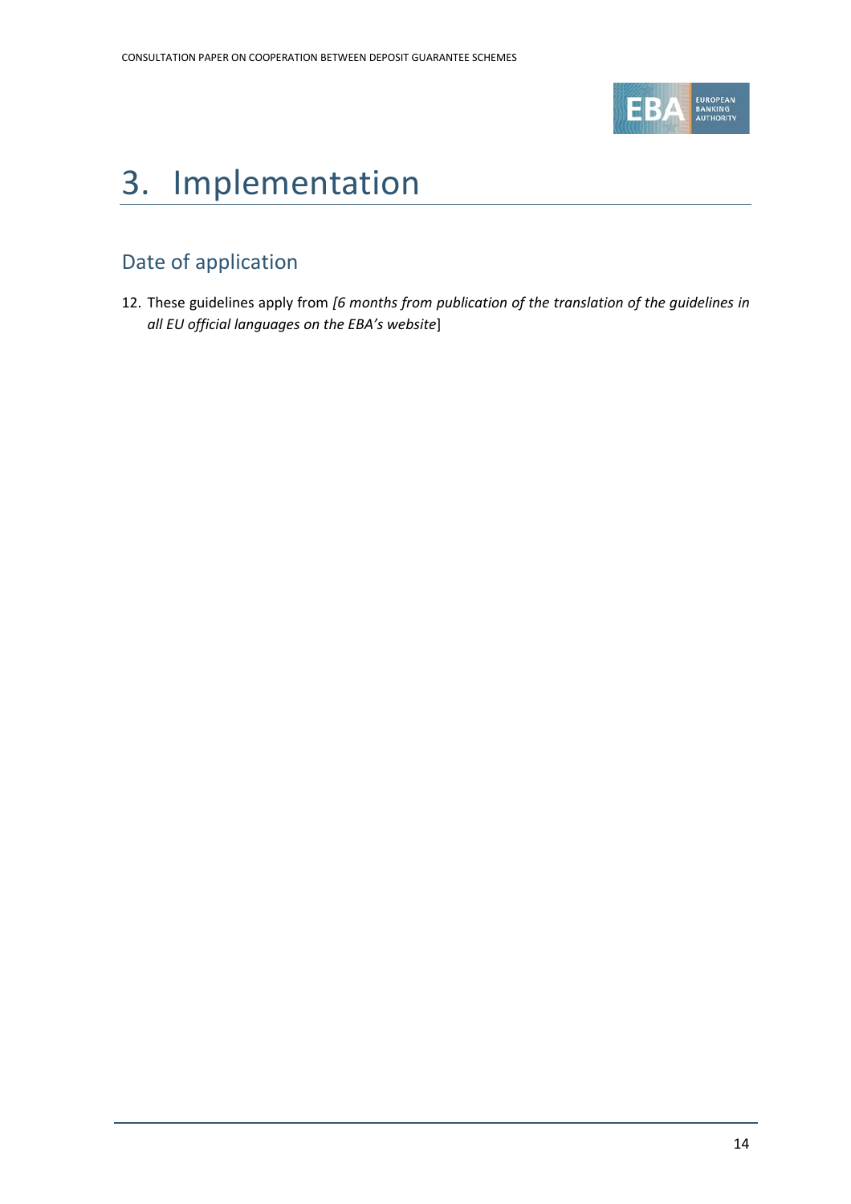# 3. Implementation

## Date of application

12. These guidelines apply from *[6 months from publication of the translation of the guidelines in all EU official languages on the EBA's website*]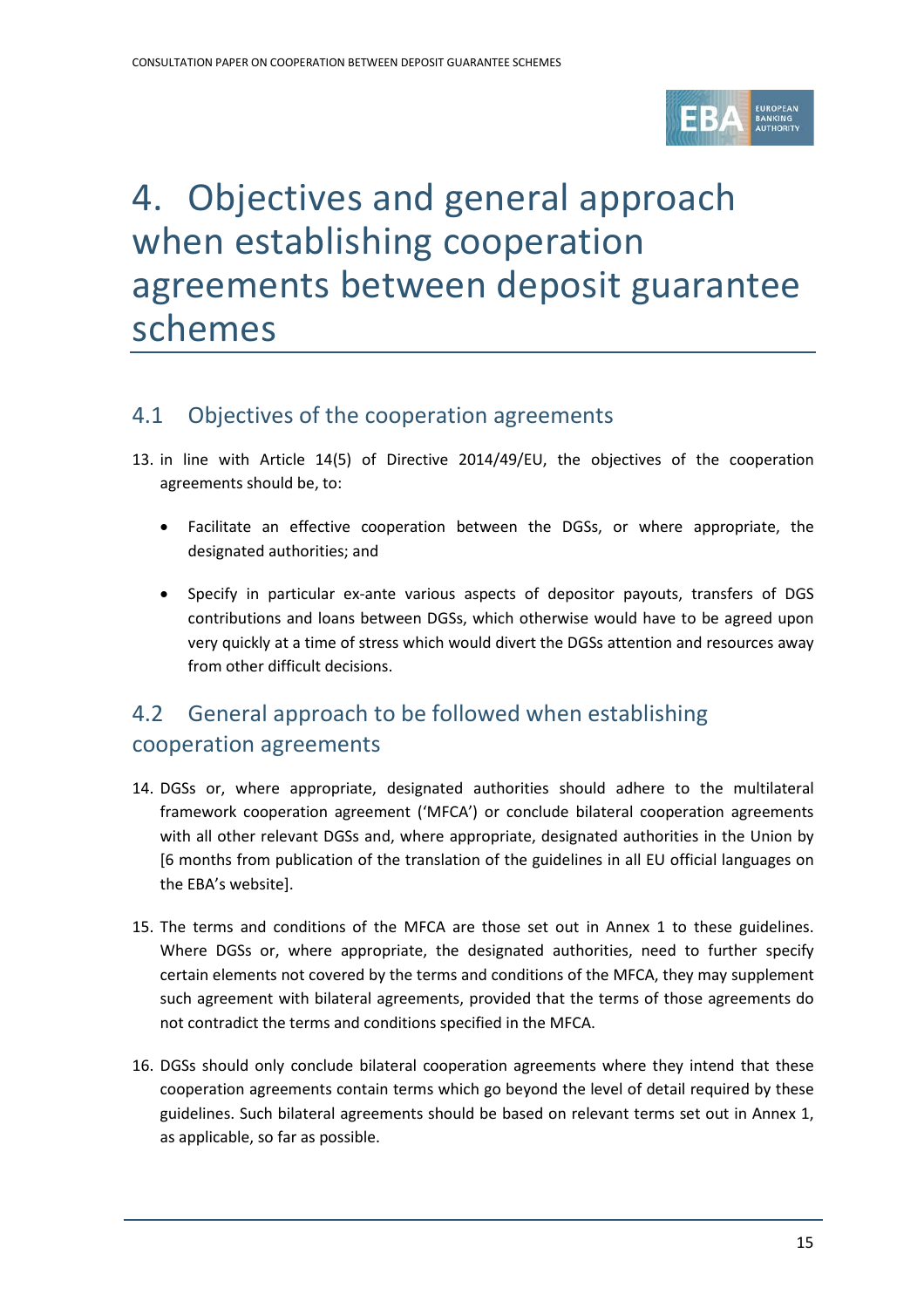# 4. Objectives and general approach when establishing cooperation agreements between deposit guarantee schemes

## 4.1 Objectives of the cooperation agreements

13. in line with Article 14(5) of Directive 2014/49/EU, the objectives of the cooperation agreements should be, to:

    - Facilitate an effective cooperation between the DGSs, or where appropriate, the designated authorities; and
    - Specify in particular ex-ante various aspects of depositor payouts, transfers of DGS contributions and loans between DGSs, which otherwise would have to be agreed upon very quickly at a time of stress which would divert the DGSs attention and resources away from other difficult decisions.

## 4.2 General approach to be followed when establishing cooperation agreements

14. DGSs or, where appropriate, designated authorities should adhere to the multilateral framework cooperation agreement ('MFCA') or conclude bilateral cooperation agreements with all other relevant DGSs and, where appropriate, designated authorities in the Union by [6 months from publication of the translation of the guidelines in all EU official languages on the EBA's website].

15. The terms and conditions of the MFCA are those set out in Annex 1 to these guidelines. Where DGSs or, where appropriate, the designated authorities, need to further specify certain elements not covered by the terms and conditions of the MFCA, they may supplement such agreement with bilateral agreements, provided that the terms of those agreements do not contradict the terms and conditions specified in the MFCA.

16. DGSs should only conclude bilateral cooperation agreements where they intend that these cooperation agreements contain terms which go beyond the level of detail required by these guidelines. Such bilateral agreements should be based on relevant terms set out in Annex 1, as applicable, so far as possible.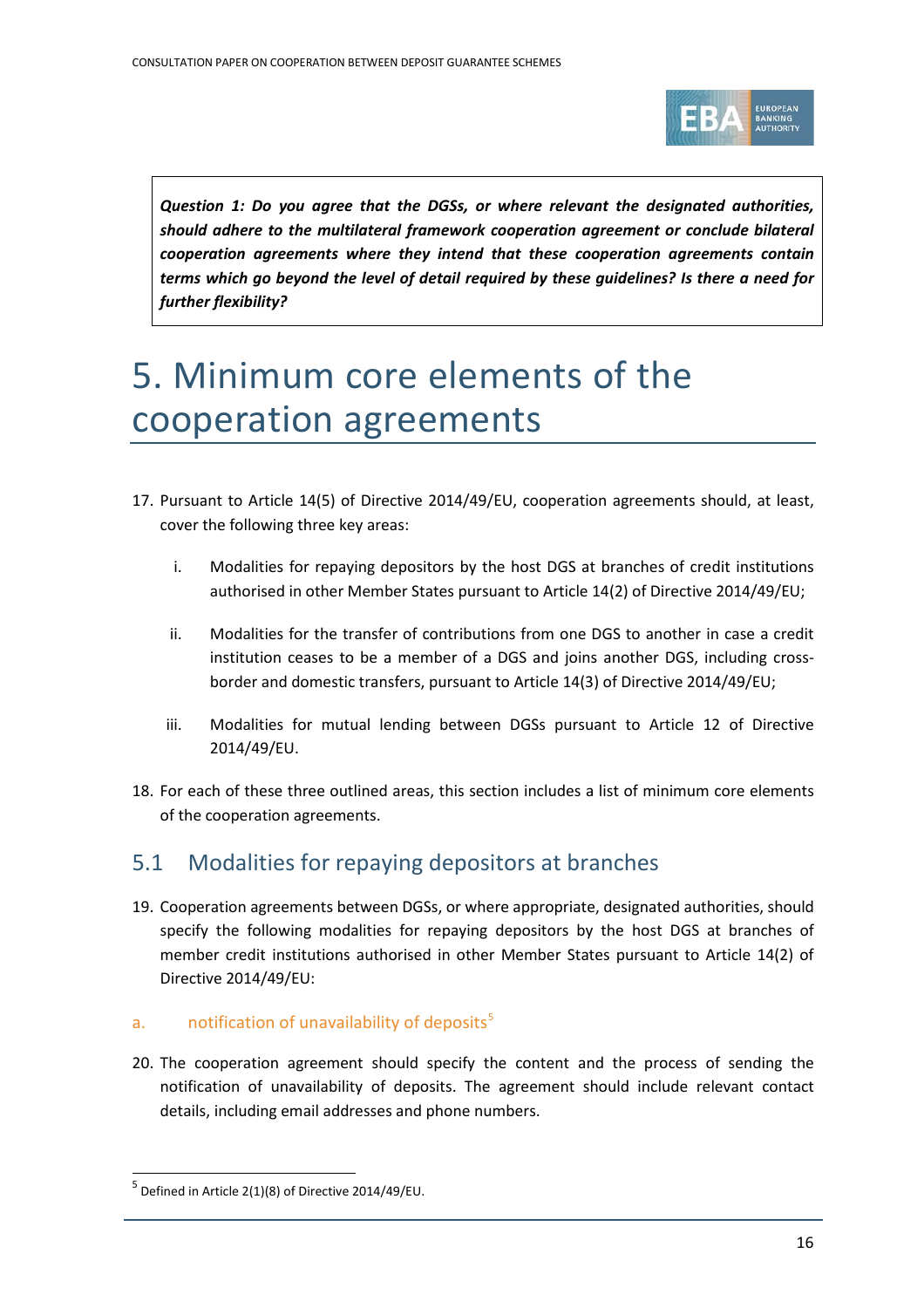***Question 1: Do you agree that the DGSs, or where relevant the designated authorities, should adhere to the multilateral framework cooperation agreement or conclude bilateral cooperation agreements where they intend that these cooperation agreements contain terms which go beyond the level of detail required by these guidelines? Is there a need for further flexibility?***

# 5. Minimum core elements of the cooperation agreements

17. Pursuant to Article 14(5) of Directive 2014/49/EU, cooperation agreements should, at least, cover the following three key areas:

    i. Modalities for repaying depositors by the host DGS at branches of credit institutions authorised in other Member States pursuant to Article 14(2) of Directive 2014/49/EU;

    ii. Modalities for the transfer of contributions from one DGS to another in case a credit institution ceases to be a member of a DGS and joins another DGS, including cross-border and domestic transfers, pursuant to Article 14(3) of Directive 2014/49/EU;

    iii. Modalities for mutual lending between DGSs pursuant to Article 12 of Directive 2014/49/EU.

18. For each of these three outlined areas, this section includes a list of minimum core elements of the cooperation agreements.

## 5.1 Modalities for repaying depositors at branches

19. Cooperation agreements between DGSs, or where appropriate, designated authorities, should specify the following modalities for repaying depositors by the host DGS at branches of member credit institutions authorised in other Member States pursuant to Article 14(2) of Directive 2014/49/EU:

### a. notification of unavailability of deposits[5]

20. The cooperation agreement should specify the content and the process of sending the notification of unavailability of deposits. The agreement should include relevant contact details, including email addresses and phone numbers.

[5] Defined in Article 2(1)(8) of Directive 2014/49/EU.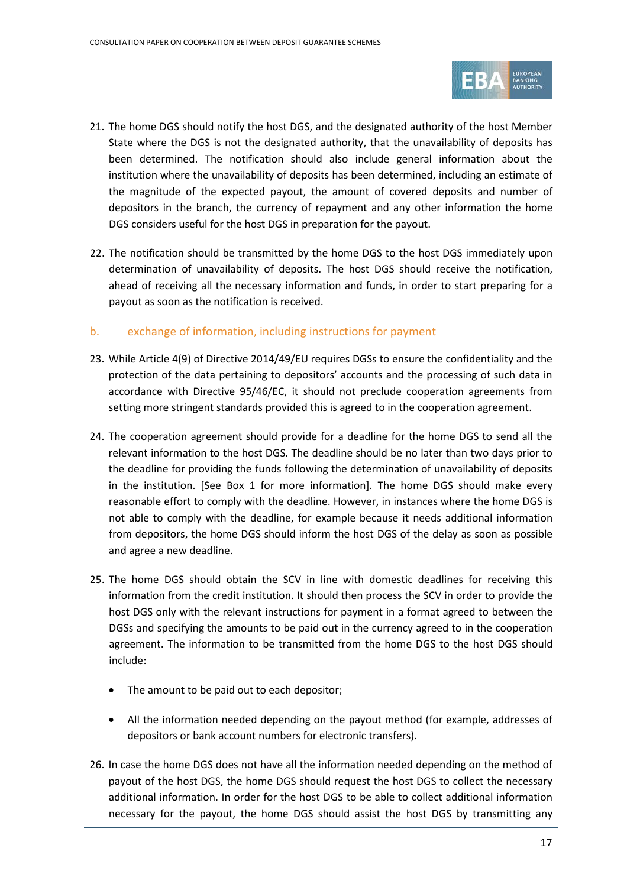21. The home DGS should notify the host DGS, and the designated authority of the host Member State where the DGS is not the designated authority, that the unavailability of deposits has been determined. The notification should also include general information about the institution where the unavailability of deposits has been determined, including an estimate of the magnitude of the expected payout, the amount of covered deposits and number of depositors in the branch, the currency of repayment and any other information the home DGS considers useful for the host DGS in preparation for the payout.

22. The notification should be transmitted by the home DGS to the host DGS immediately upon determination of unavailability of deposits. The host DGS should receive the notification, ahead of receiving all the necessary information and funds, in order to start preparing for a payout as soon as the notification is received.

### b. exchange of information, including instructions for payment

23. While Article 4(9) of Directive 2014/49/EU requires DGSs to ensure the confidentiality and the protection of the data pertaining to depositors' accounts and the processing of such data in accordance with Directive 95/46/EC, it should not preclude cooperation agreements from setting more stringent standards provided this is agreed to in the cooperation agreement.

24. The cooperation agreement should provide for a deadline for the home DGS to send all the relevant information to the host DGS. The deadline should be no later than two days prior to the deadline for providing the funds following the determination of unavailability of deposits in the institution. [See Box 1 for more information]. The home DGS should make every reasonable effort to comply with the deadline. However, in instances where the home DGS is not able to comply with the deadline, for example because it needs additional information from depositors, the home DGS should inform the host DGS of the delay as soon as possible and agree a new deadline.

25. The home DGS should obtain the SCV in line with domestic deadlines for receiving this information from the credit institution. It should then process the SCV in order to provide the host DGS only with the relevant instructions for payment in a format agreed to between the DGSs and specifying the amounts to be paid out in the currency agreed to in the cooperation agreement. The information to be transmitted from the home DGS to the host DGS should include:

    - The amount to be paid out to each depositor;
    - All the information needed depending on the payout method (for example, addresses of depositors or bank account numbers for electronic transfers).

26. In case the home DGS does not have all the information needed depending on the method of payout of the host DGS, the home DGS should request the host DGS to collect the necessary additional information. In order for the host DGS to be able to collect additional information necessary for the payout, the home DGS should assist the host DGS by transmitting any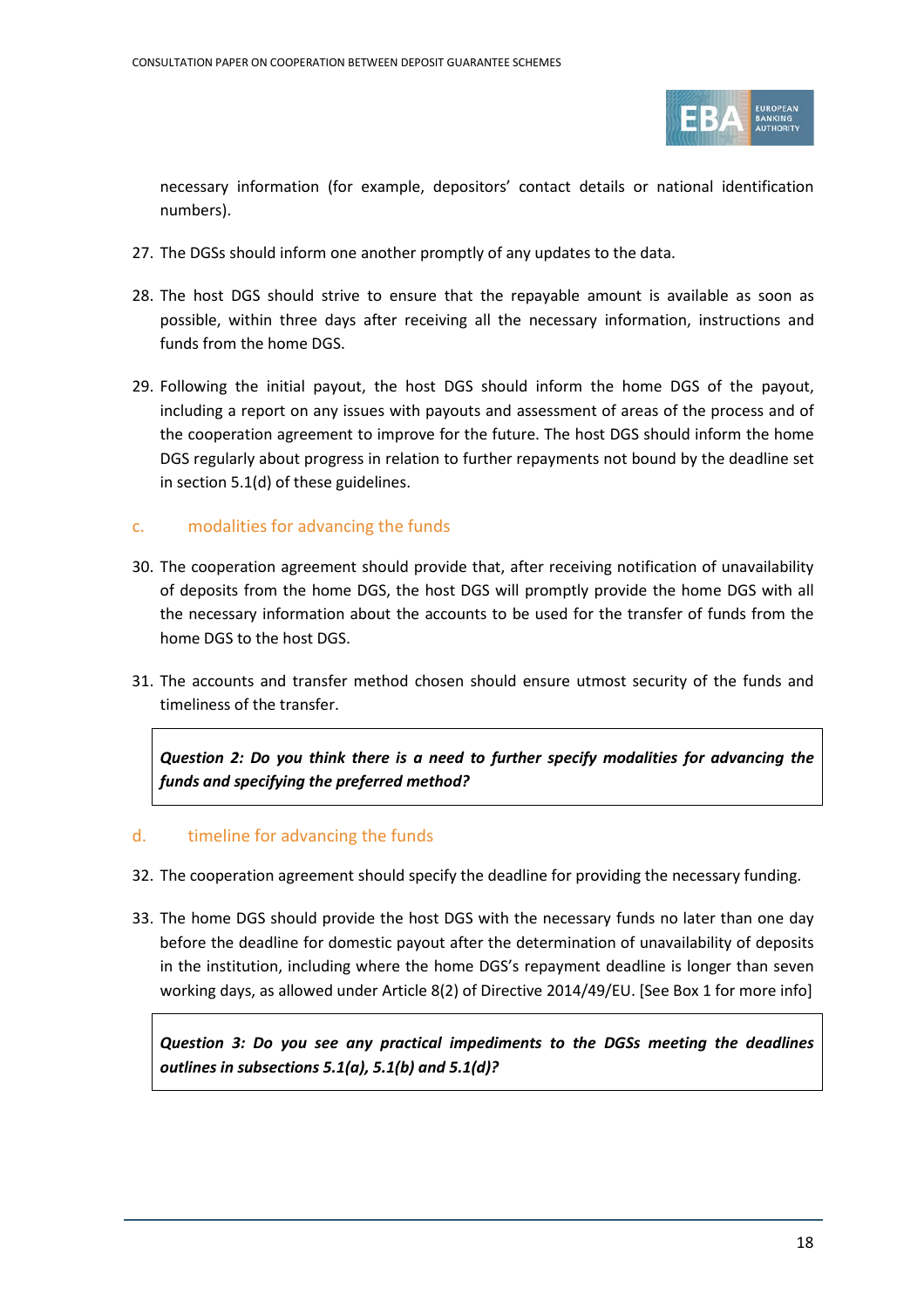necessary information (for example, depositors' contact details or national identification numbers).

27. The DGSs should inform one another promptly of any updates to the data.

28. The host DGS should strive to ensure that the repayable amount is available as soon as possible, within three days after receiving all the necessary information, instructions and funds from the home DGS.

29. Following the initial payout, the host DGS should inform the home DGS of the payout, including a report on any issues with payouts and assessment of areas of the process and of the cooperation agreement to improve for the future. The host DGS should inform the home DGS regularly about progress in relation to further repayments not bound by the deadline set in section 5.1(d) of these guidelines.

### c. modalities for advancing the funds

30. The cooperation agreement should provide that, after receiving notification of unavailability of deposits from the home DGS, the host DGS will promptly provide the home DGS with all the necessary information about the accounts to be used for the transfer of funds from the home DGS to the host DGS.

31. The accounts and transfer method chosen should ensure utmost security of the funds and timeliness of the transfer.

> ***Question 2: Do you think there is a need to further specify modalities for advancing the funds and specifying the preferred method?***

### d. timeline for advancing the funds

32. The cooperation agreement should specify the deadline for providing the necessary funding.

33. The home DGS should provide the host DGS with the necessary funds no later than one day before the deadline for domestic payout after the determination of unavailability of deposits in the institution, including where the home DGS's repayment deadline is longer than seven working days, as allowed under Article 8(2) of Directive 2014/49/EU. [See Box 1 for more info]

> ***Question 3: Do you see any practical impediments to the DGSs meeting the deadlines outlines in subsections 5.1(a), 5.1(b) and 5.1(d)?***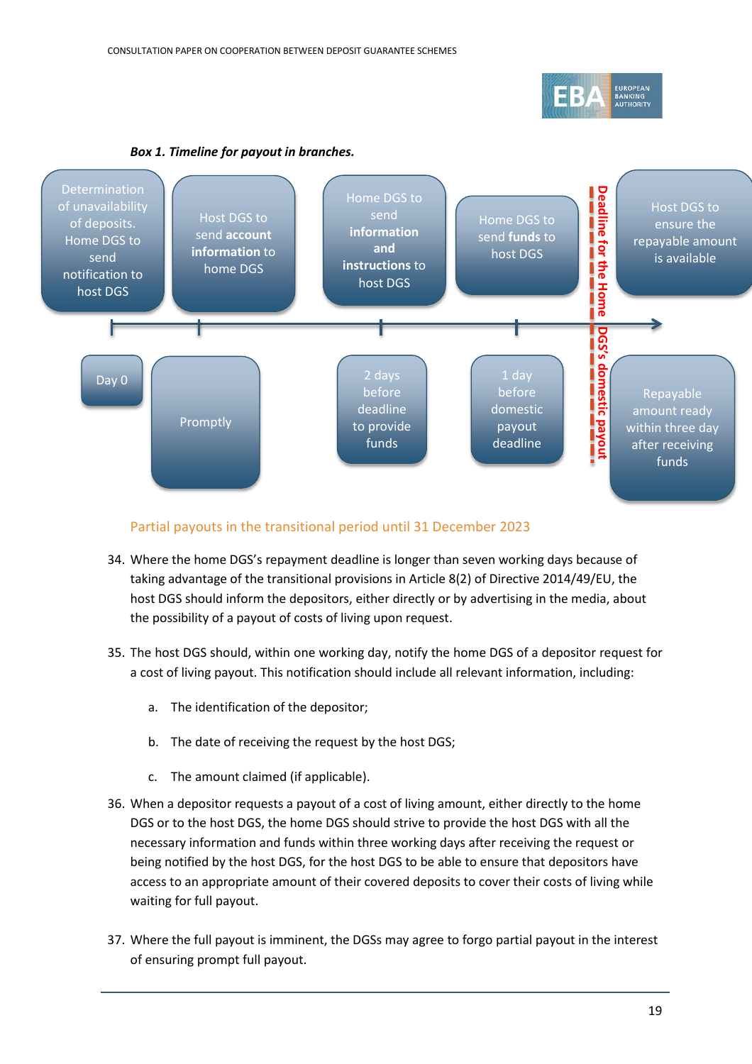***Box 1. Timeline for payout in branches.***

| Step | Timing |
|---|---|
| Determination of unavailability of deposits. Home DGS to send notification to host DGS | Day 0 |
| Host DGS to send **account information** to home DGS | Promptly |
| Home DGS to send **information and instructions** to host DGS | 2 days before deadline to provide funds |
| Home DGS to send **funds** to host DGS | 1 day before domestic payout deadline |
| **Deadline for the Home DGS's domestic payout** | |
| Host DGS to ensure the repayable amount is available | Repayable amount ready within three day after receiving funds |

## Partial payouts in the transitional period until 31 December 2023

34. Where the home DGS's repayment deadline is longer than seven working days because of taking advantage of the transitional provisions in Article 8(2) of Directive 2014/49/EU, the host DGS should inform the depositors, either directly or by advertising in the media, about the possibility of a payout of costs of living upon request.

35. The host DGS should, within one working day, notify the home DGS of a depositor request for a cost of living payout. This notification should include all relevant information, including:

    a. The identification of the depositor;

    b. The date of receiving the request by the host DGS;

    c. The amount claimed (if applicable).

36. When a depositor requests a payout of a cost of living amount, either directly to the home DGS or to the host DGS, the home DGS should strive to provide the host DGS with all the necessary information and funds within three working days after receiving the request or being notified by the host DGS, for the host DGS to be able to ensure that depositors have access to an appropriate amount of their covered deposits to cover their costs of living while waiting for full payout.

37. Where the full payout is imminent, the DGSs may agree to forgo partial payout in the interest of ensuring prompt full payout.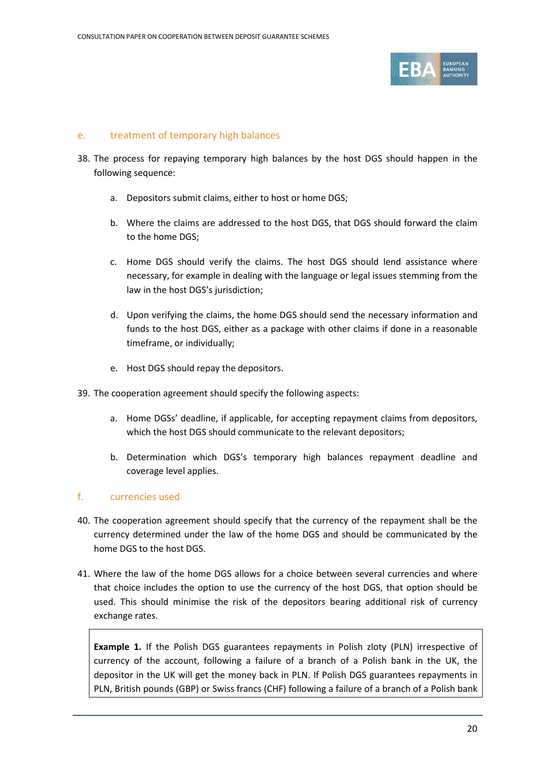### e. treatment of temporary high balances

38. The process for repaying temporary high balances by the host DGS should happen in the following sequence:

    a. Depositors submit claims, either to host or home DGS;

    b. Where the claims are addressed to the host DGS, that DGS should forward the claim to the home DGS;

    c. Home DGS should verify the claims. The host DGS should lend assistance where necessary, for example in dealing with the language or legal issues stemming from the law in the host DGS's jurisdiction;

    d. Upon verifying the claims, the home DGS should send the necessary information and funds to the host DGS, either as a package with other claims if done in a reasonable timeframe, or individually;

    e. Host DGS should repay the depositors.

39. The cooperation agreement should specify the following aspects:

    a. Home DGSs' deadline, if applicable, for accepting repayment claims from depositors, which the host DGS should communicate to the relevant depositors;

    b. Determination which DGS's temporary high balances repayment deadline and coverage level applies.

### f. currencies used

40. The cooperation agreement should specify that the currency of the repayment shall be the currency determined under the law of the home DGS and should be communicated by the home DGS to the host DGS.

41. Where the law of the home DGS allows for a choice between several currencies and where that choice includes the option to use the currency of the host DGS, that option should be used. This should minimise the risk of the depositors bearing additional risk of currency exchange rates.

> **Example 1.** If the Polish DGS guarantees repayments in Polish zloty (PLN) irrespective of currency of the account, following a failure of a branch of a Polish bank in the UK, the depositor in the UK will get the money back in PLN. If Polish DGS guarantees repayments in PLN, British pounds (GBP) or Swiss francs (CHF) following a failure of a branch of a Polish bank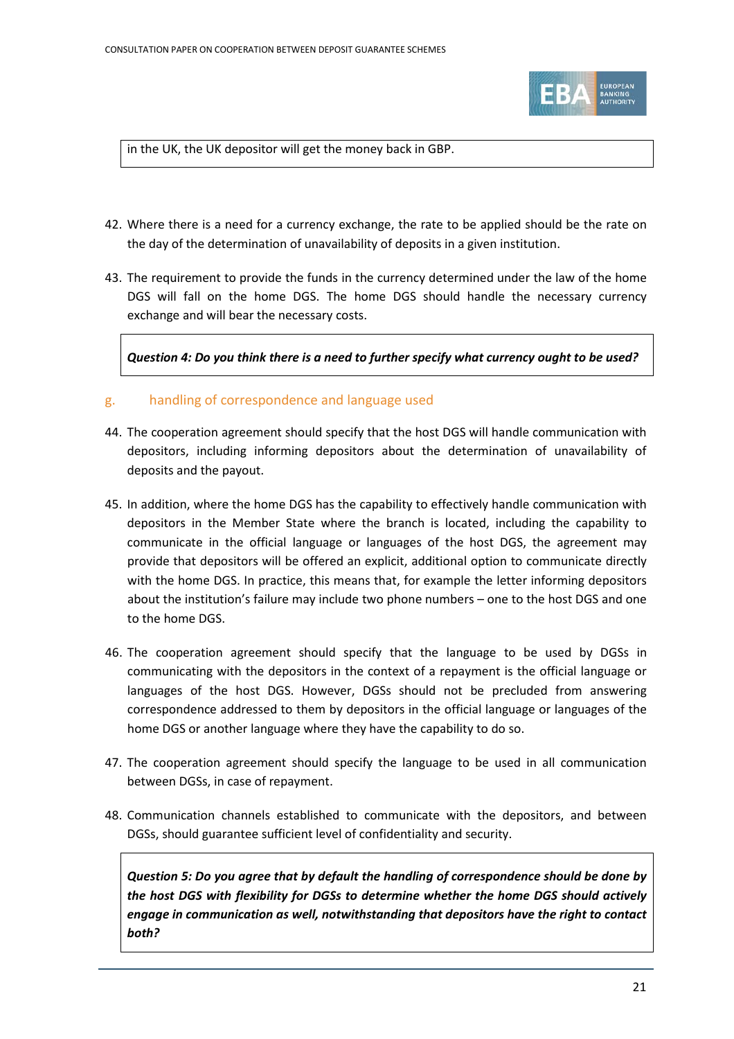in the UK, the UK depositor will get the money back in GBP.

42. Where there is a need for a currency exchange, the rate to be applied should be the rate on the day of the determination of unavailability of deposits in a given institution.

43. The requirement to provide the funds in the currency determined under the law of the home DGS will fall on the home DGS. The home DGS should handle the necessary currency exchange and will bear the necessary costs.

***Question 4: Do you think there is a need to further specify what currency ought to be used?***

### g. handling of correspondence and language used

44. The cooperation agreement should specify that the host DGS will handle communication with depositors, including informing depositors about the determination of unavailability of deposits and the payout.

45. In addition, where the home DGS has the capability to effectively handle communication with depositors in the Member State where the branch is located, including the capability to communicate in the official language or languages of the host DGS, the agreement may provide that depositors will be offered an explicit, additional option to communicate directly with the home DGS. In practice, this means that, for example the letter informing depositors about the institution's failure may include two phone numbers – one to the host DGS and one to the home DGS.

46. The cooperation agreement should specify that the language to be used by DGSs in communicating with the depositors in the context of a repayment is the official language or languages of the host DGS. However, DGSs should not be precluded from answering correspondence addressed to them by depositors in the official language or languages of the home DGS or another language where they have the capability to do so.

47. The cooperation agreement should specify the language to be used in all communication between DGSs, in case of repayment.

48. Communication channels established to communicate with the depositors, and between DGSs, should guarantee sufficient level of confidentiality and security.

***Question 5: Do you agree that by default the handling of correspondence should be done by the host DGS with flexibility for DGSs to determine whether the home DGS should actively engage in communication as well, notwithstanding that depositors have the right to contact both?***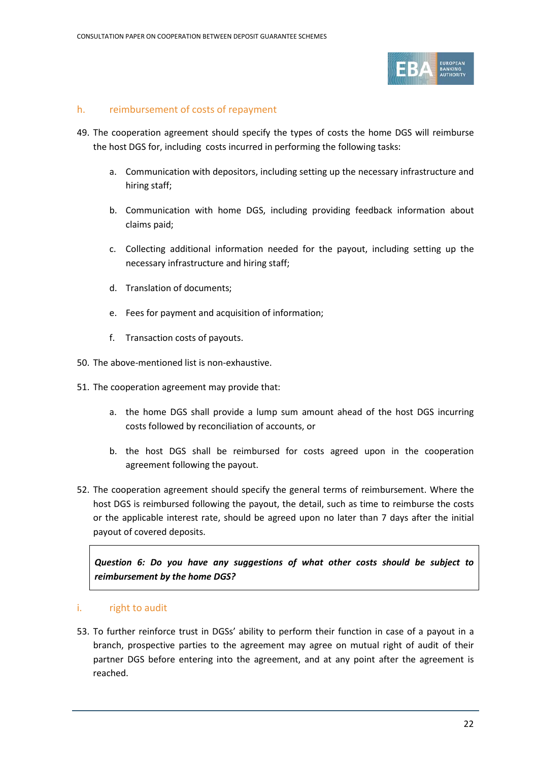### h. reimbursement of costs of repayment

49. The cooperation agreement should specify the types of costs the home DGS will reimburse the host DGS for, including costs incurred in performing the following tasks:

    a. Communication with depositors, including setting up the necessary infrastructure and hiring staff;

    b. Communication with home DGS, including providing feedback information about claims paid;

    c. Collecting additional information needed for the payout, including setting up the necessary infrastructure and hiring staff;

    d. Translation of documents;

    e. Fees for payment and acquisition of information;

    f. Transaction costs of payouts.

50. The above-mentioned list is non-exhaustive.

51. The cooperation agreement may provide that:

    a. the home DGS shall provide a lump sum amount ahead of the host DGS incurring costs followed by reconciliation of accounts, or

    b. the host DGS shall be reimbursed for costs agreed upon in the cooperation agreement following the payout.

52. The cooperation agreement should specify the general terms of reimbursement. Where the host DGS is reimbursed following the payout, the detail, such as time to reimburse the costs or the applicable interest rate, should be agreed upon no later than 7 days after the initial payout of covered deposits.

> ***Question 6: Do you have any suggestions of what other costs should be subject to reimbursement by the home DGS?***

### i. right to audit

53. To further reinforce trust in DGSs' ability to perform their function in case of a payout in a branch, prospective parties to the agreement may agree on mutual right of audit of their partner DGS before entering into the agreement, and at any point after the agreement is reached.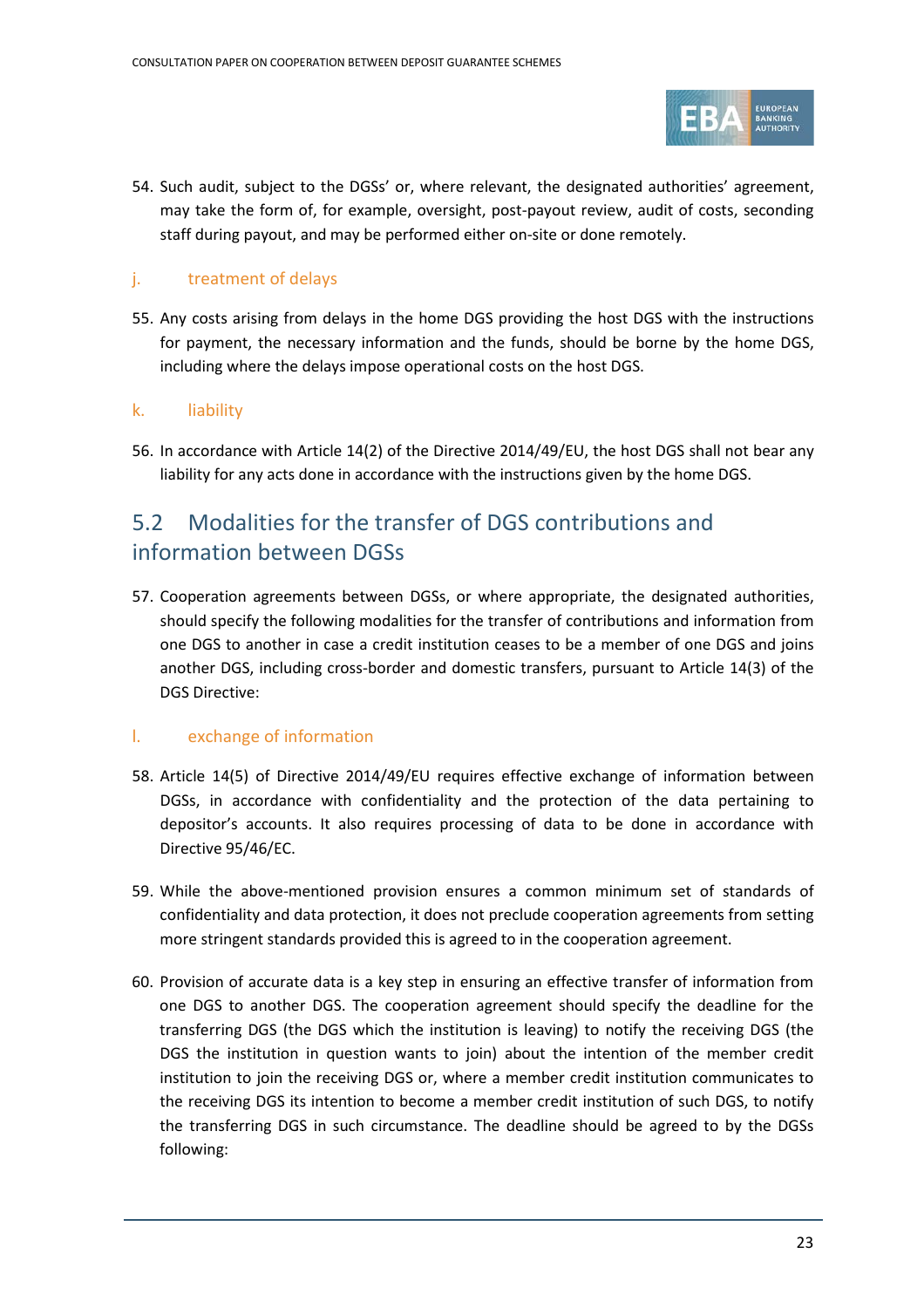54. Such audit, subject to the DGSs' or, where relevant, the designated authorities' agreement, may take the form of, for example, oversight, post-payout review, audit of costs, seconding staff during payout, and may be performed either on-site or done remotely.

### j. treatment of delays

55. Any costs arising from delays in the home DGS providing the host DGS with the instructions for payment, the necessary information and the funds, should be borne by the home DGS, including where the delays impose operational costs on the host DGS.

### k. liability

56. In accordance with Article 14(2) of the Directive 2014/49/EU, the host DGS shall not bear any liability for any acts done in accordance with the instructions given by the home DGS.

## 5.2 Modalities for the transfer of DGS contributions and information between DGSs

57. Cooperation agreements between DGSs, or where appropriate, the designated authorities, should specify the following modalities for the transfer of contributions and information from one DGS to another in case a credit institution ceases to be a member of one DGS and joins another DGS, including cross-border and domestic transfers, pursuant to Article 14(3) of the DGS Directive:

### l. exchange of information

58. Article 14(5) of Directive 2014/49/EU requires effective exchange of information between DGSs, in accordance with confidentiality and the protection of the data pertaining to depositor's accounts. It also requires processing of data to be done in accordance with Directive 95/46/EC.

59. While the above-mentioned provision ensures a common minimum set of standards of confidentiality and data protection, it does not preclude cooperation agreements from setting more stringent standards provided this is agreed to in the cooperation agreement.

60. Provision of accurate data is a key step in ensuring an effective transfer of information from one DGS to another DGS. The cooperation agreement should specify the deadline for the transferring DGS (the DGS which the institution is leaving) to notify the receiving DGS (the DGS the institution in question wants to join) about the intention of the member credit institution to join the receiving DGS or, where a member credit institution communicates to the receiving DGS its intention to become a member credit institution of such DGS, to notify the transferring DGS in such circumstance. The deadline should be agreed to by the DGSs following: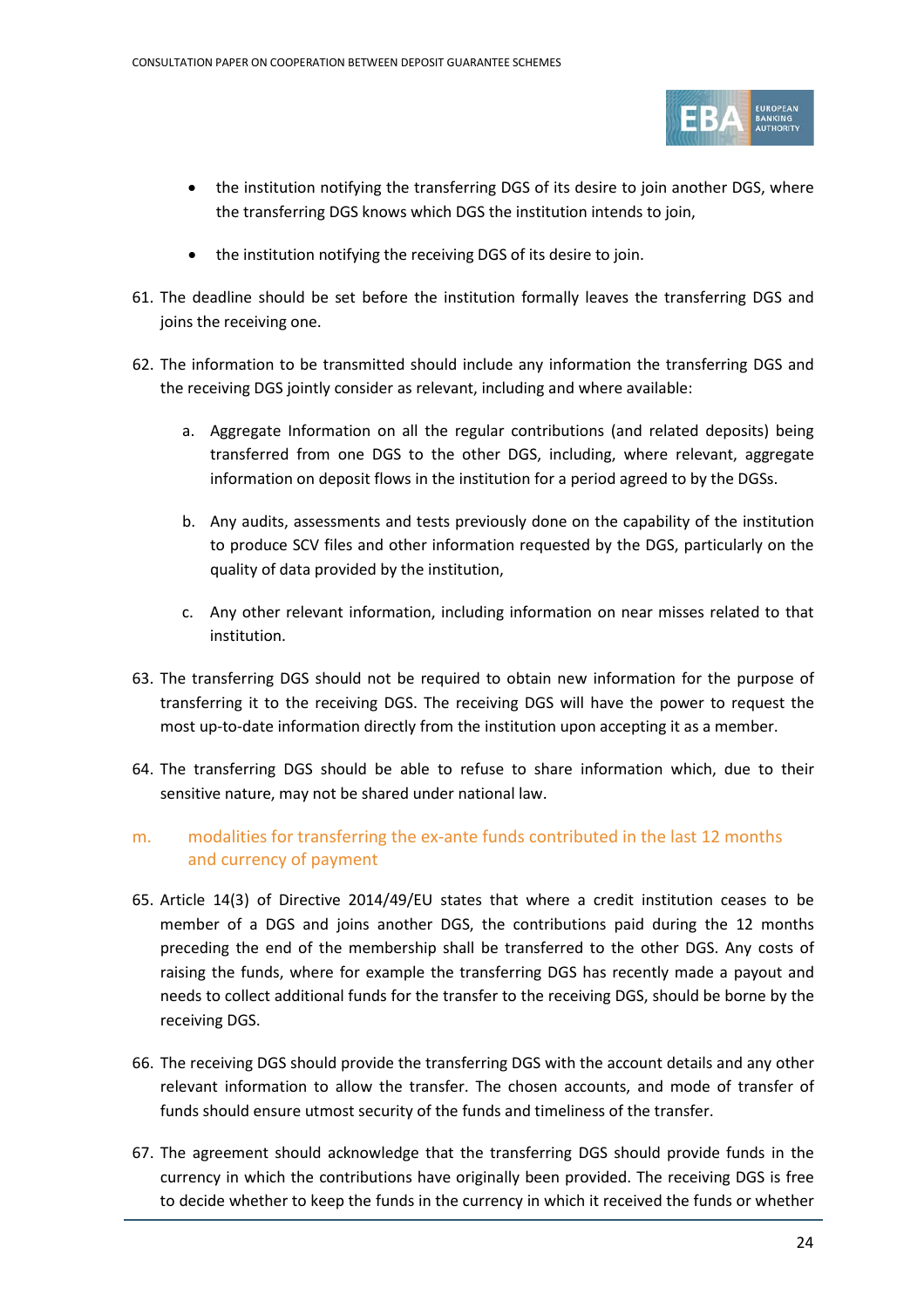- the institution notifying the transferring DGS of its desire to join another DGS, where the transferring DGS knows which DGS the institution intends to join,
- the institution notifying the receiving DGS of its desire to join.

61. The deadline should be set before the institution formally leaves the transferring DGS and joins the receiving one.

62. The information to be transmitted should include any information the transferring DGS and the receiving DGS jointly consider as relevant, including and where available:

    a. Aggregate Information on all the regular contributions (and related deposits) being transferred from one DGS to the other DGS, including, where relevant, aggregate information on deposit flows in the institution for a period agreed to by the DGSs.

    b. Any audits, assessments and tests previously done on the capability of the institution to produce SCV files and other information requested by the DGS, particularly on the quality of data provided by the institution,

    c. Any other relevant information, including information on near misses related to that institution.

63. The transferring DGS should not be required to obtain new information for the purpose of transferring it to the receiving DGS. The receiving DGS will have the power to request the most up-to-date information directly from the institution upon accepting it as a member.

64. The transferring DGS should be able to refuse to share information which, due to their sensitive nature, may not be shared under national law.

### m. modalities for transferring the ex-ante funds contributed in the last 12 months and currency of payment

65. Article 14(3) of Directive 2014/49/EU states that where a credit institution ceases to be member of a DGS and joins another DGS, the contributions paid during the 12 months preceding the end of the membership shall be transferred to the other DGS. Any costs of raising the funds, where for example the transferring DGS has recently made a payout and needs to collect additional funds for the transfer to the receiving DGS, should be borne by the receiving DGS.

66. The receiving DGS should provide the transferring DGS with the account details and any other relevant information to allow the transfer. The chosen accounts, and mode of transfer of funds should ensure utmost security of the funds and timeliness of the transfer.

67. The agreement should acknowledge that the transferring DGS should provide funds in the currency in which the contributions have originally been provided. The receiving DGS is free to decide whether to keep the funds in the currency in which it received the funds or whether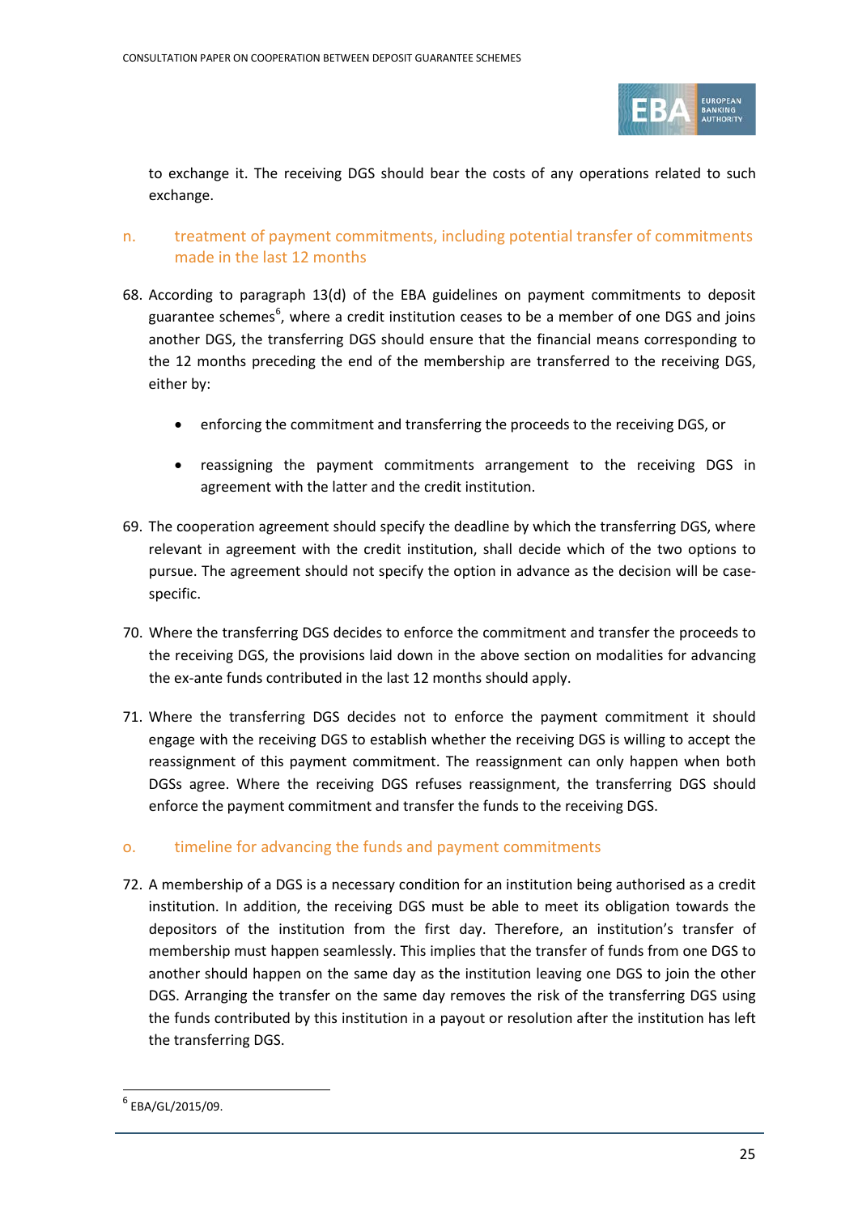to exchange it. The receiving DGS should bear the costs of any operations related to such exchange.

### n. treatment of payment commitments, including potential transfer of commitments made in the last 12 months

68. According to paragraph 13(d) of the EBA guidelines on payment commitments to deposit guarantee schemes[6], where a credit institution ceases to be a member of one DGS and joins another DGS, the transferring DGS should ensure that the financial means corresponding to the 12 months preceding the end of the membership are transferred to the receiving DGS, either by:

    - enforcing the commitment and transferring the proceeds to the receiving DGS, or
    - reassigning the payment commitments arrangement to the receiving DGS in agreement with the latter and the credit institution.

69. The cooperation agreement should specify the deadline by which the transferring DGS, where relevant in agreement with the credit institution, shall decide which of the two options to pursue. The agreement should not specify the option in advance as the decision will be case-specific.

70. Where the transferring DGS decides to enforce the commitment and transfer the proceeds to the receiving DGS, the provisions laid down in the above section on modalities for advancing the ex-ante funds contributed in the last 12 months should apply.

71. Where the transferring DGS decides not to enforce the payment commitment it should engage with the receiving DGS to establish whether the receiving DGS is willing to accept the reassignment of this payment commitment. The reassignment can only happen when both DGSs agree. Where the receiving DGS refuses reassignment, the transferring DGS should enforce the payment commitment and transfer the funds to the receiving DGS.

### o. timeline for advancing the funds and payment commitments

72. A membership of a DGS is a necessary condition for an institution being authorised as a credit institution. In addition, the receiving DGS must be able to meet its obligation towards the depositors of the institution from the first day. Therefore, an institution's transfer of membership must happen seamlessly. This implies that the transfer of funds from one DGS to another should happen on the same day as the institution leaving one DGS to join the other DGS. Arranging the transfer on the same day removes the risk of the transferring DGS using the funds contributed by this institution in a payout or resolution after the institution has left the transferring DGS.

---

[6] EBA/GL/2015/09.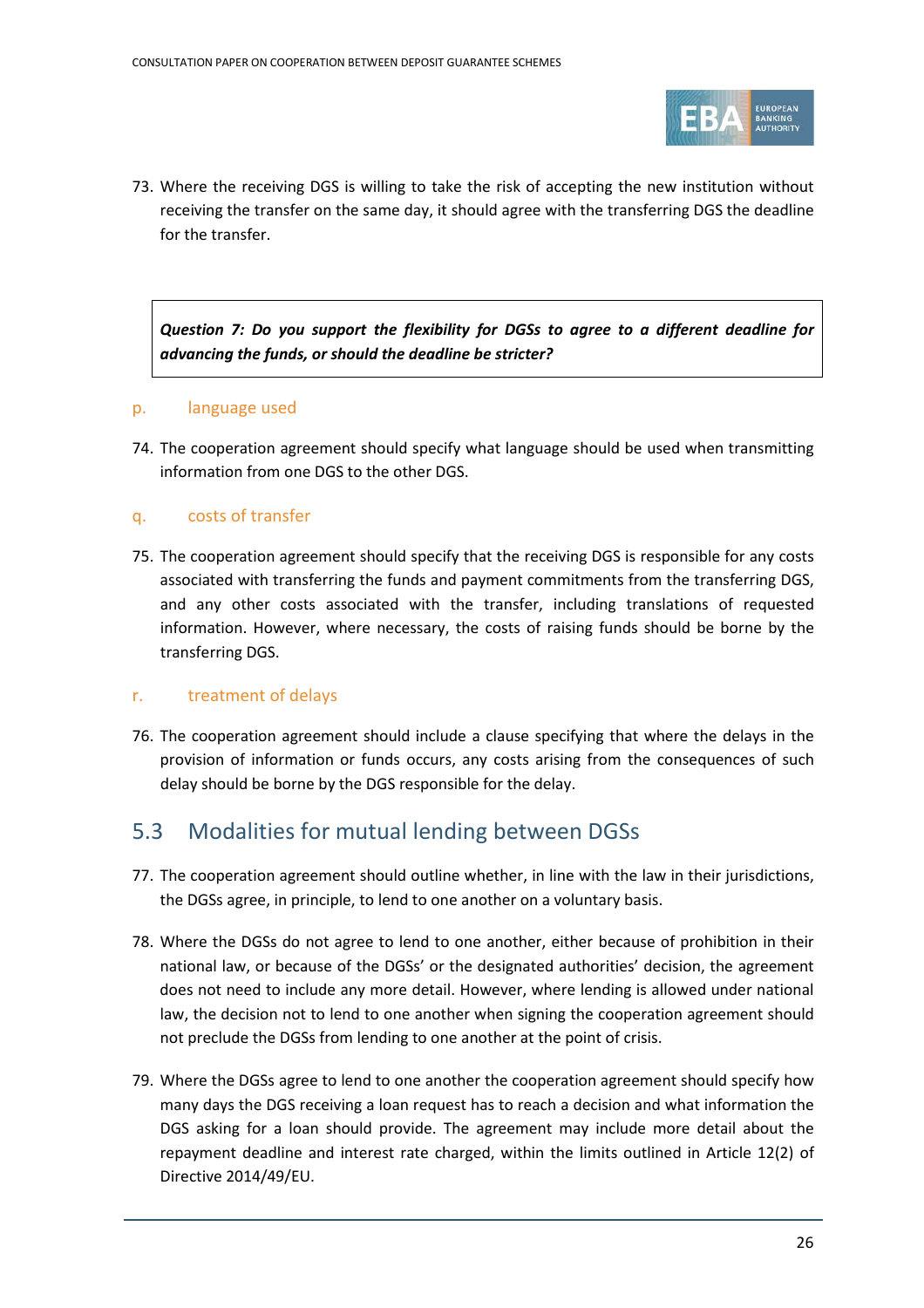73. Where the receiving DGS is willing to take the risk of accepting the new institution without receiving the transfer on the same day, it should agree with the transferring DGS the deadline for the transfer.

> ***Question 7: Do you support the flexibility for DGSs to agree to a different deadline for advancing the funds, or should the deadline be stricter?***

### p. language used

74. The cooperation agreement should specify what language should be used when transmitting information from one DGS to the other DGS.

### q. costs of transfer

75. The cooperation agreement should specify that the receiving DGS is responsible for any costs associated with transferring the funds and payment commitments from the transferring DGS, and any other costs associated with the transfer, including translations of requested information. However, where necessary, the costs of raising funds should be borne by the transferring DGS.

### r. treatment of delays

76. The cooperation agreement should include a clause specifying that where the delays in the provision of information or funds occurs, any costs arising from the consequences of such delay should be borne by the DGS responsible for the delay.

## 5.3 Modalities for mutual lending between DGSs

77. The cooperation agreement should outline whether, in line with the law in their jurisdictions, the DGSs agree, in principle, to lend to one another on a voluntary basis.

78. Where the DGSs do not agree to lend to one another, either because of prohibition in their national law, or because of the DGSs' or the designated authorities' decision, the agreement does not need to include any more detail. However, where lending is allowed under national law, the decision not to lend to one another when signing the cooperation agreement should not preclude the DGSs from lending to one another at the point of crisis.

79. Where the DGSs agree to lend to one another the cooperation agreement should specify how many days the DGS receiving a loan request has to reach a decision and what information the DGS asking for a loan should provide. The agreement may include more detail about the repayment deadline and interest rate charged, within the limits outlined in Article 12(2) of Directive 2014/49/EU.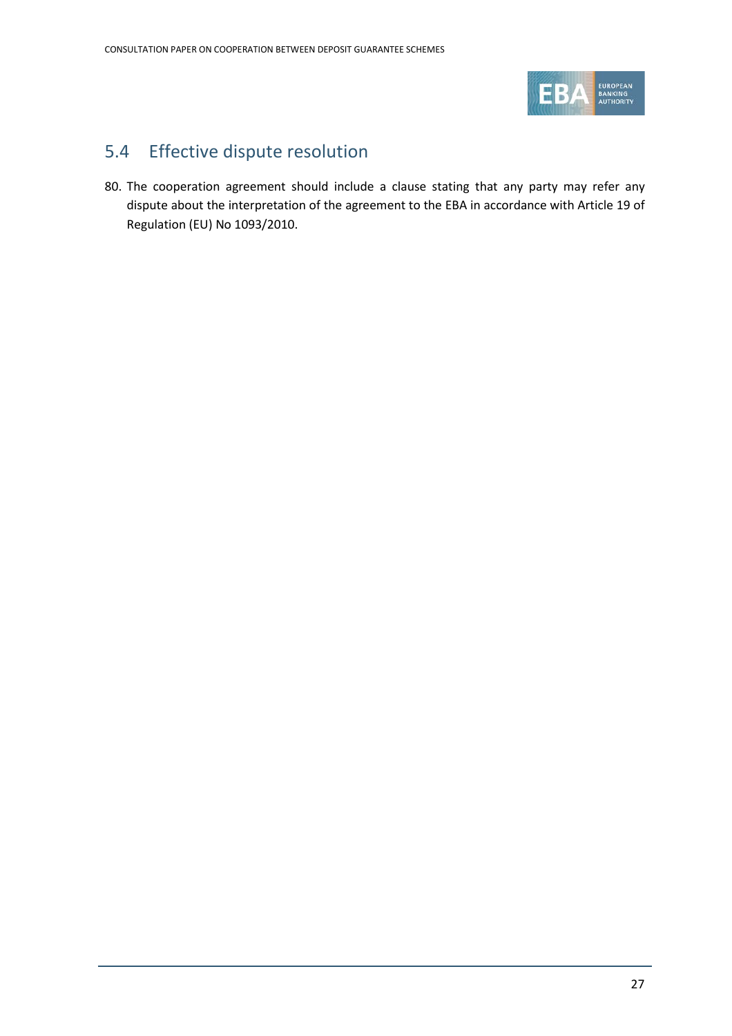## 5.4 Effective dispute resolution

80. The cooperation agreement should include a clause stating that any party may refer any dispute about the interpretation of the agreement to the EBA in accordance with Article 19 of Regulation (EU) No 1093/2010.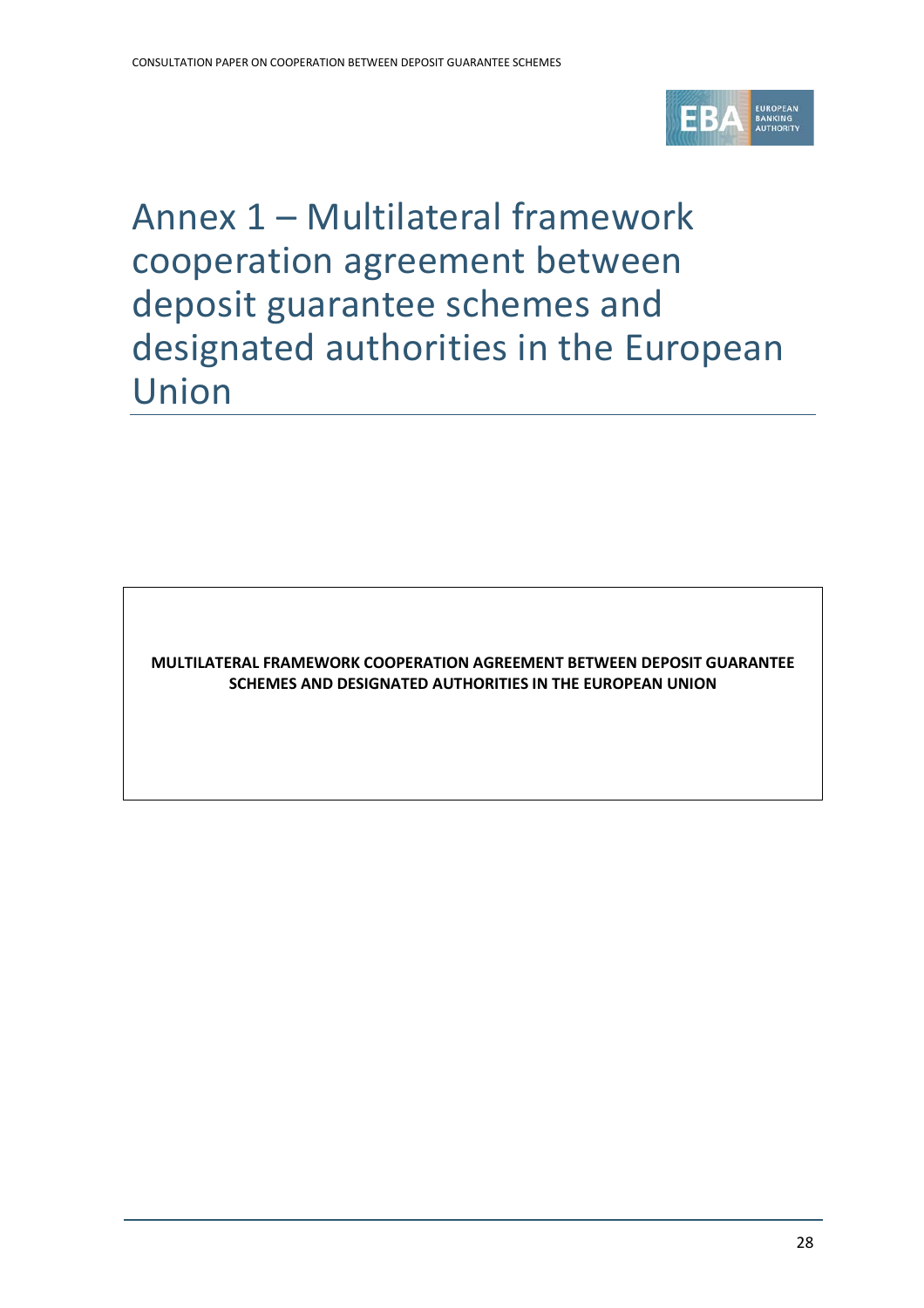# Annex 1 – Multilateral framework cooperation agreement between deposit guarantee schemes and designated authorities in the European Union

**MULTILATERAL FRAMEWORK COOPERATION AGREEMENT BETWEEN DEPOSIT GUARANTEE SCHEMES AND DESIGNATED AUTHORITIES IN THE EUROPEAN UNION**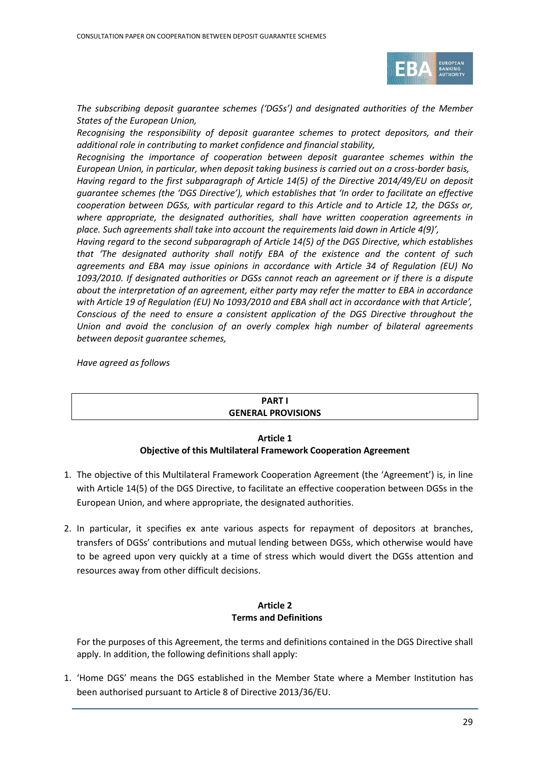*The subscribing deposit guarantee schemes ('DGSs') and designated authorities of the Member States of the European Union,*

*Recognising the responsibility of deposit guarantee schemes to protect depositors, and their additional role in contributing to market confidence and financial stability,*

*Recognising the importance of cooperation between deposit guarantee schemes within the European Union, in particular, when deposit taking business is carried out on a cross-border basis,*

*Having regard to the first subparagraph of Article 14(5) of the Directive 2014/49/EU on deposit guarantee schemes (the 'DGS Directive'), which establishes that 'In order to facilitate an effective cooperation between DGSs, with particular regard to this Article and to Article 12, the DGSs or, where appropriate, the designated authorities, shall have written cooperation agreements in place. Such agreements shall take into account the requirements laid down in Article 4(9)',*

*Having regard to the second subparagraph of Article 14(5) of the DGS Directive, which establishes that 'The designated authority shall notify EBA of the existence and the content of such agreements and EBA may issue opinions in accordance with Article 34 of Regulation (EU) No 1093/2010. If designated authorities or DGSs cannot reach an agreement or if there is a dispute about the interpretation of an agreement, either party may refer the matter to EBA in accordance with Article 19 of Regulation (EU) No 1093/2010 and EBA shall act in accordance with that Article',*

*Conscious of the need to ensure a consistent application of the DGS Directive throughout the Union and avoid the conclusion of an overly complex high number of bilateral agreements between deposit guarantee schemes,*

*Have agreed as follows*

# PART I
# GENERAL PROVISIONS

## Article 1
## Objective of this Multilateral Framework Cooperation Agreement

1. The objective of this Multilateral Framework Cooperation Agreement (the 'Agreement') is, in line with Article 14(5) of the DGS Directive, to facilitate an effective cooperation between DGSs in the European Union, and where appropriate, the designated authorities.

2. In particular, it specifies ex ante various aspects for repayment of depositors at branches, transfers of DGSs' contributions and mutual lending between DGSs, which otherwise would have to be agreed upon very quickly at a time of stress which would divert the DGSs attention and resources away from other difficult decisions.

## Article 2
## Terms and Definitions

For the purposes of this Agreement, the terms and definitions contained in the DGS Directive shall apply. In addition, the following definitions shall apply:

1. 'Home DGS' means the DGS established in the Member State where a Member Institution has been authorised pursuant to Article 8 of Directive 2013/36/EU.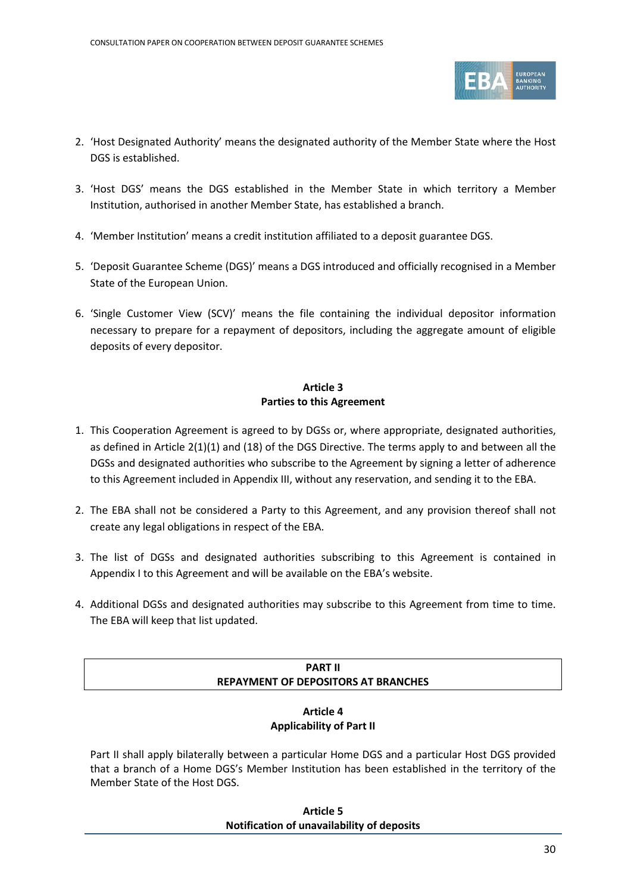2. 'Host Designated Authority' means the designated authority of the Member State where the Host DGS is established.

3. 'Host DGS' means the DGS established in the Member State in which territory a Member Institution, authorised in another Member State, has established a branch.

4. 'Member Institution' means a credit institution affiliated to a deposit guarantee DGS.

5. 'Deposit Guarantee Scheme (DGS)' means a DGS introduced and officially recognised in a Member State of the European Union.

6. 'Single Customer View (SCV)' means the file containing the individual depositor information necessary to prepare for a repayment of depositors, including the aggregate amount of eligible deposits of every depositor.

**Article 3**
**Parties to this Agreement**

1. This Cooperation Agreement is agreed to by DGSs or, where appropriate, designated authorities, as defined in Article 2(1)(1) and (18) of the DGS Directive. The terms apply to and between all the DGSs and designated authorities who subscribe to the Agreement by signing a letter of adherence to this Agreement included in Appendix III, without any reservation, and sending it to the EBA.

2. The EBA shall not be considered a Party to this Agreement, and any provision thereof shall not create any legal obligations in respect of the EBA.

3. The list of DGSs and designated authorities subscribing to this Agreement is contained in Appendix I to this Agreement and will be available on the EBA's website.

4. Additional DGSs and designated authorities may subscribe to this Agreement from time to time. The EBA will keep that list updated.

## PART II
## REPAYMENT OF DEPOSITORS AT BRANCHES

**Article 4**
**Applicability of Part II**

Part II shall apply bilaterally between a particular Home DGS and a particular Host DGS provided that a branch of a Home DGS's Member Institution has been established in the territory of the Member State of the Host DGS.

**Article 5**
**Notification of unavailability of deposits**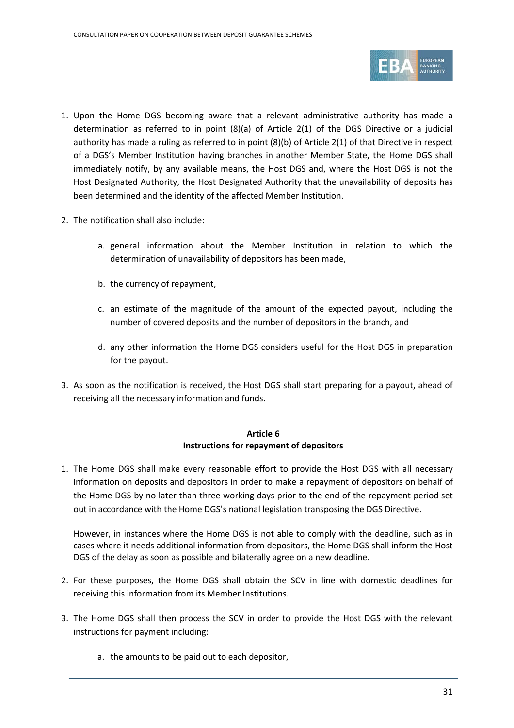1. Upon the Home DGS becoming aware that a relevant administrative authority has made a determination as referred to in point (8)(a) of Article 2(1) of the DGS Directive or a judicial authority has made a ruling as referred to in point (8)(b) of Article 2(1) of that Directive in respect of a DGS's Member Institution having branches in another Member State, the Home DGS shall immediately notify, by any available means, the Host DGS and, where the Host DGS is not the Host Designated Authority, the Host Designated Authority that the unavailability of deposits has been determined and the identity of the affected Member Institution.

2. The notification shall also include:

    a. general information about the Member Institution in relation to which the determination of unavailability of depositors has been made,

    b. the currency of repayment,

    c. an estimate of the magnitude of the amount of the expected payout, including the number of covered deposits and the number of depositors in the branch, and

    d. any other information the Home DGS considers useful for the Host DGS in preparation for the payout.

3. As soon as the notification is received, the Host DGS shall start preparing for a payout, ahead of receiving all the necessary information and funds.

**Article 6**
**Instructions for repayment of depositors**

1. The Home DGS shall make every reasonable effort to provide the Host DGS with all necessary information on deposits and depositors in order to make a repayment of depositors on behalf of the Home DGS by no later than three working days prior to the end of the repayment period set out in accordance with the Home DGS's national legislation transposing the DGS Directive.

    However, in instances where the Home DGS is not able to comply with the deadline, such as in cases where it needs additional information from depositors, the Home DGS shall inform the Host DGS of the delay as soon as possible and bilaterally agree on a new deadline.

2. For these purposes, the Home DGS shall obtain the SCV in line with domestic deadlines for receiving this information from its Member Institutions.

3. The Home DGS shall then process the SCV in order to provide the Host DGS with the relevant instructions for payment including:

    a. the amounts to be paid out to each depositor,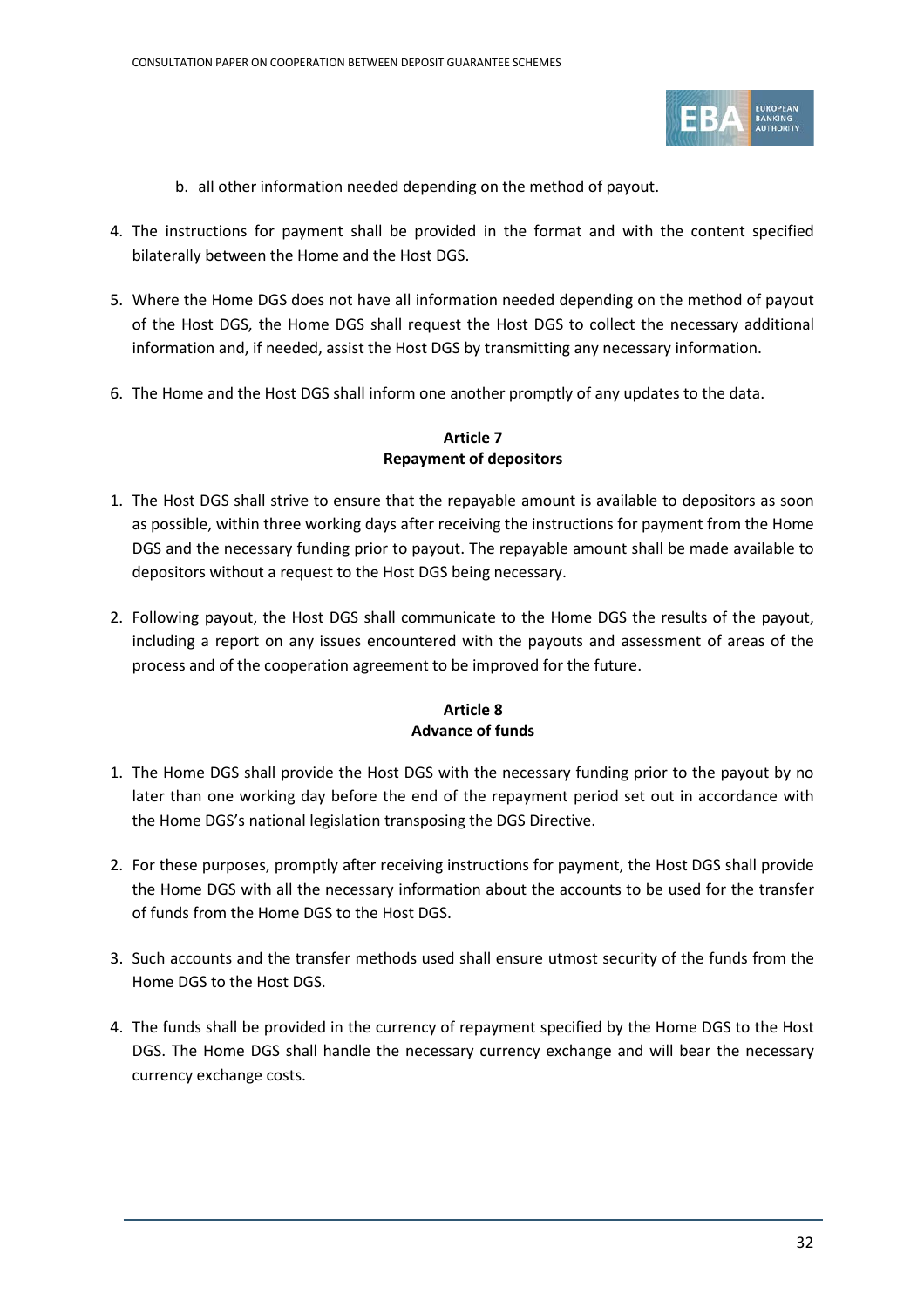b. all other information needed depending on the method of payout.

4. The instructions for payment shall be provided in the format and with the content specified bilaterally between the Home and the Host DGS.

5. Where the Home DGS does not have all information needed depending on the method of payout of the Host DGS, the Home DGS shall request the Host DGS to collect the necessary additional information and, if needed, assist the Host DGS by transmitting any necessary information.

6. The Home and the Host DGS shall inform one another promptly of any updates to the data.

**Article 7**
**Repayment of depositors**

1. The Host DGS shall strive to ensure that the repayable amount is available to depositors as soon as possible, within three working days after receiving the instructions for payment from the Home DGS and the necessary funding prior to payout. The repayable amount shall be made available to depositors without a request to the Host DGS being necessary.

2. Following payout, the Host DGS shall communicate to the Home DGS the results of the payout, including a report on any issues encountered with the payouts and assessment of areas of the process and of the cooperation agreement to be improved for the future.

**Article 8**
**Advance of funds**

1. The Home DGS shall provide the Host DGS with the necessary funding prior to the payout by no later than one working day before the end of the repayment period set out in accordance with the Home DGS's national legislation transposing the DGS Directive.

2. For these purposes, promptly after receiving instructions for payment, the Host DGS shall provide the Home DGS with all the necessary information about the accounts to be used for the transfer of funds from the Home DGS to the Host DGS.

3. Such accounts and the transfer methods used shall ensure utmost security of the funds from the Home DGS to the Host DGS.

4. The funds shall be provided in the currency of repayment specified by the Home DGS to the Host DGS. The Home DGS shall handle the necessary currency exchange and will bear the necessary currency exchange costs.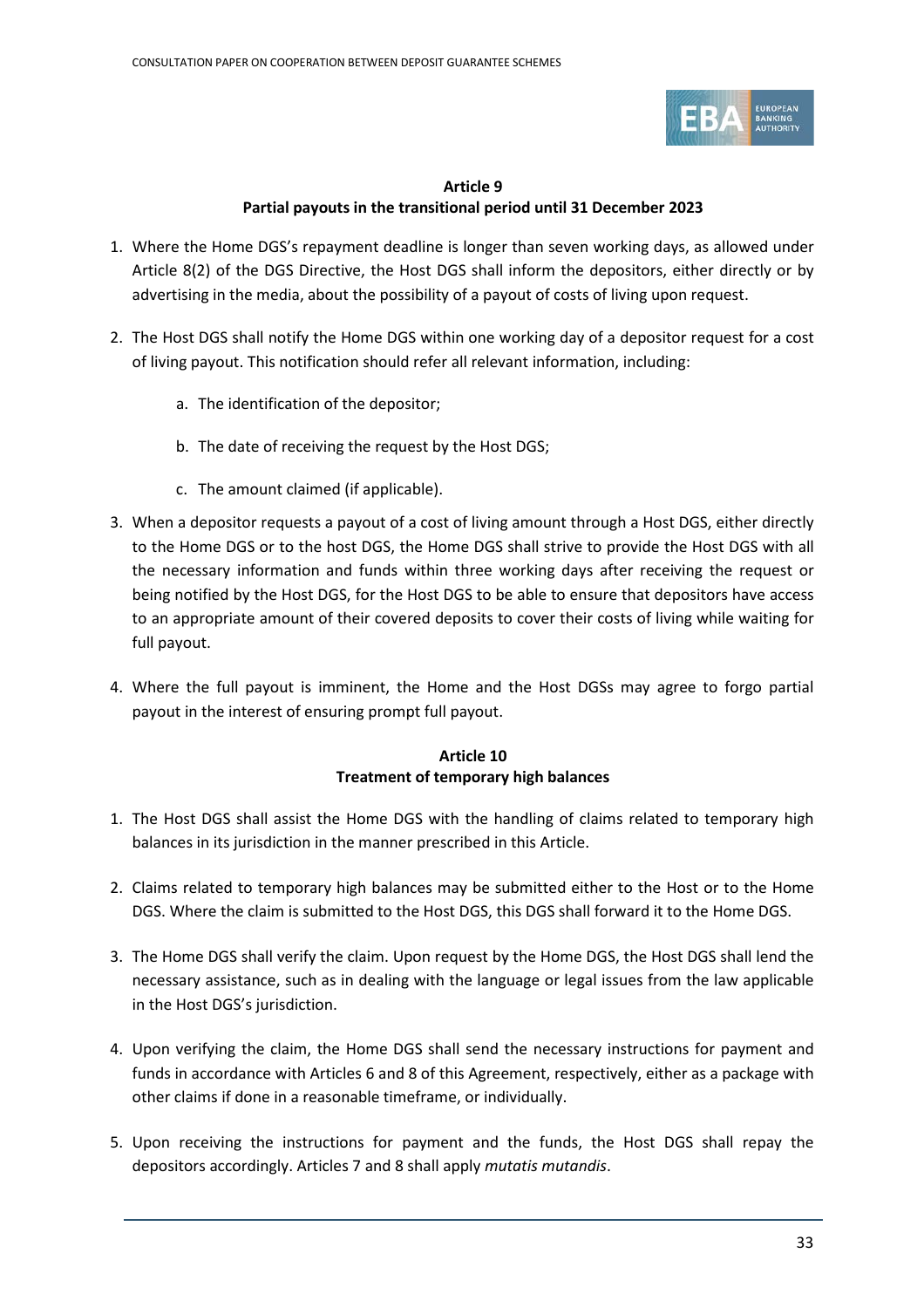### Article 9
### Partial payouts in the transitional period until 31 December 2023

1. Where the Home DGS's repayment deadline is longer than seven working days, as allowed under Article 8(2) of the DGS Directive, the Host DGS shall inform the depositors, either directly or by advertising in the media, about the possibility of a payout of costs of living upon request.

2. The Host DGS shall notify the Home DGS within one working day of a depositor request for a cost of living payout. This notification should refer all relevant information, including:

   a. The identification of the depositor;

   b. The date of receiving the request by the Host DGS;

   c. The amount claimed (if applicable).

3. When a depositor requests a payout of a cost of living amount through a Host DGS, either directly to the Home DGS or to the host DGS, the Home DGS shall strive to provide the Host DGS with all the necessary information and funds within three working days after receiving the request or being notified by the Host DGS, for the Host DGS to be able to ensure that depositors have access to an appropriate amount of their covered deposits to cover their costs of living while waiting for full payout.

4. Where the full payout is imminent, the Home and the Host DGSs may agree to forgo partial payout in the interest of ensuring prompt full payout.

### Article 10
### Treatment of temporary high balances

1. The Host DGS shall assist the Home DGS with the handling of claims related to temporary high balances in its jurisdiction in the manner prescribed in this Article.

2. Claims related to temporary high balances may be submitted either to the Host or to the Home DGS. Where the claim is submitted to the Host DGS, this DGS shall forward it to the Home DGS.

3. The Home DGS shall verify the claim. Upon request by the Home DGS, the Host DGS shall lend the necessary assistance, such as in dealing with the language or legal issues from the law applicable in the Host DGS's jurisdiction.

4. Upon verifying the claim, the Home DGS shall send the necessary instructions for payment and funds in accordance with Articles 6 and 8 of this Agreement, respectively, either as a package with other claims if done in a reasonable timeframe, or individually.

5. Upon receiving the instructions for payment and the funds, the Host DGS shall repay the depositors accordingly. Articles 7 and 8 shall apply *mutatis mutandis*.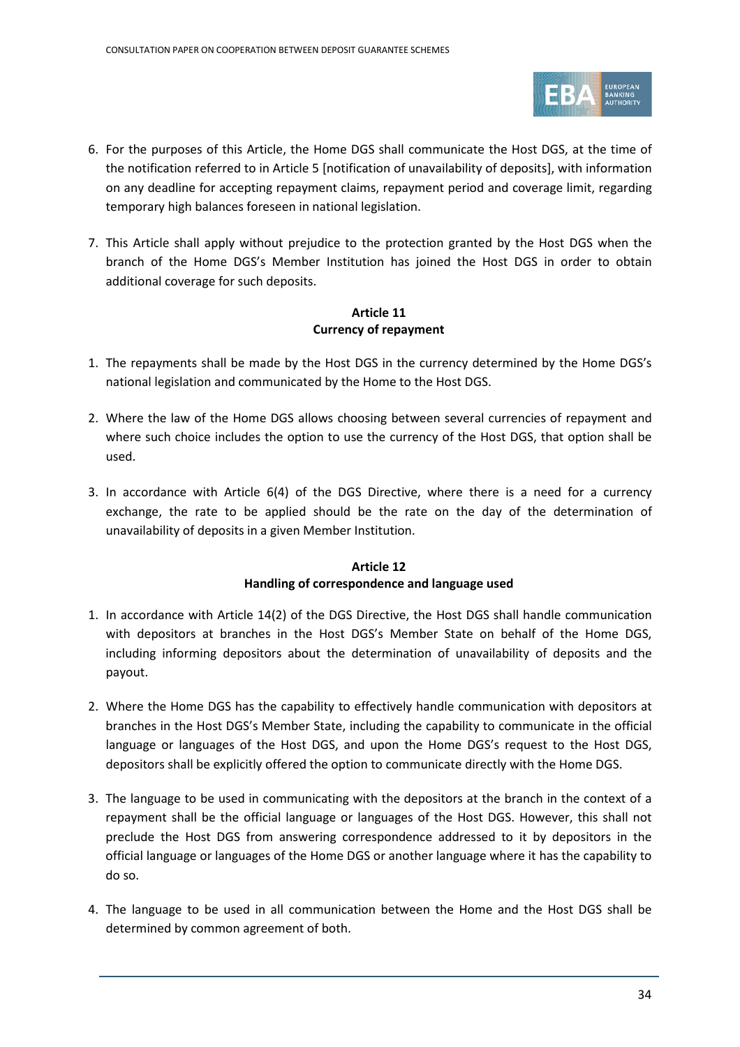6. For the purposes of this Article, the Home DGS shall communicate the Host DGS, at the time of the notification referred to in Article 5 [notification of unavailability of deposits], with information on any deadline for accepting repayment claims, repayment period and coverage limit, regarding temporary high balances foreseen in national legislation.

7. This Article shall apply without prejudice to the protection granted by the Host DGS when the branch of the Home DGS's Member Institution has joined the Host DGS in order to obtain additional coverage for such deposits.

**Article 11**
**Currency of repayment**

1. The repayments shall be made by the Host DGS in the currency determined by the Home DGS's national legislation and communicated by the Home to the Host DGS.

2. Where the law of the Home DGS allows choosing between several currencies of repayment and where such choice includes the option to use the currency of the Host DGS, that option shall be used.

3. In accordance with Article 6(4) of the DGS Directive, where there is a need for a currency exchange, the rate to be applied should be the rate on the day of the determination of unavailability of deposits in a given Member Institution.

**Article 12**
**Handling of correspondence and language used**

1. In accordance with Article 14(2) of the DGS Directive, the Host DGS shall handle communication with depositors at branches in the Host DGS's Member State on behalf of the Home DGS, including informing depositors about the determination of unavailability of deposits and the payout.

2. Where the Home DGS has the capability to effectively handle communication with depositors at branches in the Host DGS's Member State, including the capability to communicate in the official language or languages of the Host DGS, and upon the Home DGS's request to the Host DGS, depositors shall be explicitly offered the option to communicate directly with the Home DGS.

3. The language to be used in communicating with the depositors at the branch in the context of a repayment shall be the official language or languages of the Host DGS. However, this shall not preclude the Host DGS from answering correspondence addressed to it by depositors in the official language or languages of the Home DGS or another language where it has the capability to do so.

4. The language to be used in all communication between the Home and the Host DGS shall be determined by common agreement of both.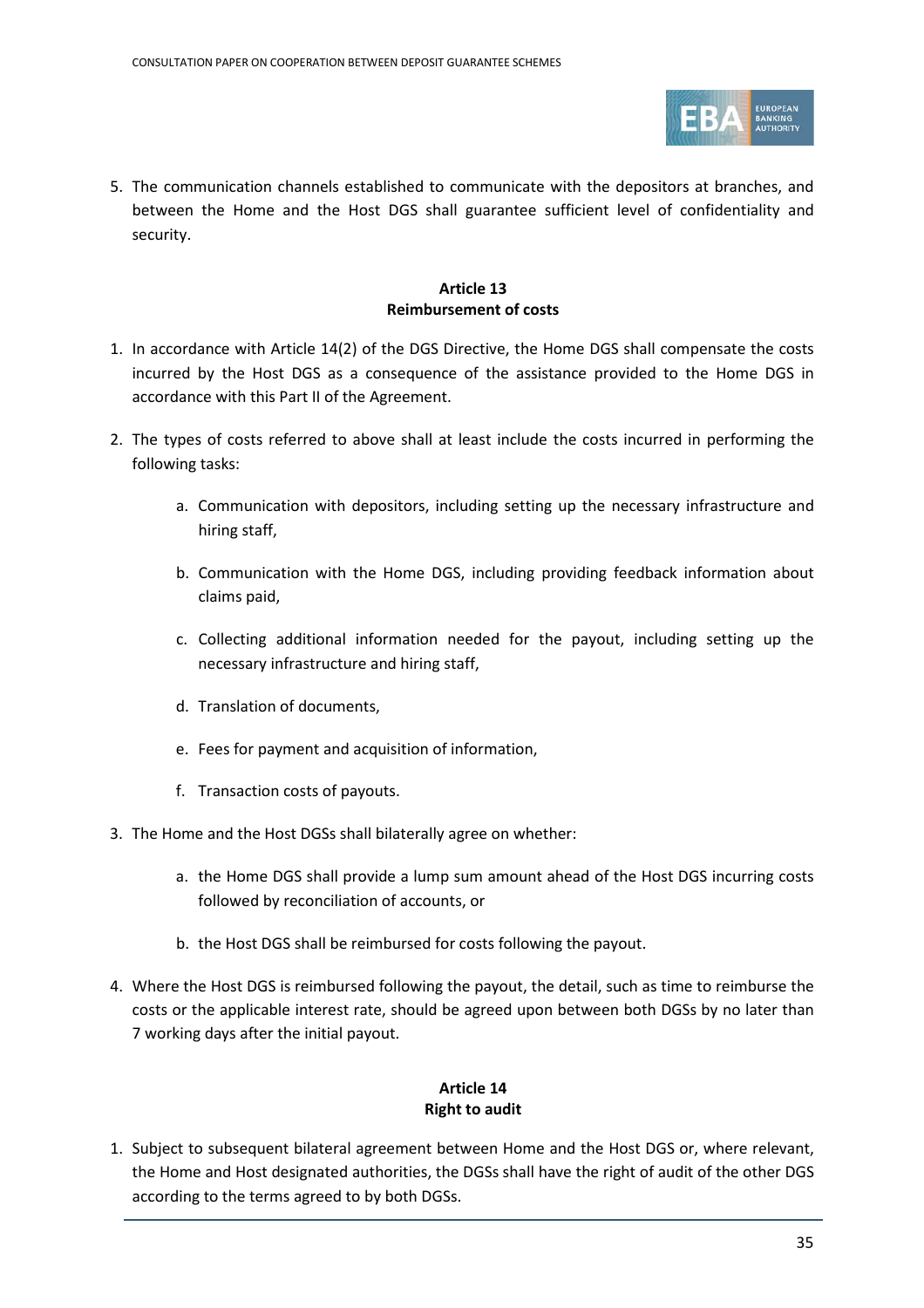5. The communication channels established to communicate with the depositors at branches, and between the Home and the Host DGS shall guarantee sufficient level of confidentiality and security.

**Article 13**
**Reimbursement of costs**

1. In accordance with Article 14(2) of the DGS Directive, the Home DGS shall compensate the costs incurred by the Host DGS as a consequence of the assistance provided to the Home DGS in accordance with this Part II of the Agreement.

2. The types of costs referred to above shall at least include the costs incurred in performing the following tasks:

   a. Communication with depositors, including setting up the necessary infrastructure and hiring staff,

   b. Communication with the Home DGS, including providing feedback information about claims paid,

   c. Collecting additional information needed for the payout, including setting up the necessary infrastructure and hiring staff,

   d. Translation of documents,

   e. Fees for payment and acquisition of information,

   f. Transaction costs of payouts.

3. The Home and the Host DGSs shall bilaterally agree on whether:

   a. the Home DGS shall provide a lump sum amount ahead of the Host DGS incurring costs followed by reconciliation of accounts, or

   b. the Host DGS shall be reimbursed for costs following the payout.

4. Where the Host DGS is reimbursed following the payout, the detail, such as time to reimburse the costs or the applicable interest rate, should be agreed upon between both DGSs by no later than 7 working days after the initial payout.

**Article 14**
**Right to audit**

1. Subject to subsequent bilateral agreement between Home and the Host DGS or, where relevant, the Home and Host designated authorities, the DGSs shall have the right of audit of the other DGS according to the terms agreed to by both DGSs.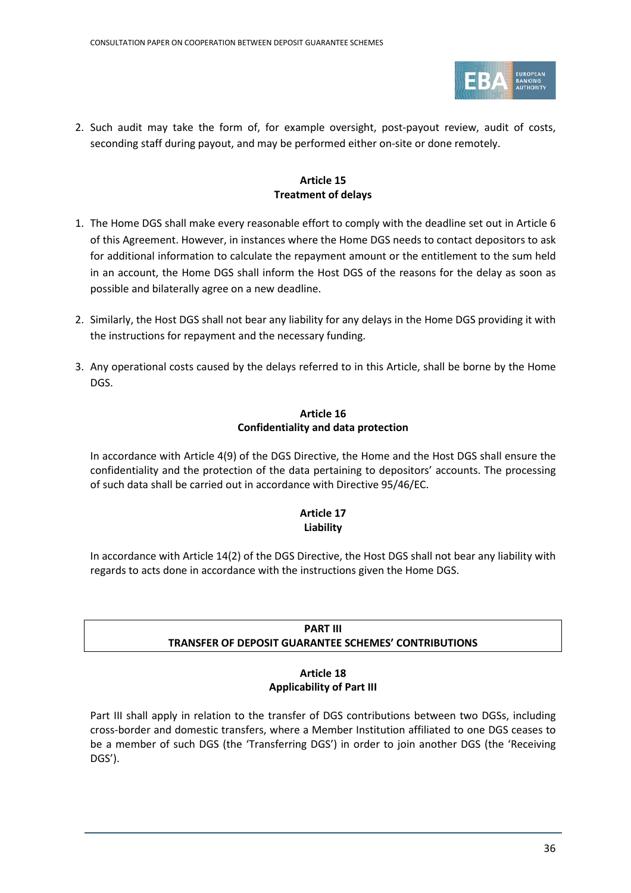2. Such audit may take the form of, for example oversight, post-payout review, audit of costs, seconding staff during payout, and may be performed either on-site or done remotely.

**Article 15**
**Treatment of delays**

1. The Home DGS shall make every reasonable effort to comply with the deadline set out in Article 6 of this Agreement. However, in instances where the Home DGS needs to contact depositors to ask for additional information to calculate the repayment amount or the entitlement to the sum held in an account, the Home DGS shall inform the Host DGS of the reasons for the delay as soon as possible and bilaterally agree on a new deadline.

2. Similarly, the Host DGS shall not bear any liability for any delays in the Home DGS providing it with the instructions for repayment and the necessary funding.

3. Any operational costs caused by the delays referred to in this Article, shall be borne by the Home DGS.

**Article 16**
**Confidentiality and data protection**

In accordance with Article 4(9) of the DGS Directive, the Home and the Host DGS shall ensure the confidentiality and the protection of the data pertaining to depositors' accounts. The processing of such data shall be carried out in accordance with Directive 95/46/EC.

**Article 17**
**Liability**

In accordance with Article 14(2) of the DGS Directive, the Host DGS shall not bear any liability with regards to acts done in accordance with the instructions given the Home DGS.

## PART III
## TRANSFER OF DEPOSIT GUARANTEE SCHEMES' CONTRIBUTIONS

**Article 18**
**Applicability of Part III**

Part III shall apply in relation to the transfer of DGS contributions between two DGSs, including cross-border and domestic transfers, where a Member Institution affiliated to one DGS ceases to be a member of such DGS (the 'Transferring DGS') in order to join another DGS (the 'Receiving DGS').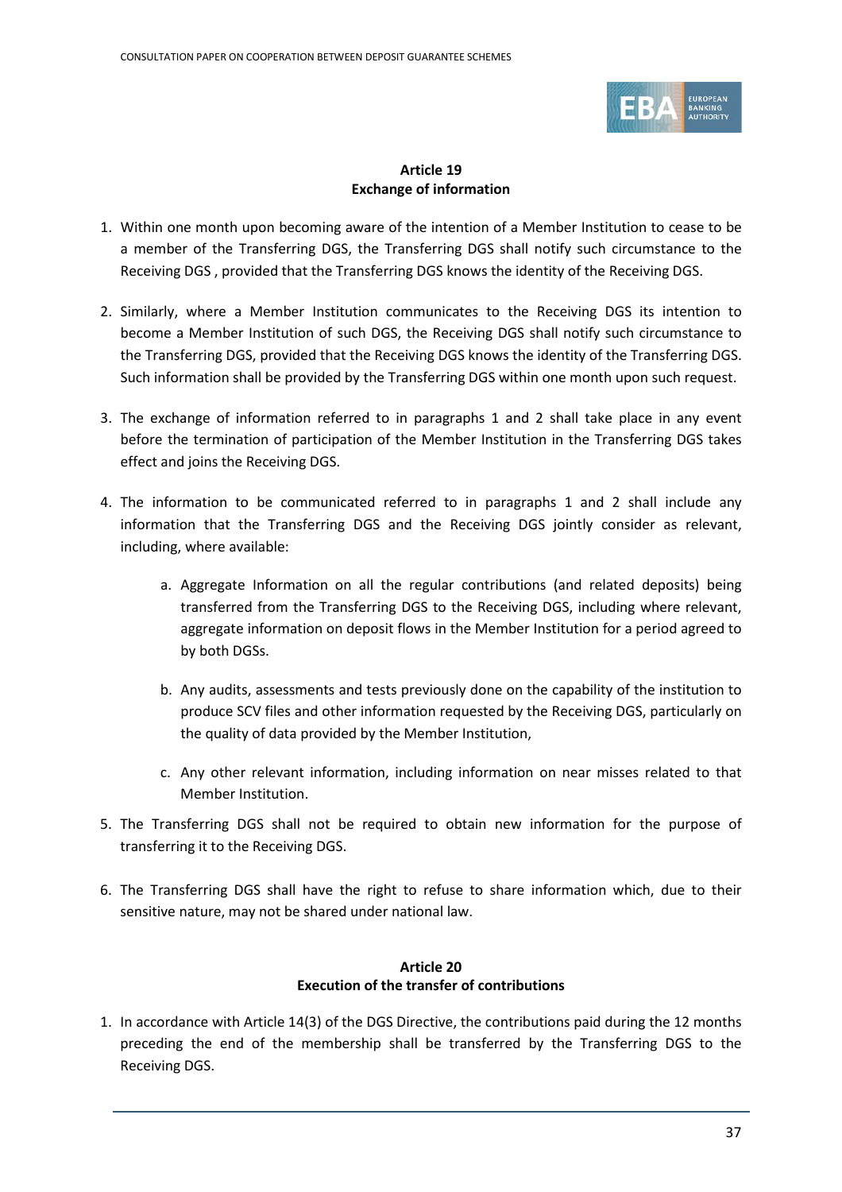**Article 19**
**Exchange of information**

1. Within one month upon becoming aware of the intention of a Member Institution to cease to be a member of the Transferring DGS, the Transferring DGS shall notify such circumstance to the Receiving DGS , provided that the Transferring DGS knows the identity of the Receiving DGS.

2. Similarly, where a Member Institution communicates to the Receiving DGS its intention to become a Member Institution of such DGS, the Receiving DGS shall notify such circumstance to the Transferring DGS, provided that the Receiving DGS knows the identity of the Transferring DGS. Such information shall be provided by the Transferring DGS within one month upon such request.

3. The exchange of information referred to in paragraphs 1 and 2 shall take place in any event before the termination of participation of the Member Institution in the Transferring DGS takes effect and joins the Receiving DGS.

4. The information to be communicated referred to in paragraphs 1 and 2 shall include any information that the Transferring DGS and the Receiving DGS jointly consider as relevant, including, where available:

    a. Aggregate Information on all the regular contributions (and related deposits) being transferred from the Transferring DGS to the Receiving DGS, including where relevant, aggregate information on deposit flows in the Member Institution for a period agreed to by both DGSs.

    b. Any audits, assessments and tests previously done on the capability of the institution to produce SCV files and other information requested by the Receiving DGS, particularly on the quality of data provided by the Member Institution,

    c. Any other relevant information, including information on near misses related to that Member Institution.

5. The Transferring DGS shall not be required to obtain new information for the purpose of transferring it to the Receiving DGS.

6. The Transferring DGS shall have the right to refuse to share information which, due to their sensitive nature, may not be shared under national law.

**Article 20**
**Execution of the transfer of contributions**

1. In accordance with Article 14(3) of the DGS Directive, the contributions paid during the 12 months preceding the end of the membership shall be transferred by the Transferring DGS to the Receiving DGS.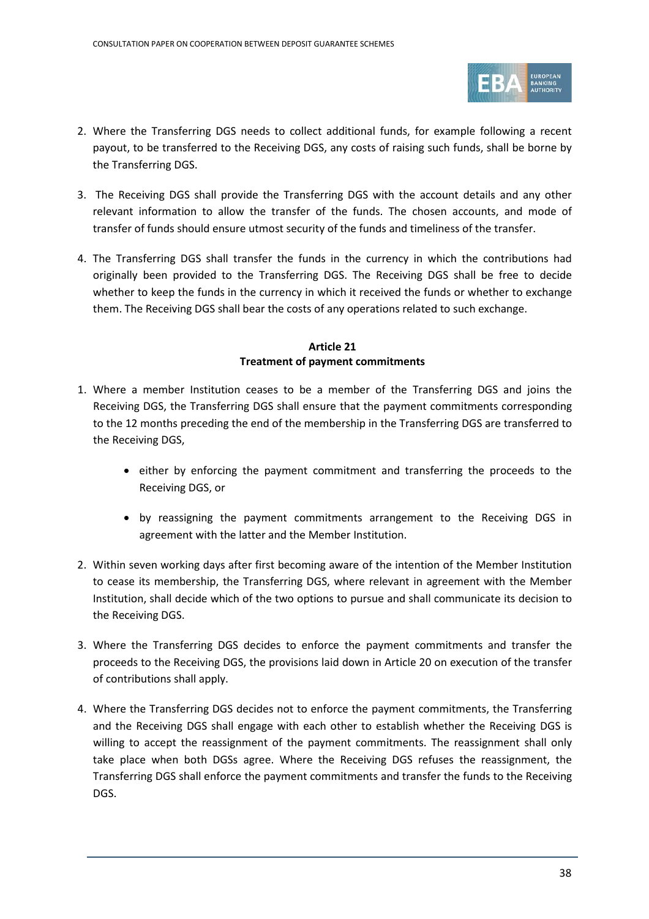2. Where the Transferring DGS needs to collect additional funds, for example following a recent payout, to be transferred to the Receiving DGS, any costs of raising such funds, shall be borne by the Transferring DGS.

3. The Receiving DGS shall provide the Transferring DGS with the account details and any other relevant information to allow the transfer of the funds. The chosen accounts, and mode of transfer of funds should ensure utmost security of the funds and timeliness of the transfer.

4. The Transferring DGS shall transfer the funds in the currency in which the contributions had originally been provided to the Transferring DGS. The Receiving DGS shall be free to decide whether to keep the funds in the currency in which it received the funds or whether to exchange them. The Receiving DGS shall bear the costs of any operations related to such exchange.

**Article 21**
**Treatment of payment commitments**

1. Where a member Institution ceases to be a member of the Transferring DGS and joins the Receiving DGS, the Transferring DGS shall ensure that the payment commitments corresponding to the 12 months preceding the end of the membership in the Transferring DGS are transferred to the Receiving DGS,

   - either by enforcing the payment commitment and transferring the proceeds to the Receiving DGS, or

   - by reassigning the payment commitments arrangement to the Receiving DGS in agreement with the latter and the Member Institution.

2. Within seven working days after first becoming aware of the intention of the Member Institution to cease its membership, the Transferring DGS, where relevant in agreement with the Member Institution, shall decide which of the two options to pursue and shall communicate its decision to the Receiving DGS.

3. Where the Transferring DGS decides to enforce the payment commitments and transfer the proceeds to the Receiving DGS, the provisions laid down in Article 20 on execution of the transfer of contributions shall apply.

4. Where the Transferring DGS decides not to enforce the payment commitments, the Transferring and the Receiving DGS shall engage with each other to establish whether the Receiving DGS is willing to accept the reassignment of the payment commitments. The reassignment shall only take place when both DGSs agree. Where the Receiving DGS refuses the reassignment, the Transferring DGS shall enforce the payment commitments and transfer the funds to the Receiving DGS.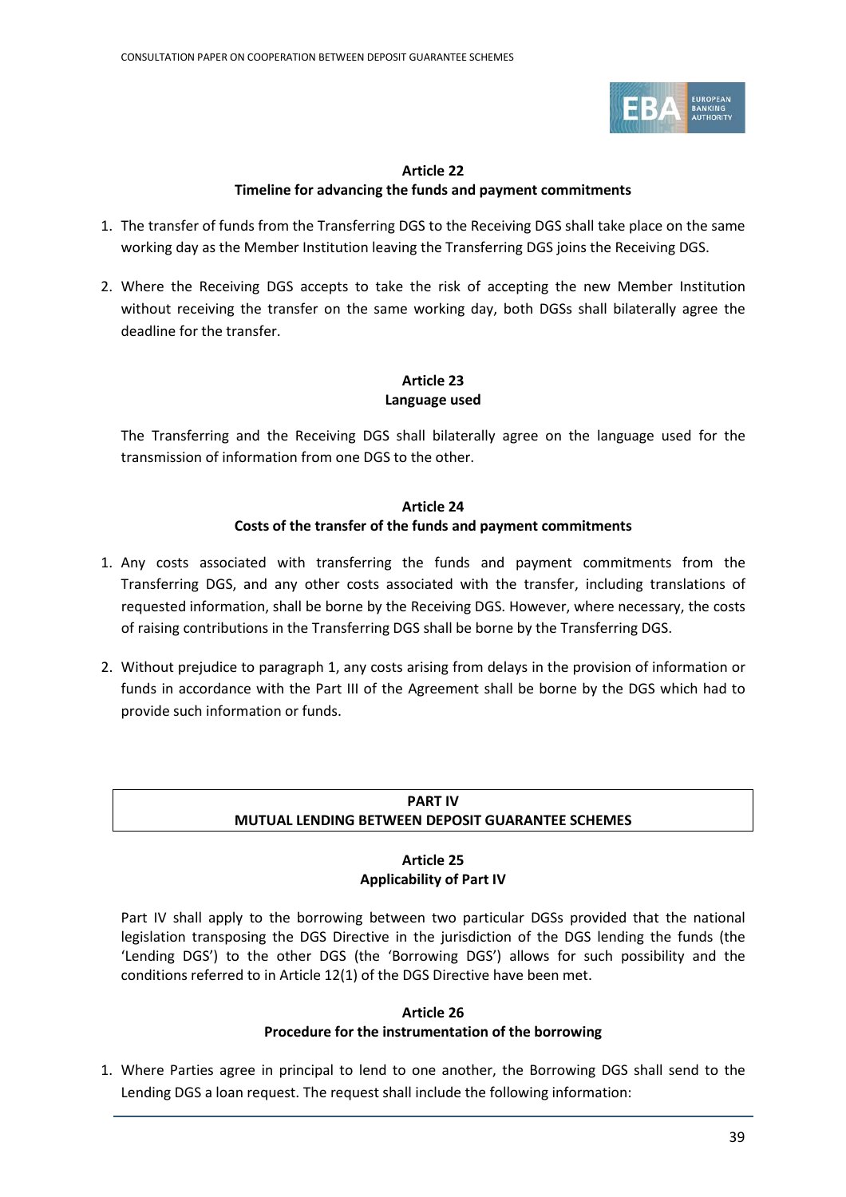**Article 22**
**Timeline for advancing the funds and payment commitments**

1. The transfer of funds from the Transferring DGS to the Receiving DGS shall take place on the same working day as the Member Institution leaving the Transferring DGS joins the Receiving DGS.

2. Where the Receiving DGS accepts to take the risk of accepting the new Member Institution without receiving the transfer on the same working day, both DGSs shall bilaterally agree the deadline for the transfer.

**Article 23**
**Language used**

The Transferring and the Receiving DGS shall bilaterally agree on the language used for the transmission of information from one DGS to the other.

**Article 24**
**Costs of the transfer of the funds and payment commitments**

1. Any costs associated with transferring the funds and payment commitments from the Transferring DGS, and any other costs associated with the transfer, including translations of requested information, shall be borne by the Receiving DGS. However, where necessary, the costs of raising contributions in the Transferring DGS shall be borne by the Transferring DGS.

2. Without prejudice to paragraph 1, any costs arising from delays in the provision of information or funds in accordance with the Part III of the Agreement shall be borne by the DGS which had to provide such information or funds.

## PART IV
## MUTUAL LENDING BETWEEN DEPOSIT GUARANTEE SCHEMES

**Article 25**
**Applicability of Part IV**

Part IV shall apply to the borrowing between two particular DGSs provided that the national legislation transposing the DGS Directive in the jurisdiction of the DGS lending the funds (the 'Lending DGS') to the other DGS (the 'Borrowing DGS') allows for such possibility and the conditions referred to in Article 12(1) of the DGS Directive have been met.

**Article 26**
**Procedure for the instrumentation of the borrowing**

1. Where Parties agree in principal to lend to one another, the Borrowing DGS shall send to the Lending DGS a loan request. The request shall include the following information: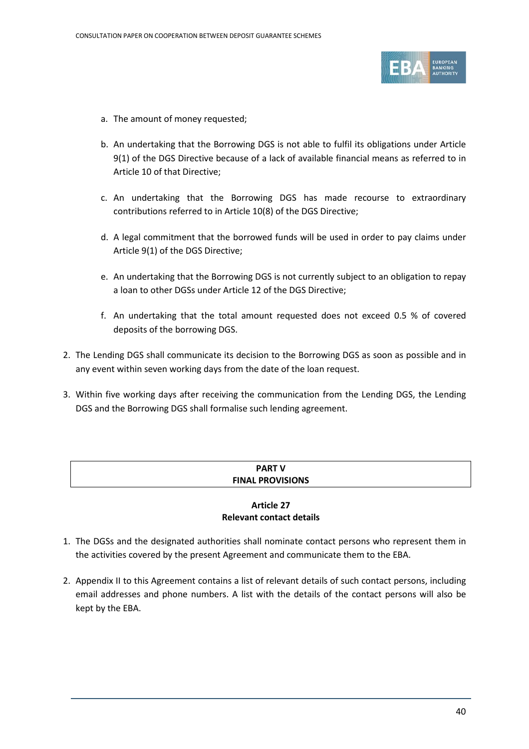a. The amount of money requested;

   b. An undertaking that the Borrowing DGS is not able to fulfil its obligations under Article 9(1) of the DGS Directive because of a lack of available financial means as referred to in Article 10 of that Directive;

   c. An undertaking that the Borrowing DGS has made recourse to extraordinary contributions referred to in Article 10(8) of the DGS Directive;

   d. A legal commitment that the borrowed funds will be used in order to pay claims under Article 9(1) of the DGS Directive;

   e. An undertaking that the Borrowing DGS is not currently subject to an obligation to repay a loan to other DGSs under Article 12 of the DGS Directive;

   f. An undertaking that the total amount requested does not exceed 0.5 % of covered deposits of the borrowing DGS.

2. The Lending DGS shall communicate its decision to the Borrowing DGS as soon as possible and in any event within seven working days from the date of the loan request.

3. Within five working days after receiving the communication from the Lending DGS, the Lending DGS and the Borrowing DGS shall formalise such lending agreement.

## PART V
## FINAL PROVISIONS

### Article 27
### Relevant contact details

1. The DGSs and the designated authorities shall nominate contact persons who represent them in the activities covered by the present Agreement and communicate them to the EBA.

2. Appendix II to this Agreement contains a list of relevant details of such contact persons, including email addresses and phone numbers. A list with the details of the contact persons will also be kept by the EBA.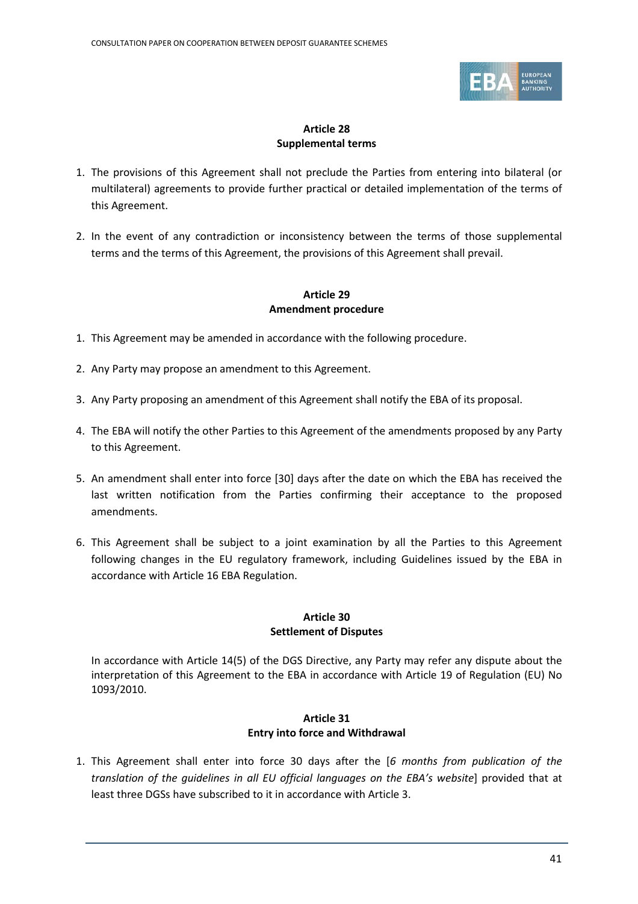**Article 28**
**Supplemental terms**

1. The provisions of this Agreement shall not preclude the Parties from entering into bilateral (or multilateral) agreements to provide further practical or detailed implementation of the terms of this Agreement.

2. In the event of any contradiction or inconsistency between the terms of those supplemental terms and the terms of this Agreement, the provisions of this Agreement shall prevail.

**Article 29**
**Amendment procedure**

1. This Agreement may be amended in accordance with the following procedure.

2. Any Party may propose an amendment to this Agreement.

3. Any Party proposing an amendment of this Agreement shall notify the EBA of its proposal.

4. The EBA will notify the other Parties to this Agreement of the amendments proposed by any Party to this Agreement.

5. An amendment shall enter into force [30] days after the date on which the EBA has received the last written notification from the Parties confirming their acceptance to the proposed amendments.

6. This Agreement shall be subject to a joint examination by all the Parties to this Agreement following changes in the EU regulatory framework, including Guidelines issued by the EBA in accordance with Article 16 EBA Regulation.

**Article 30**
**Settlement of Disputes**

In accordance with Article 14(5) of the DGS Directive, any Party may refer any dispute about the interpretation of this Agreement to the EBA in accordance with Article 19 of Regulation (EU) No 1093/2010.

**Article 31**
**Entry into force and Withdrawal**

1. This Agreement shall enter into force 30 days after the [*6 months from publication of the translation of the guidelines in all EU official languages on the EBA's website*] provided that at least three DGSs have subscribed to it in accordance with Article 3.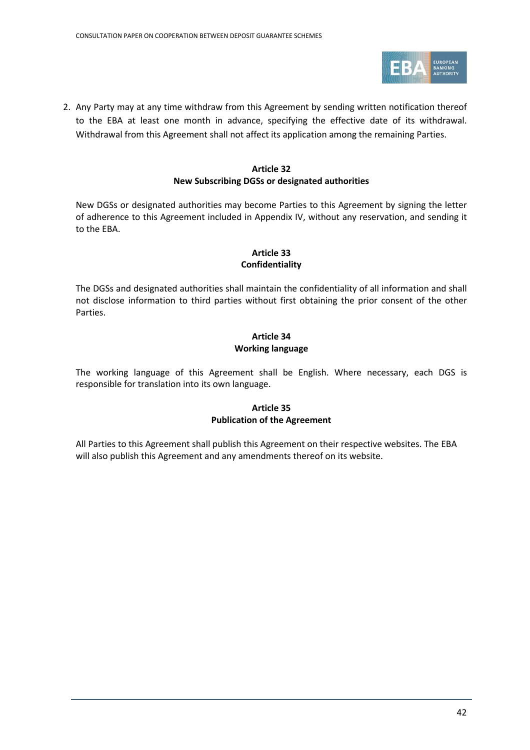2. Any Party may at any time withdraw from this Agreement by sending written notification thereof to the EBA at least one month in advance, specifying the effective date of its withdrawal. Withdrawal from this Agreement shall not affect its application among the remaining Parties.

### Article 32
### New Subscribing DGSs or designated authorities

New DGSs or designated authorities may become Parties to this Agreement by signing the letter of adherence to this Agreement included in Appendix IV, without any reservation, and sending it to the EBA.

### Article 33
### Confidentiality

The DGSs and designated authorities shall maintain the confidentiality of all information and shall not disclose information to third parties without first obtaining the prior consent of the other Parties.

### Article 34
### Working language

The working language of this Agreement shall be English. Where necessary, each DGS is responsible for translation into its own language.

### Article 35
### Publication of the Agreement

All Parties to this Agreement shall publish this Agreement on their respective websites. The EBA will also publish this Agreement and any amendments thereof on its website.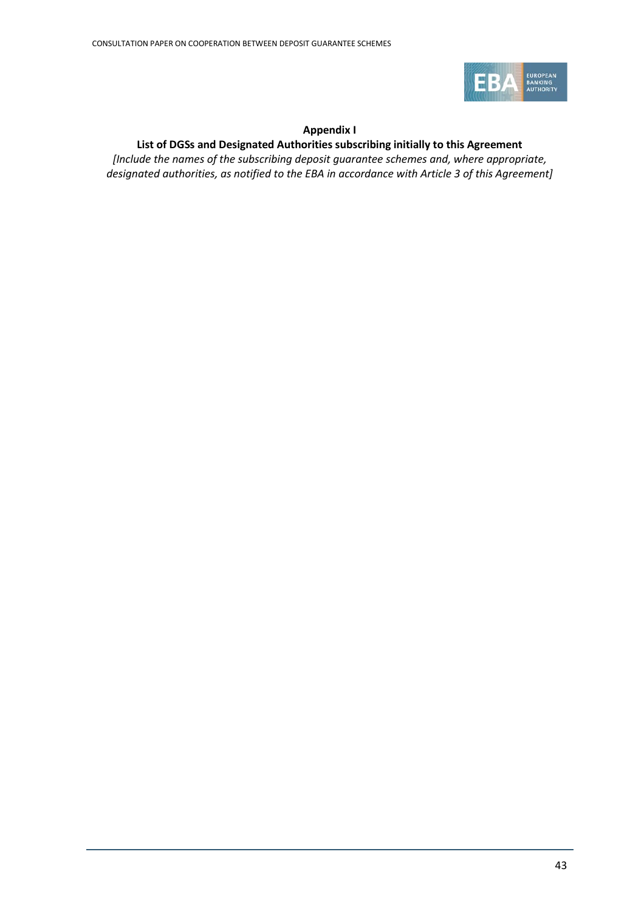**Appendix I**

**List of DGSs and Designated Authorities subscribing initially to this Agreement**

*[Include the names of the subscribing deposit guarantee schemes and, where appropriate, designated authorities, as notified to the EBA in accordance with Article 3 of this Agreement]*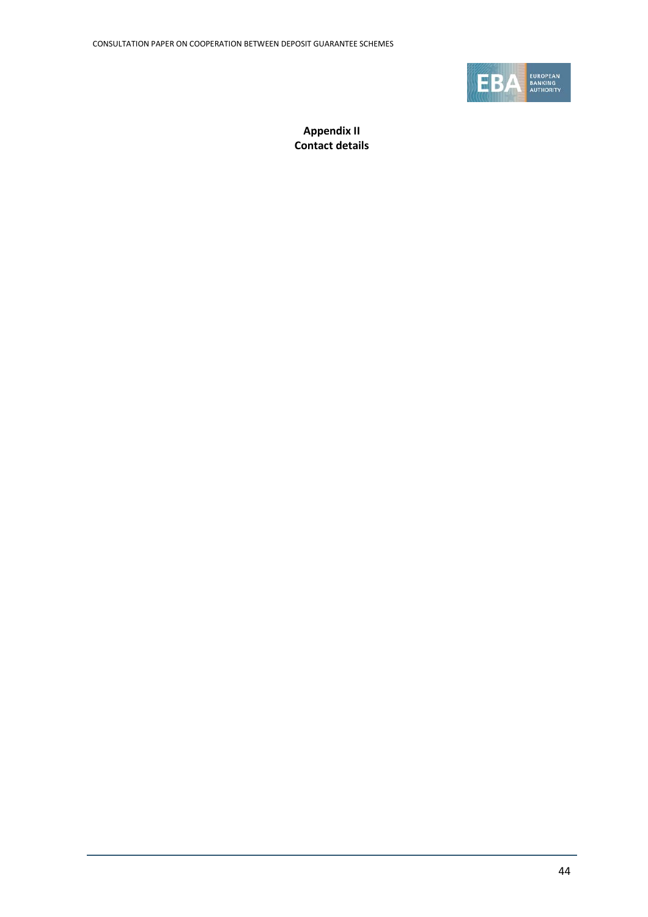**Appendix II**
**Contact details**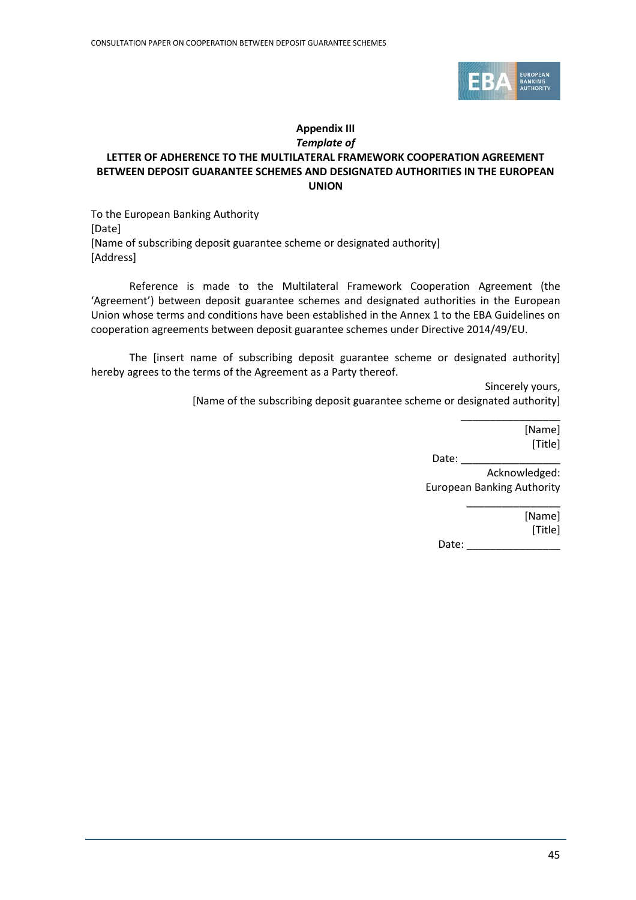## Appendix III

***Template of***

**LETTER OF ADHERENCE TO THE MULTILATERAL FRAMEWORK COOPERATION AGREEMENT BETWEEN DEPOSIT GUARANTEE SCHEMES AND DESIGNATED AUTHORITIES IN THE EUROPEAN UNION**

To the European Banking Authority
[Date]
[Name of subscribing deposit guarantee scheme or designated authority]
[Address]

Reference is made to the Multilateral Framework Cooperation Agreement (the 'Agreement') between deposit guarantee schemes and designated authorities in the European Union whose terms and conditions have been established in the Annex 1 to the EBA Guidelines on cooperation agreements between deposit guarantee schemes under Directive 2014/49/EU.

The [insert name of subscribing deposit guarantee scheme or designated authority] hereby agrees to the terms of the Agreement as a Party thereof.

Sincerely yours,
[Name of the subscribing deposit guarantee scheme or designated authority]

_________________
[Name]
[Title]
Date: _________________

Acknowledged:
European Banking Authority

________________
[Name]
[Title]
Date: ________________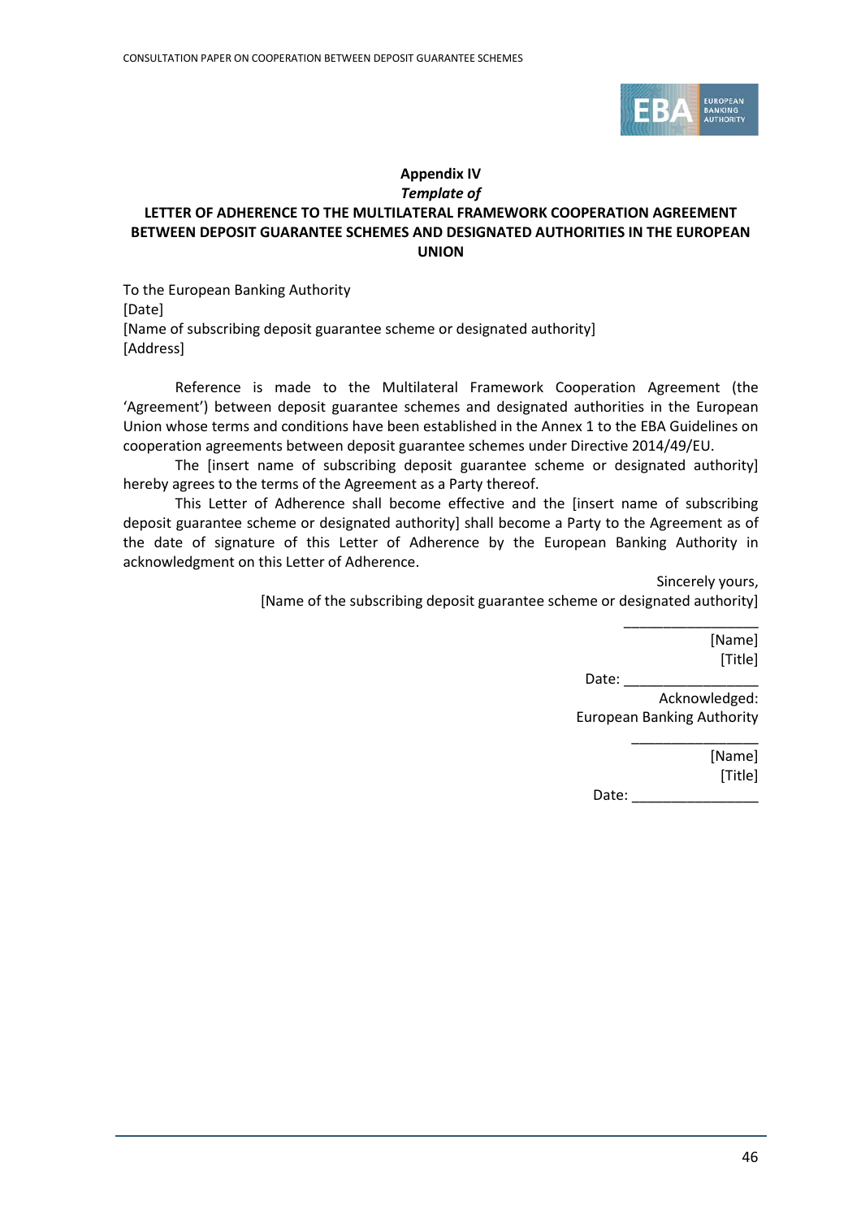## Appendix IV

***Template of***

**LETTER OF ADHERENCE TO THE MULTILATERAL FRAMEWORK COOPERATION AGREEMENT BETWEEN DEPOSIT GUARANTEE SCHEMES AND DESIGNATED AUTHORITIES IN THE EUROPEAN UNION**

To the European Banking Authority
[Date]
[Name of subscribing deposit guarantee scheme or designated authority]
[Address]

Reference is made to the Multilateral Framework Cooperation Agreement (the 'Agreement') between deposit guarantee schemes and designated authorities in the European Union whose terms and conditions have been established in the Annex 1 to the EBA Guidelines on cooperation agreements between deposit guarantee schemes under Directive 2014/49/EU.

The [insert name of subscribing deposit guarantee scheme or designated authority] hereby agrees to the terms of the Agreement as a Party thereof.

This Letter of Adherence shall become effective and the [insert name of subscribing deposit guarantee scheme or designated authority] shall become a Party to the Agreement as of the date of signature of this Letter of Adherence by the European Banking Authority in acknowledgment on this Letter of Adherence.

Sincerely yours,
[Name of the subscribing deposit guarantee scheme or designated authority]

\_\_\_\_\_\_\_\_\_\_\_\_\_\_\_\_\_
[Name]
[Title]
Date: \_\_\_\_\_\_\_\_\_\_\_\_\_\_\_\_\_

Acknowledged:
European Banking Authority

\_\_\_\_\_\_\_\_\_\_\_\_\_\_\_\_
[Name]
[Title]
Date: \_\_\_\_\_\_\_\_\_\_\_\_\_\_\_\_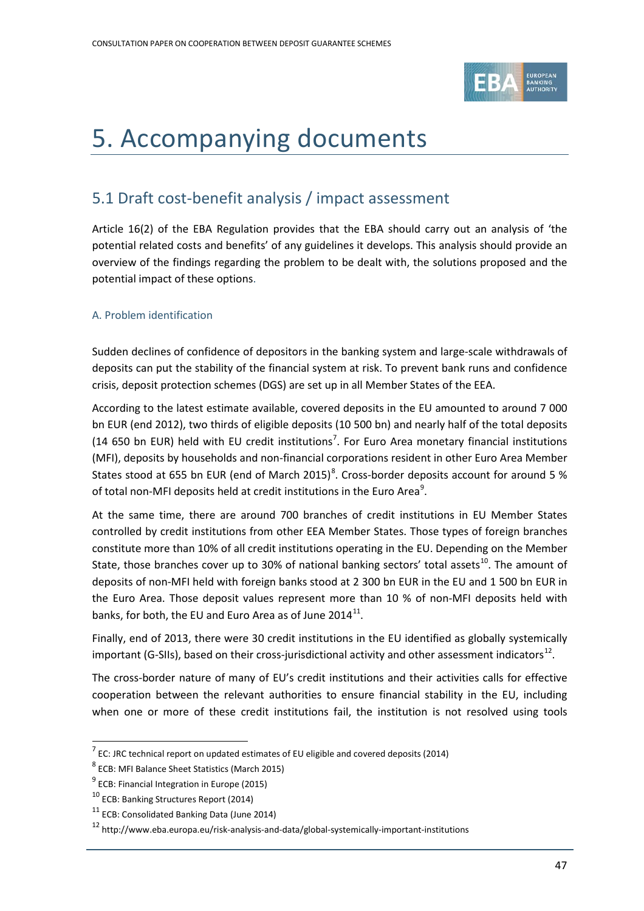// Page 47

# 5. Accompanying documents

## 5.1 Draft cost-benefit analysis / impact assessment

Article 16(2) of the EBA Regulation provides that the EBA should carry out an analysis of 'the potential related costs and benefits' of any guidelines it develops. This analysis should provide an overview of the findings regarding the problem to be dealt with, the solutions proposed and the potential impact of these options.

### A. Problem identification

Sudden declines of confidence of depositors in the banking system and large-scale withdrawals of deposits can put the stability of the financial system at risk. To prevent bank runs and confidence crisis, deposit protection schemes (DGS) are set up in all Member States of the EEA.

According to the latest estimate available, covered deposits in the EU amounted to around 7 000 bn EUR (end 2012), two thirds of eligible deposits (10 500 bn) and nearly half of the total deposits (14 650 bn EUR) held with EU credit institutions[7]. For Euro Area monetary financial institutions (MFI), deposits by households and non-financial corporations resident in other Euro Area Member States stood at 655 bn EUR (end of March 2015)[8]. Cross-border deposits account for around 5 % of total non-MFI deposits held at credit institutions in the Euro Area[9].

At the same time, there are around 700 branches of credit institutions in EU Member States controlled by credit institutions from other EEA Member States. Those types of foreign branches constitute more than 10% of all credit institutions operating in the EU. Depending on the Member State, those branches cover up to 30% of national banking sectors' total assets[10]. The amount of deposits of non-MFI held with foreign banks stood at 2 300 bn EUR in the EU and 1 500 bn EUR in the Euro Area. Those deposit values represent more than 10 % of non-MFI deposits held with banks, for both, the EU and Euro Area as of June 2014[11].

Finally, end of 2013, there were 30 credit institutions in the EU identified as globally systemically important (G-SIIs), based on their cross-jurisdictional activity and other assessment indicators[12].

The cross-border nature of many of EU's credit institutions and their activities calls for effective cooperation between the relevant authorities to ensure financial stability in the EU, including when one or more of these credit institutions fail, the institution is not resolved using tools

---

[7] EC: JRC technical report on updated estimates of EU eligible and covered deposits (2014)

[8] ECB: MFI Balance Sheet Statistics (March 2015)

[9] ECB: Financial Integration in Europe (2015)

[10] ECB: Banking Structures Report (2014)

[11] ECB: Consolidated Banking Data (June 2014)

[12] http://www.eba.europa.eu/risk-analysis-and-data/global-systemically-important-institutions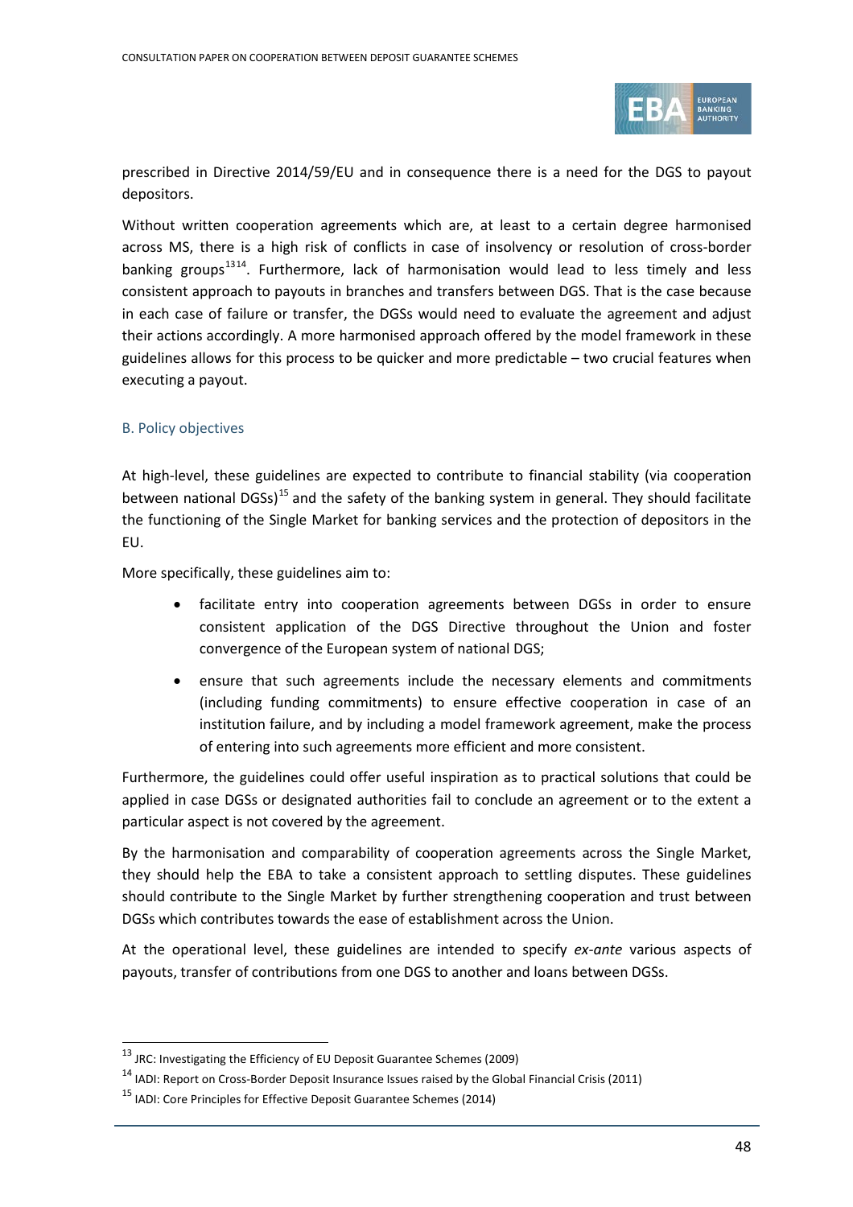prescribed in Directive 2014/59/EU and in consequence there is a need for the DGS to payout depositors.

Without written cooperation agreements which are, at least to a certain degree harmonised across MS, there is a high risk of conflicts in case of insolvency or resolution of cross-border banking groups[13][14]. Furthermore, lack of harmonisation would lead to less timely and less consistent approach to payouts in branches and transfers between DGS. That is the case because in each case of failure or transfer, the DGSs would need to evaluate the agreement and adjust their actions accordingly. A more harmonised approach offered by the model framework in these guidelines allows for this process to be quicker and more predictable – two crucial features when executing a payout.

### B. Policy objectives

At high-level, these guidelines are expected to contribute to financial stability (via cooperation between national DGSs)[15] and the safety of the banking system in general. They should facilitate the functioning of the Single Market for banking services and the protection of depositors in the EU.

More specifically, these guidelines aim to:

- facilitate entry into cooperation agreements between DGSs in order to ensure consistent application of the DGS Directive throughout the Union and foster convergence of the European system of national DGS;
- ensure that such agreements include the necessary elements and commitments (including funding commitments) to ensure effective cooperation in case of an institution failure, and by including a model framework agreement, make the process of entering into such agreements more efficient and more consistent.

Furthermore, the guidelines could offer useful inspiration as to practical solutions that could be applied in case DGSs or designated authorities fail to conclude an agreement or to the extent a particular aspect is not covered by the agreement.

By the harmonisation and comparability of cooperation agreements across the Single Market, they should help the EBA to take a consistent approach to settling disputes. These guidelines should contribute to the Single Market by further strengthening cooperation and trust between DGSs which contributes towards the ease of establishment across the Union.

At the operational level, these guidelines are intended to specify *ex-ante* various aspects of payouts, transfer of contributions from one DGS to another and loans between DGSs.

[13] JRC: Investigating the Efficiency of EU Deposit Guarantee Schemes (2009)

[14] IADI: Report on Cross-Border Deposit Insurance Issues raised by the Global Financial Crisis (2011)

[15] IADI: Core Principles for Effective Deposit Guarantee Schemes (2014)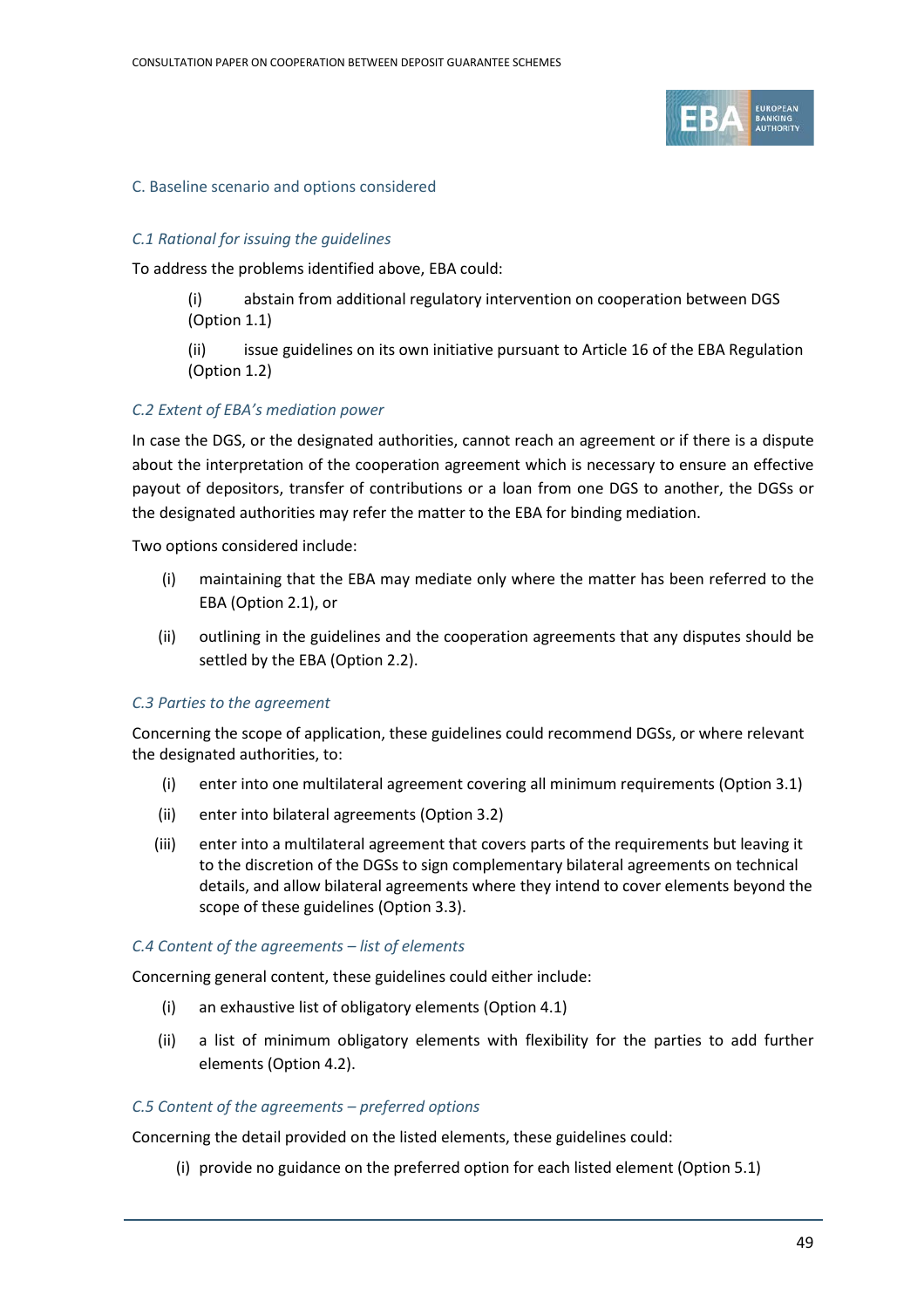### C. Baseline scenario and options considered

#### *C.1 Rational for issuing the guidelines*

To address the problems identified above, EBA could:

(i) abstain from additional regulatory intervention on cooperation between DGS (Option 1.1)

(ii) issue guidelines on its own initiative pursuant to Article 16 of the EBA Regulation (Option 1.2)

#### *C.2 Extent of EBA's mediation power*

In case the DGS, or the designated authorities, cannot reach an agreement or if there is a dispute about the interpretation of the cooperation agreement which is necessary to ensure an effective payout of depositors, transfer of contributions or a loan from one DGS to another, the DGSs or the designated authorities may refer the matter to the EBA for binding mediation.

Two options considered include:

(i) maintaining that the EBA may mediate only where the matter has been referred to the EBA (Option 2.1), or

(ii) outlining in the guidelines and the cooperation agreements that any disputes should be settled by the EBA (Option 2.2).

#### *C.3 Parties to the agreement*

Concerning the scope of application, these guidelines could recommend DGSs, or where relevant the designated authorities, to:

(i) enter into one multilateral agreement covering all minimum requirements (Option 3.1)

(ii) enter into bilateral agreements (Option 3.2)

(iii) enter into a multilateral agreement that covers parts of the requirements but leaving it to the discretion of the DGSs to sign complementary bilateral agreements on technical details, and allow bilateral agreements where they intend to cover elements beyond the scope of these guidelines (Option 3.3).

#### *C.4 Content of the agreements – list of elements*

Concerning general content, these guidelines could either include:

(i) an exhaustive list of obligatory elements (Option 4.1)

(ii) a list of minimum obligatory elements with flexibility for the parties to add further elements (Option 4.2).

#### *C.5 Content of the agreements – preferred options*

Concerning the detail provided on the listed elements, these guidelines could:

(i) provide no guidance on the preferred option for each listed element (Option 5.1)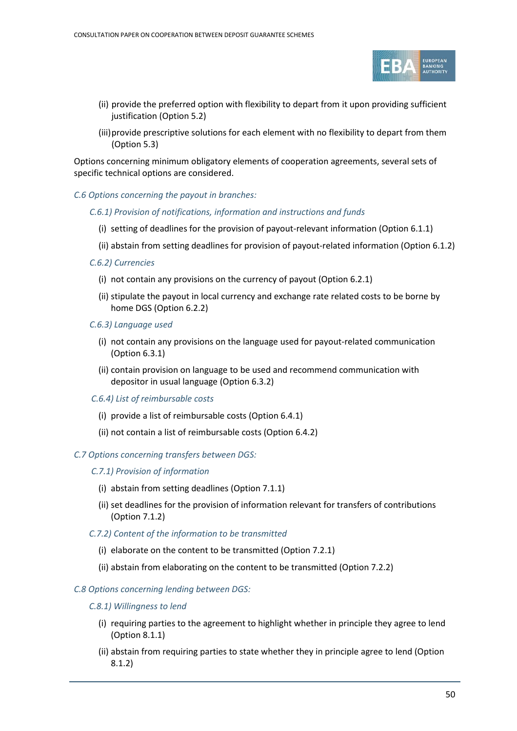(ii) provide the preferred option with flexibility to depart from it upon providing sufficient justification (Option 5.2)

(iii) provide prescriptive solutions for each element with no flexibility to depart from them (Option 5.3)

Options concerning minimum obligatory elements of cooperation agreements, several sets of specific technical options are considered.

*C.6 Options concerning the payout in branches:*

*C.6.1) Provision of notifications, information and instructions and funds*

(i) setting of deadlines for the provision of payout-relevant information (Option 6.1.1)

(ii) abstain from setting deadlines for provision of payout-related information (Option 6.1.2)

*C.6.2) Currencies*

(i) not contain any provisions on the currency of payout (Option 6.2.1)

(ii) stipulate the payout in local currency and exchange rate related costs to be borne by home DGS (Option 6.2.2)

*C.6.3) Language used*

(i) not contain any provisions on the language used for payout-related communication (Option 6.3.1)

(ii) contain provision on language to be used and recommend communication with depositor in usual language (Option 6.3.2)

*C.6.4) List of reimbursable costs*

(i) provide a list of reimbursable costs (Option 6.4.1)

(ii) not contain a list of reimbursable costs (Option 6.4.2)

*C.7 Options concerning transfers between DGS:*

*C.7.1) Provision of information*

(i) abstain from setting deadlines (Option 7.1.1)

(ii) set deadlines for the provision of information relevant for transfers of contributions (Option 7.1.2)

*C.7.2) Content of the information to be transmitted*

(i) elaborate on the content to be transmitted (Option 7.2.1)

(ii) abstain from elaborating on the content to be transmitted (Option 7.2.2)

*C.8 Options concerning lending between DGS:*

*C.8.1) Willingness to lend*

(i) requiring parties to the agreement to highlight whether in principle they agree to lend (Option 8.1.1)

(ii) abstain from requiring parties to state whether they in principle agree to lend (Option 8.1.2)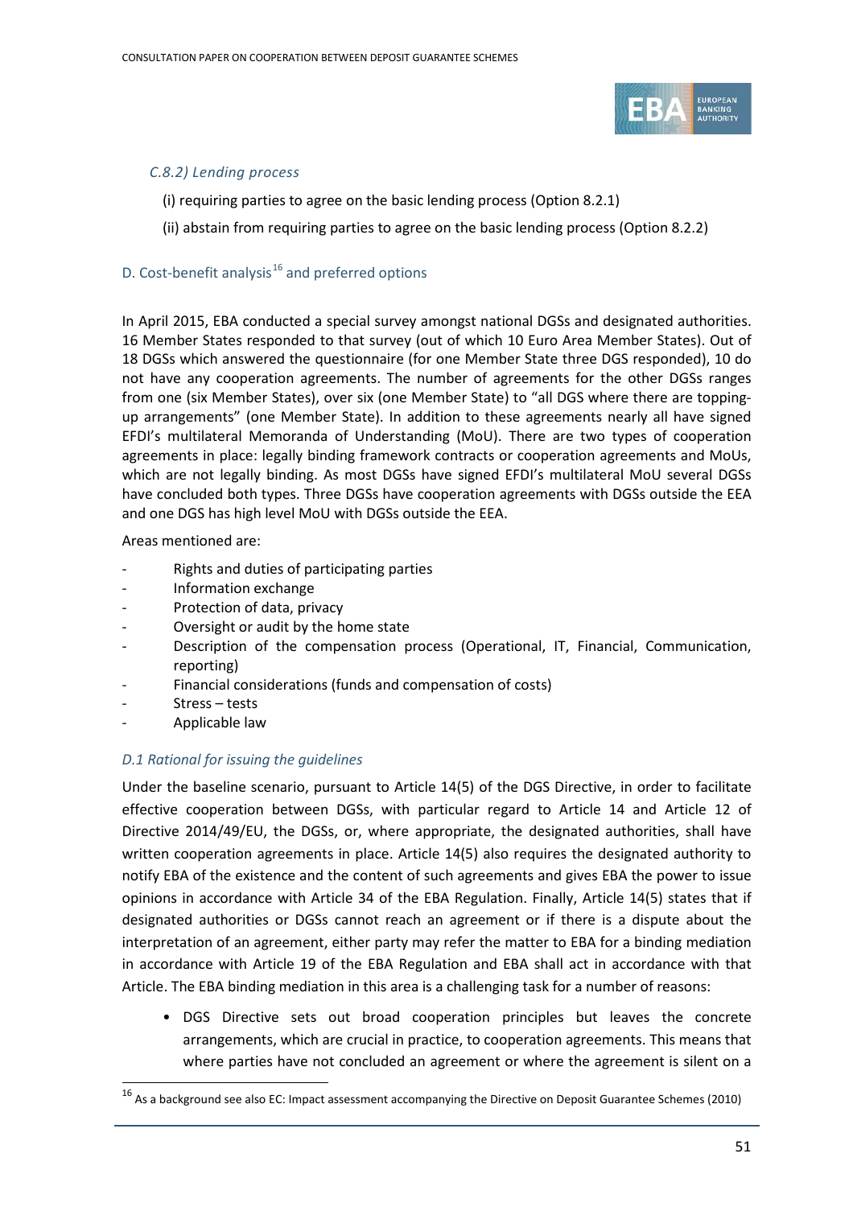*C.8.2) Lending process*

(i) requiring parties to agree on the basic lending process (Option 8.2.1)

(ii) abstain from requiring parties to agree on the basic lending process (Option 8.2.2)

## D. Cost-benefit analysis[16] and preferred options

In April 2015, EBA conducted a special survey amongst national DGSs and designated authorities. 16 Member States responded to that survey (out of which 10 Euro Area Member States). Out of 18 DGSs which answered the questionnaire (for one Member State three DGS responded), 10 do not have any cooperation agreements. The number of agreements for the other DGSs ranges from one (six Member States), over six (one Member State) to "all DGS where there are topping-up arrangements" (one Member State). In addition to these agreements nearly all have signed EFDI's multilateral Memoranda of Understanding (MoU). There are two types of cooperation agreements in place: legally binding framework contracts or cooperation agreements and MoUs, which are not legally binding. As most DGSs have signed EFDI's multilateral MoU several DGSs have concluded both types. Three DGSs have cooperation agreements with DGSs outside the EEA and one DGS has high level MoU with DGSs outside the EEA.

Areas mentioned are:

- Rights and duties of participating parties
- Information exchange
- Protection of data, privacy
- Oversight or audit by the home state
- Description of the compensation process (Operational, IT, Financial, Communication, reporting)
- Financial considerations (funds and compensation of costs)
- Stress – tests
- Applicable law

### *D.1 Rational for issuing the guidelines*

Under the baseline scenario, pursuant to Article 14(5) of the DGS Directive, in order to facilitate effective cooperation between DGSs, with particular regard to Article 14 and Article 12 of Directive 2014/49/EU, the DGSs, or, where appropriate, the designated authorities, shall have written cooperation agreements in place. Article 14(5) also requires the designated authority to notify EBA of the existence and the content of such agreements and gives EBA the power to issue opinions in accordance with Article 34 of the EBA Regulation. Finally, Article 14(5) states that if designated authorities or DGSs cannot reach an agreement or if there is a dispute about the interpretation of an agreement, either party may refer the matter to EBA for a binding mediation in accordance with Article 19 of the EBA Regulation and EBA shall act in accordance with that Article. The EBA binding mediation in this area is a challenging task for a number of reasons:

- DGS Directive sets out broad cooperation principles but leaves the concrete arrangements, which are crucial in practice, to cooperation agreements. This means that where parties have not concluded an agreement or where the agreement is silent on a

[16] As a background see also EC: Impact assessment accompanying the Directive on Deposit Guarantee Schemes (2010)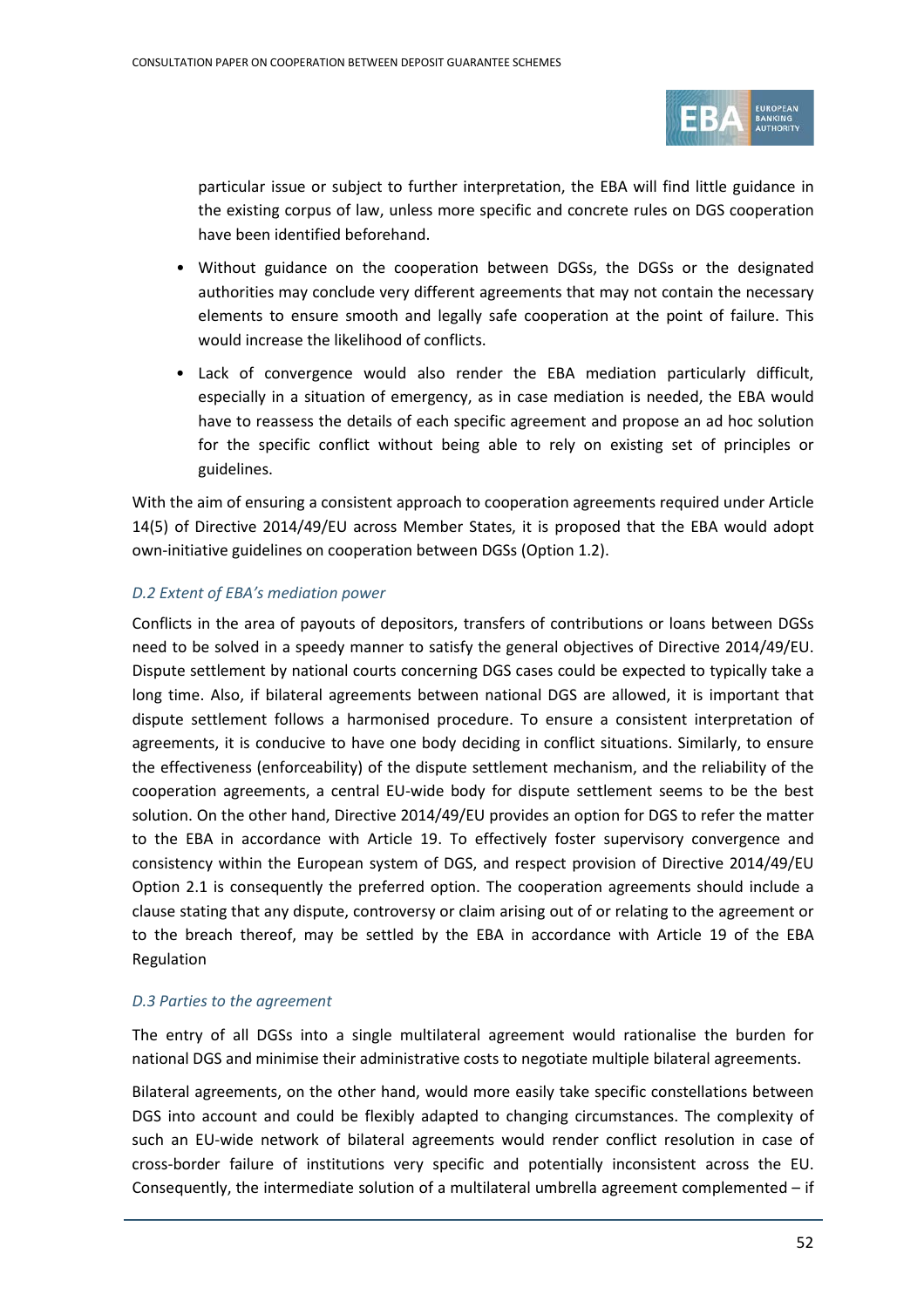particular issue or subject to further interpretation, the EBA will find little guidance in the existing corpus of law, unless more specific and concrete rules on DGS cooperation have been identified beforehand.

- Without guidance on the cooperation between DGSs, the DGSs or the designated authorities may conclude very different agreements that may not contain the necessary elements to ensure smooth and legally safe cooperation at the point of failure. This would increase the likelihood of conflicts.
- Lack of convergence would also render the EBA mediation particularly difficult, especially in a situation of emergency, as in case mediation is needed, the EBA would have to reassess the details of each specific agreement and propose an ad hoc solution for the specific conflict without being able to rely on existing set of principles or guidelines.

With the aim of ensuring a consistent approach to cooperation agreements required under Article 14(5) of Directive 2014/49/EU across Member States, it is proposed that the EBA would adopt own-initiative guidelines on cooperation between DGSs (Option 1.2).

### *D.2 Extent of EBA's mediation power*

Conflicts in the area of payouts of depositors, transfers of contributions or loans between DGSs need to be solved in a speedy manner to satisfy the general objectives of Directive 2014/49/EU. Dispute settlement by national courts concerning DGS cases could be expected to typically take a long time. Also, if bilateral agreements between national DGS are allowed, it is important that dispute settlement follows a harmonised procedure. To ensure a consistent interpretation of agreements, it is conducive to have one body deciding in conflict situations. Similarly, to ensure the effectiveness (enforceability) of the dispute settlement mechanism, and the reliability of the cooperation agreements, a central EU-wide body for dispute settlement seems to be the best solution. On the other hand, Directive 2014/49/EU provides an option for DGS to refer the matter to the EBA in accordance with Article 19. To effectively foster supervisory convergence and consistency within the European system of DGS, and respect provision of Directive 2014/49/EU Option 2.1 is consequently the preferred option. The cooperation agreements should include a clause stating that any dispute, controversy or claim arising out of or relating to the agreement or to the breach thereof, may be settled by the EBA in accordance with Article 19 of the EBA Regulation

### *D.3 Parties to the agreement*

The entry of all DGSs into a single multilateral agreement would rationalise the burden for national DGS and minimise their administrative costs to negotiate multiple bilateral agreements.

Bilateral agreements, on the other hand, would more easily take specific constellations between DGS into account and could be flexibly adapted to changing circumstances. The complexity of such an EU-wide network of bilateral agreements would render conflict resolution in case of cross-border failure of institutions very specific and potentially inconsistent across the EU. Consequently, the intermediate solution of a multilateral umbrella agreement complemented – if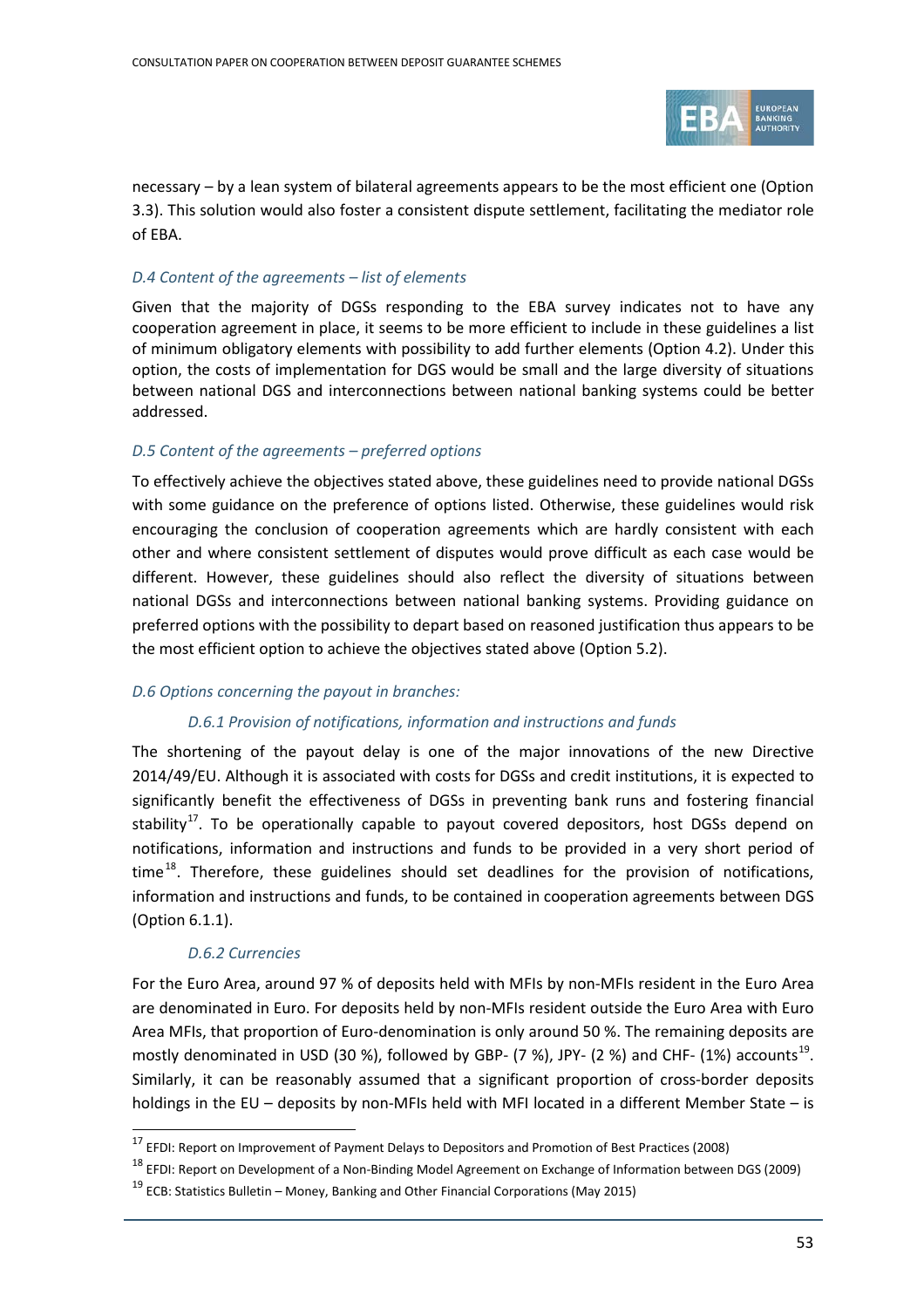necessary – by a lean system of bilateral agreements appears to be the most efficient one (Option 3.3). This solution would also foster a consistent dispute settlement, facilitating the mediator role of EBA.

*D.4 Content of the agreements – list of elements*

Given that the majority of DGSs responding to the EBA survey indicates not to have any cooperation agreement in place, it seems to be more efficient to include in these guidelines a list of minimum obligatory elements with possibility to add further elements (Option 4.2). Under this option, the costs of implementation for DGS would be small and the large diversity of situations between national DGS and interconnections between national banking systems could be better addressed.

*D.5 Content of the agreements – preferred options*

To effectively achieve the objectives stated above, these guidelines need to provide national DGSs with some guidance on the preference of options listed. Otherwise, these guidelines would risk encouraging the conclusion of cooperation agreements which are hardly consistent with each other and where consistent settlement of disputes would prove difficult as each case would be different. However, these guidelines should also reflect the diversity of situations between national DGSs and interconnections between national banking systems. Providing guidance on preferred options with the possibility to depart based on reasoned justification thus appears to be the most efficient option to achieve the objectives stated above (Option 5.2).

*D.6 Options concerning the payout in branches:*

*D.6.1 Provision of notifications, information and instructions and funds*

The shortening of the payout delay is one of the major innovations of the new Directive 2014/49/EU. Although it is associated with costs for DGSs and credit institutions, it is expected to significantly benefit the effectiveness of DGSs in preventing bank runs and fostering financial stability[17]. To be operationally capable to payout covered depositors, host DGSs depend on notifications, information and instructions and funds to be provided in a very short period of time[18]. Therefore, these guidelines should set deadlines for the provision of notifications, information and instructions and funds, to be contained in cooperation agreements between DGS (Option 6.1.1).

*D.6.2 Currencies*

For the Euro Area, around 97 % of deposits held with MFIs by non-MFIs resident in the Euro Area are denominated in Euro. For deposits held by non-MFIs resident outside the Euro Area with Euro Area MFIs, that proportion of Euro-denomination is only around 50 %. The remaining deposits are mostly denominated in USD (30 %), followed by GBP- (7 %), JPY- (2 %) and CHF- (1%) accounts[19]. Similarly, it can be reasonably assumed that a significant proportion of cross-border deposits holdings in the EU – deposits by non-MFIs held with MFI located in a different Member State – is

[17] EFDI: Report on Improvement of Payment Delays to Depositors and Promotion of Best Practices (2008)

[18] EFDI: Report on Development of a Non-Binding Model Agreement on Exchange of Information between DGS (2009)

[19] ECB: Statistics Bulletin – Money, Banking and Other Financial Corporations (May 2015)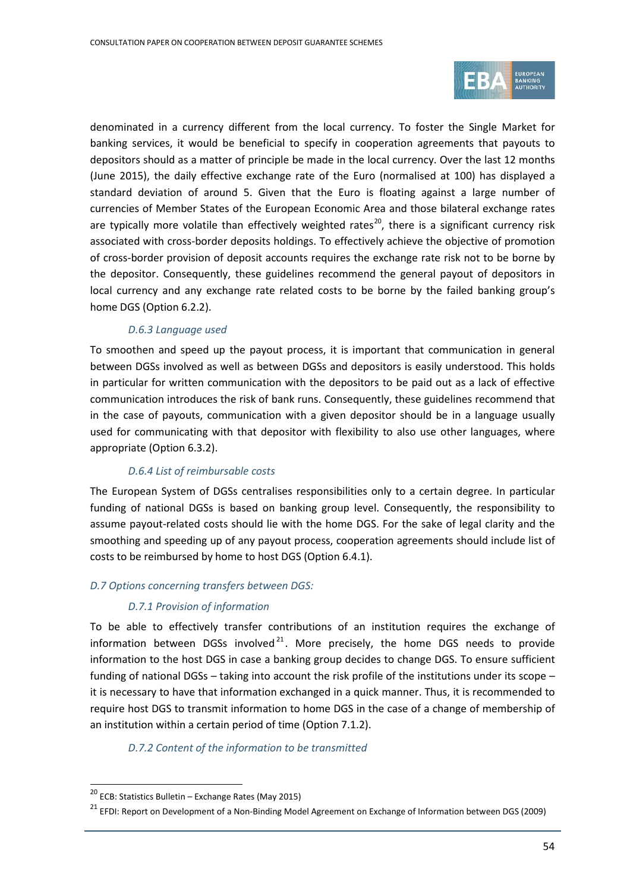denominated in a currency different from the local currency. To foster the Single Market for banking services, it would be beneficial to specify in cooperation agreements that payouts to depositors should as a matter of principle be made in the local currency. Over the last 12 months (June 2015), the daily effective exchange rate of the Euro (normalised at 100) has displayed a standard deviation of around 5. Given that the Euro is floating against a large number of currencies of Member States of the European Economic Area and those bilateral exchange rates are typically more volatile than effectively weighted rates[20], there is a significant currency risk associated with cross-border deposits holdings. To effectively achieve the objective of promotion of cross-border provision of deposit accounts requires the exchange rate risk not to be borne by the depositor. Consequently, these guidelines recommend the general payout of depositors in local currency and any exchange rate related costs to be borne by the failed banking group's home DGS (Option 6.2.2).

#### *D.6.3 Language used*

To smoothen and speed up the payout process, it is important that communication in general between DGSs involved as well as between DGSs and depositors is easily understood. This holds in particular for written communication with the depositors to be paid out as a lack of effective communication introduces the risk of bank runs. Consequently, these guidelines recommend that in the case of payouts, communication with a given depositor should be in a language usually used for communicating with that depositor with flexibility to also use other languages, where appropriate (Option 6.3.2).

#### *D.6.4 List of reimbursable costs*

The European System of DGSs centralises responsibilities only to a certain degree. In particular funding of national DGSs is based on banking group level. Consequently, the responsibility to assume payout-related costs should lie with the home DGS. For the sake of legal clarity and the smoothing and speeding up of any payout process, cooperation agreements should include list of costs to be reimbursed by home to host DGS (Option 6.4.1).

### *D.7 Options concerning transfers between DGS:*

#### *D.7.1 Provision of information*

To be able to effectively transfer contributions of an institution requires the exchange of information between DGSs involved[21]. More precisely, the home DGS needs to provide information to the host DGS in case a banking group decides to change DGS. To ensure sufficient funding of national DGSs – taking into account the risk profile of the institutions under its scope – it is necessary to have that information exchanged in a quick manner. Thus, it is recommended to require host DGS to transmit information to home DGS in the case of a change of membership of an institution within a certain period of time (Option 7.1.2).

#### *D.7.2 Content of the information to be transmitted*

---

[20] ECB: Statistics Bulletin – Exchange Rates (May 2015)

[21] EFDI: Report on Development of a Non-Binding Model Agreement on Exchange of Information between DGS (2009)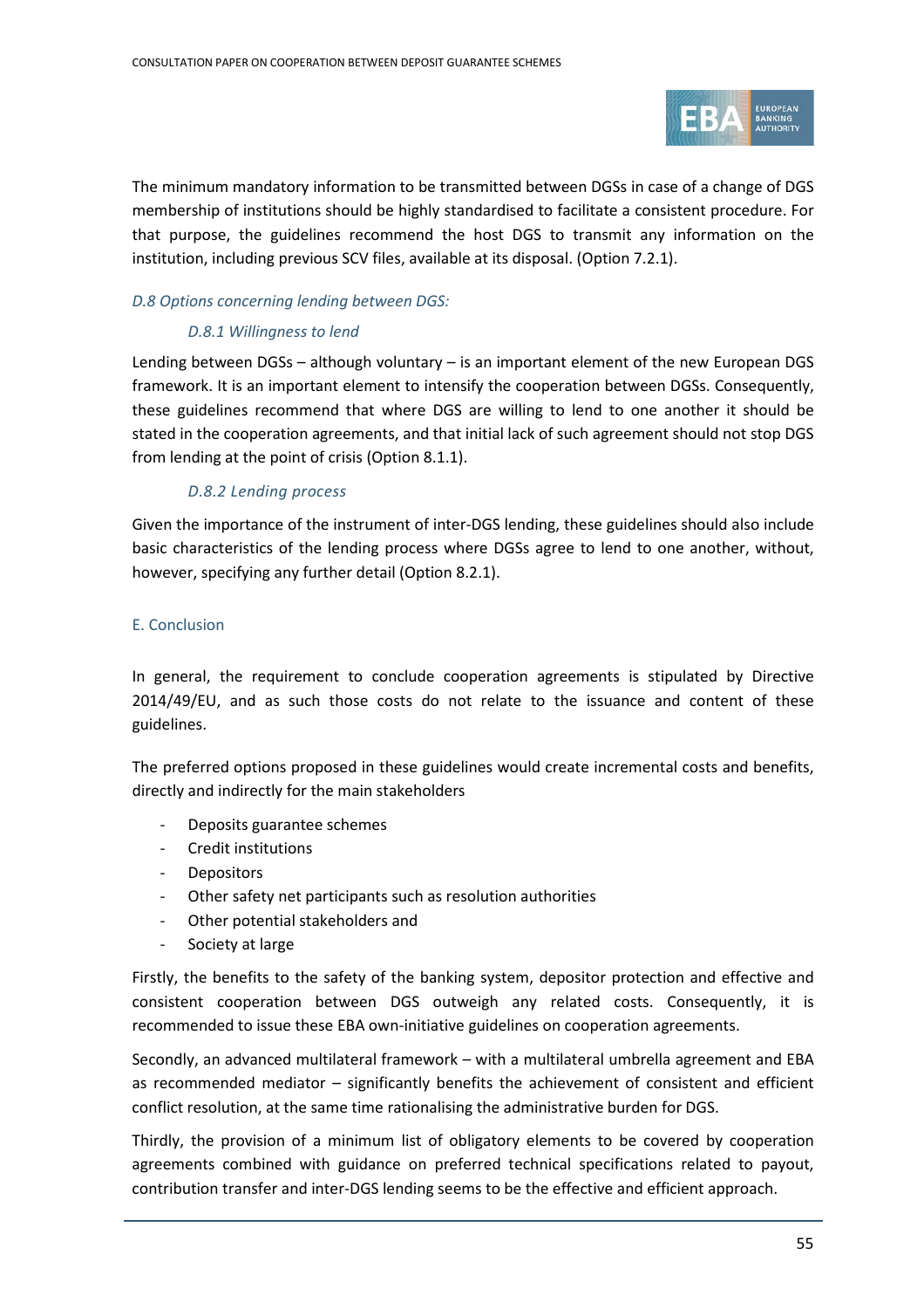The minimum mandatory information to be transmitted between DGSs in case of a change of DGS membership of institutions should be highly standardised to facilitate a consistent procedure. For that purpose, the guidelines recommend the host DGS to transmit any information on the institution, including previous SCV files, available at its disposal. (Option 7.2.1).

*D.8 Options concerning lending between DGS:*

*D.8.1 Willingness to lend*

Lending between DGSs – although voluntary – is an important element of the new European DGS framework. It is an important element to intensify the cooperation between DGSs. Consequently, these guidelines recommend that where DGS are willing to lend to one another it should be stated in the cooperation agreements, and that initial lack of such agreement should not stop DGS from lending at the point of crisis (Option 8.1.1).

*D.8.2 Lending process*

Given the importance of the instrument of inter-DGS lending, these guidelines should also include basic characteristics of the lending process where DGSs agree to lend to one another, without, however, specifying any further detail (Option 8.2.1).

E. Conclusion

In general, the requirement to conclude cooperation agreements is stipulated by Directive 2014/49/EU, and as such those costs do not relate to the issuance and content of these guidelines.

The preferred options proposed in these guidelines would create incremental costs and benefits, directly and indirectly for the main stakeholders

- Deposits guarantee schemes
- Credit institutions
- Depositors
- Other safety net participants such as resolution authorities
- Other potential stakeholders and
- Society at large

Firstly, the benefits to the safety of the banking system, depositor protection and effective and consistent cooperation between DGS outweigh any related costs. Consequently, it is recommended to issue these EBA own-initiative guidelines on cooperation agreements.

Secondly, an advanced multilateral framework – with a multilateral umbrella agreement and EBA as recommended mediator – significantly benefits the achievement of consistent and efficient conflict resolution, at the same time rationalising the administrative burden for DGS.

Thirdly, the provision of a minimum list of obligatory elements to be covered by cooperation agreements combined with guidance on preferred technical specifications related to payout, contribution transfer and inter-DGS lending seems to be the effective and efficient approach.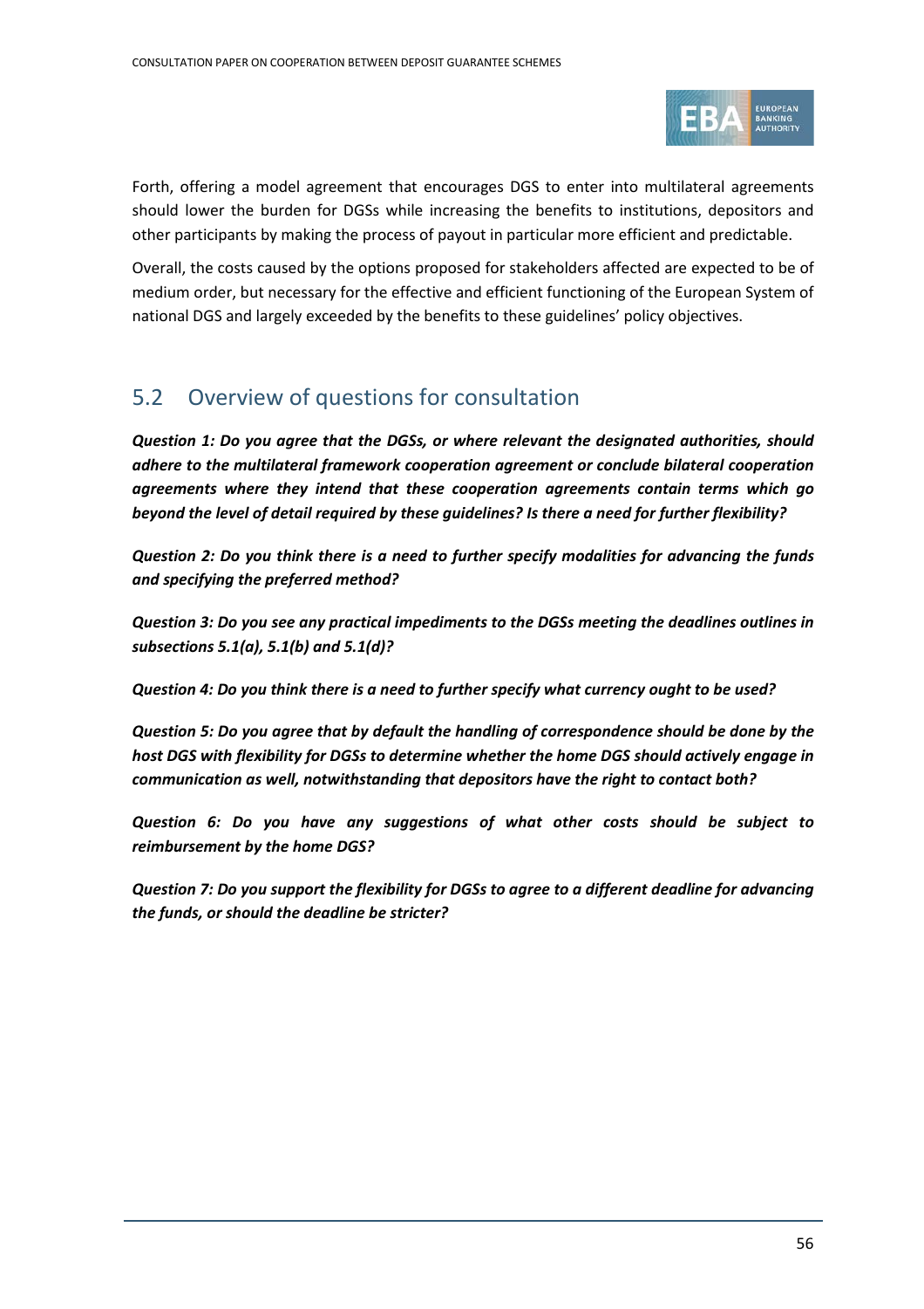Forth, offering a model agreement that encourages DGS to enter into multilateral agreements should lower the burden for DGSs while increasing the benefits to institutions, depositors and other participants by making the process of payout in particular more efficient and predictable.

Overall, the costs caused by the options proposed for stakeholders affected are expected to be of medium order, but necessary for the effective and efficient functioning of the European System of national DGS and largely exceeded by the benefits to these guidelines' policy objectives.

## 5.2 Overview of questions for consultation

***Question 1: Do you agree that the DGSs, or where relevant the designated authorities, should adhere to the multilateral framework cooperation agreement or conclude bilateral cooperation agreements where they intend that these cooperation agreements contain terms which go beyond the level of detail required by these guidelines? Is there a need for further flexibility?***

***Question 2: Do you think there is a need to further specify modalities for advancing the funds and specifying the preferred method?***

***Question 3: Do you see any practical impediments to the DGSs meeting the deadlines outlines in subsections 5.1(a), 5.1(b) and 5.1(d)?***

***Question 4: Do you think there is a need to further specify what currency ought to be used?***

***Question 5: Do you agree that by default the handling of correspondence should be done by the host DGS with flexibility for DGSs to determine whether the home DGS should actively engage in communication as well, notwithstanding that depositors have the right to contact both?***

***Question 6: Do you have any suggestions of what other costs should be subject to reimbursement by the home DGS?***

***Question 7: Do you support the flexibility for DGSs to agree to a different deadline for advancing the funds, or should the deadline be stricter?***